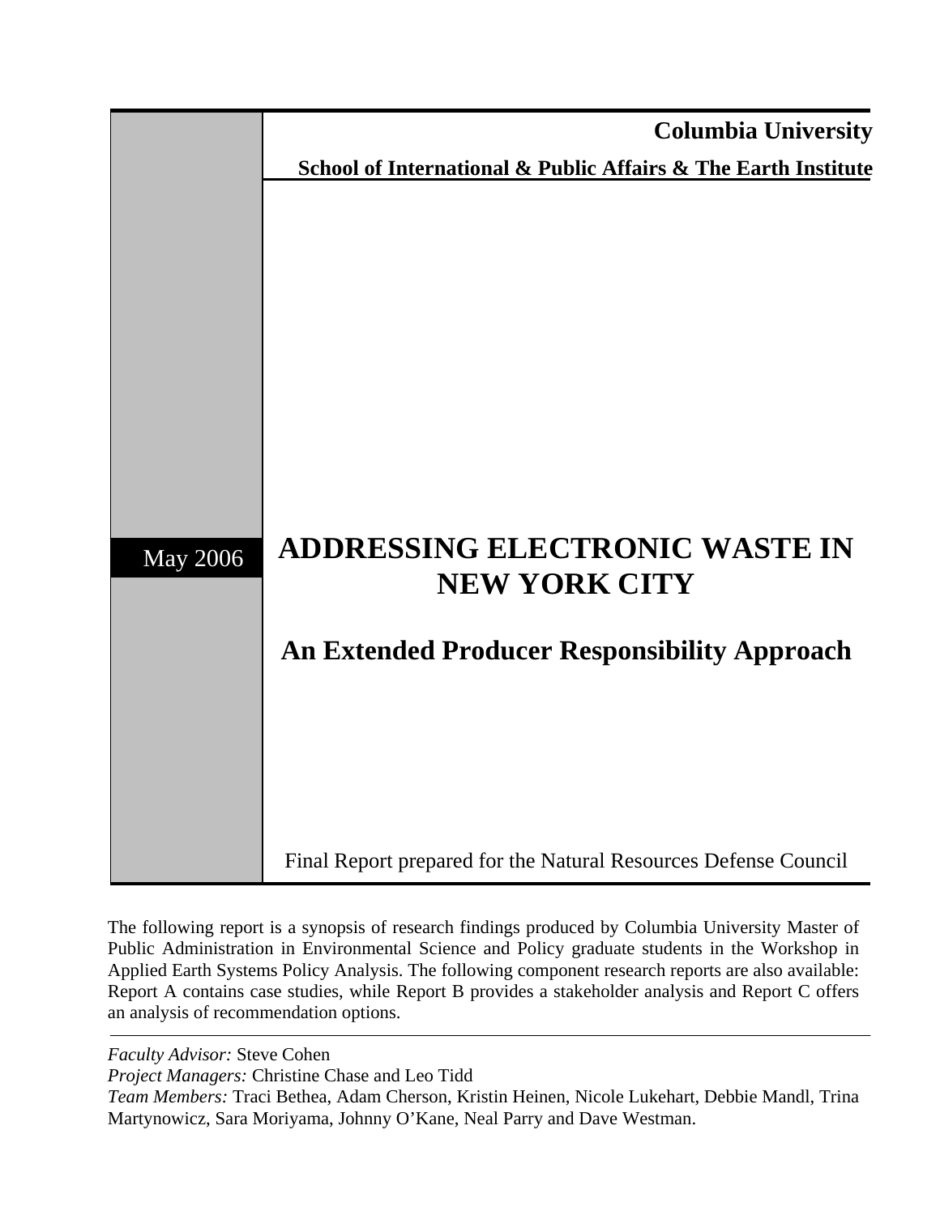**Columbia University**

**School of International & Public Affairs & The Earth Institute**

May 2006

# ADDRESSING ELECTRONIC WASTE IN NEW YORK CITY

## An Extended Producer Responsibility Approach

Final Report prepared for the Natural Resources Defense Council

The following report is a synopsis of research findings produced by Columbia University Master of Public Administration in Environmental Science and Policy graduate students in the Workshop in Applied Earth Systems Policy Analysis. The following component research reports are also available: Report A contains case studies, while Report B provides a stakeholder analysis and Report C offers an analysis of recommendation options.

---

*Faculty Advisor:* Steve Cohen

*Project Managers:* Christine Chase and Leo Tidd

*Team Members:* Traci Bethea, Adam Cherson, Kristin Heinen, Nicole Lukehart, Debbie Mandl, Trina Martynowicz, Sara Moriyama, Johnny O'Kane, Neal Parry and Dave Westman.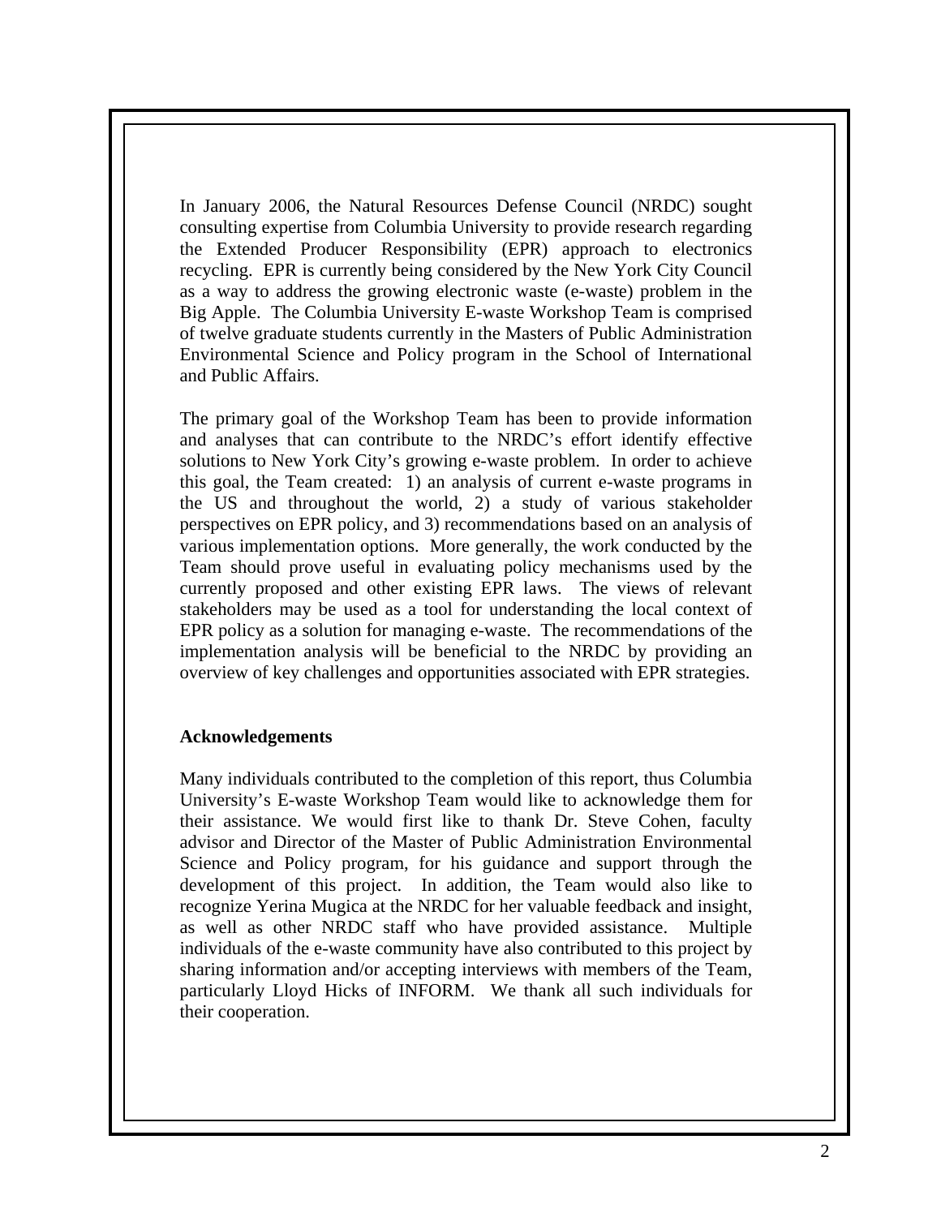In January 2006, the Natural Resources Defense Council (NRDC) sought consulting expertise from Columbia University to provide research regarding the Extended Producer Responsibility (EPR) approach to electronics recycling. EPR is currently being considered by the New York City Council as a way to address the growing electronic waste (e-waste) problem in the Big Apple. The Columbia University E-waste Workshop Team is comprised of twelve graduate students currently in the Masters of Public Administration Environmental Science and Policy program in the School of International and Public Affairs.

The primary goal of the Workshop Team has been to provide information and analyses that can contribute to the NRDC's effort identify effective solutions to New York City's growing e-waste problem. In order to achieve this goal, the Team created: 1) an analysis of current e-waste programs in the US and throughout the world, 2) a study of various stakeholder perspectives on EPR policy, and 3) recommendations based on an analysis of various implementation options. More generally, the work conducted by the Team should prove useful in evaluating policy mechanisms used by the currently proposed and other existing EPR laws. The views of relevant stakeholders may be used as a tool for understanding the local context of EPR policy as a solution for managing e-waste. The recommendations of the implementation analysis will be beneficial to the NRDC by providing an overview of key challenges and opportunities associated with EPR strategies.

**Acknowledgements**

Many individuals contributed to the completion of this report, thus Columbia University's E-waste Workshop Team would like to acknowledge them for their assistance. We would first like to thank Dr. Steve Cohen, faculty advisor and Director of the Master of Public Administration Environmental Science and Policy program, for his guidance and support through the development of this project. In addition, the Team would also like to recognize Yerina Mugica at the NRDC for her valuable feedback and insight, as well as other NRDC staff who have provided assistance. Multiple individuals of the e-waste community have also contributed to this project by sharing information and/or accepting interviews with members of the Team, particularly Lloyd Hicks of INFORM. We thank all such individuals for their cooperation.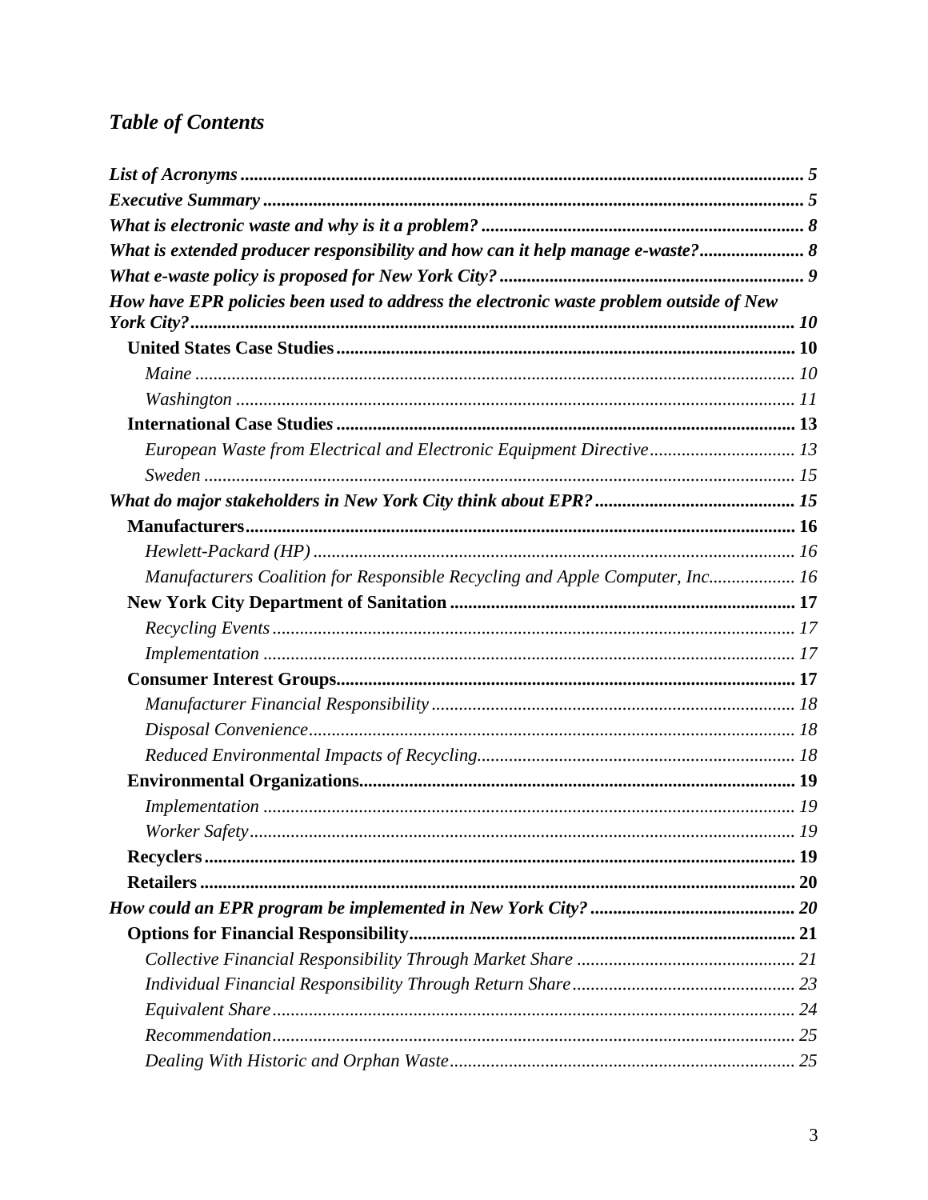## *Table of Contents*

***List of Acronyms*** ..... 5

***Executive Summary*** ..... 5

***What is electronic waste and why is it a problem?*** ..... 8

***What is extended producer responsibility and how can it help manage e-waste?*** ..... 8

***What e-waste policy is proposed for New York City?*** ..... 9

***How have EPR policies been used to address the electronic waste problem outside of New York City?*** ..... 10

- **United States Case Studies** ..... 10
  - *Maine* ..... 10
  - *Washington* ..... 11
- **International Case Studies** ..... 13
  - *European Waste from Electrical and Electronic Equipment Directive* ..... 13
  - *Sweden* ..... 15

***What do major stakeholders in New York City think about EPR?*** ..... 15

- **Manufacturers** ..... 16
  - *Hewlett-Packard (HP)* ..... 16
  - *Manufacturers Coalition for Responsible Recycling and Apple Computer, Inc.* ..... 16
- **New York City Department of Sanitation** ..... 17
  - *Recycling Events* ..... 17
  - *Implementation* ..... 17
- **Consumer Interest Groups** ..... 17
  - *Manufacturer Financial Responsibility* ..... 18
  - *Disposal Convenience* ..... 18
  - *Reduced Environmental Impacts of Recycling* ..... 18
- **Environmental Organizations** ..... 19
  - *Implementation* ..... 19
  - *Worker Safety* ..... 19
- **Recyclers** ..... 19
- **Retailers** ..... 20

***How could an EPR program be implemented in New York City?*** ..... 20

- **Options for Financial Responsibility** ..... 21
  - *Collective Financial Responsibility Through Market Share* ..... 21
  - *Individual Financial Responsibility Through Return Share* ..... 23
  - *Equivalent Share* ..... 24
  - *Recommendation* ..... 25
  - *Dealing With Historic and Orphan Waste* ..... 25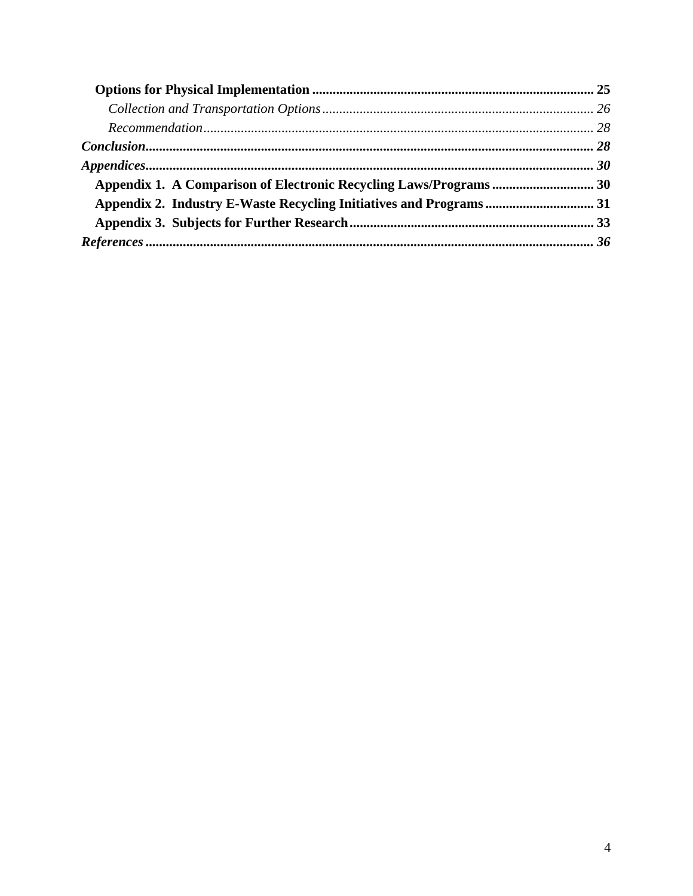**Options for Physical Implementation** .................................................................................. 25

*Collection and Transportation Options* ............................................................................... 26

*Recommendation* .................................................................................................................. 28

***Conclusion*** ................................................................................................................................... 28

***Appendices*** .................................................................................................................................. 30

**Appendix 1. A Comparison of Electronic Recycling Laws/Programs** .............................. 30

**Appendix 2. Industry E-Waste Recycling Initiatives and Programs** ................................ 31

**Appendix 3. Subjects for Further Research** ....................................................................... 33

***References*** ................................................................................................................................... 36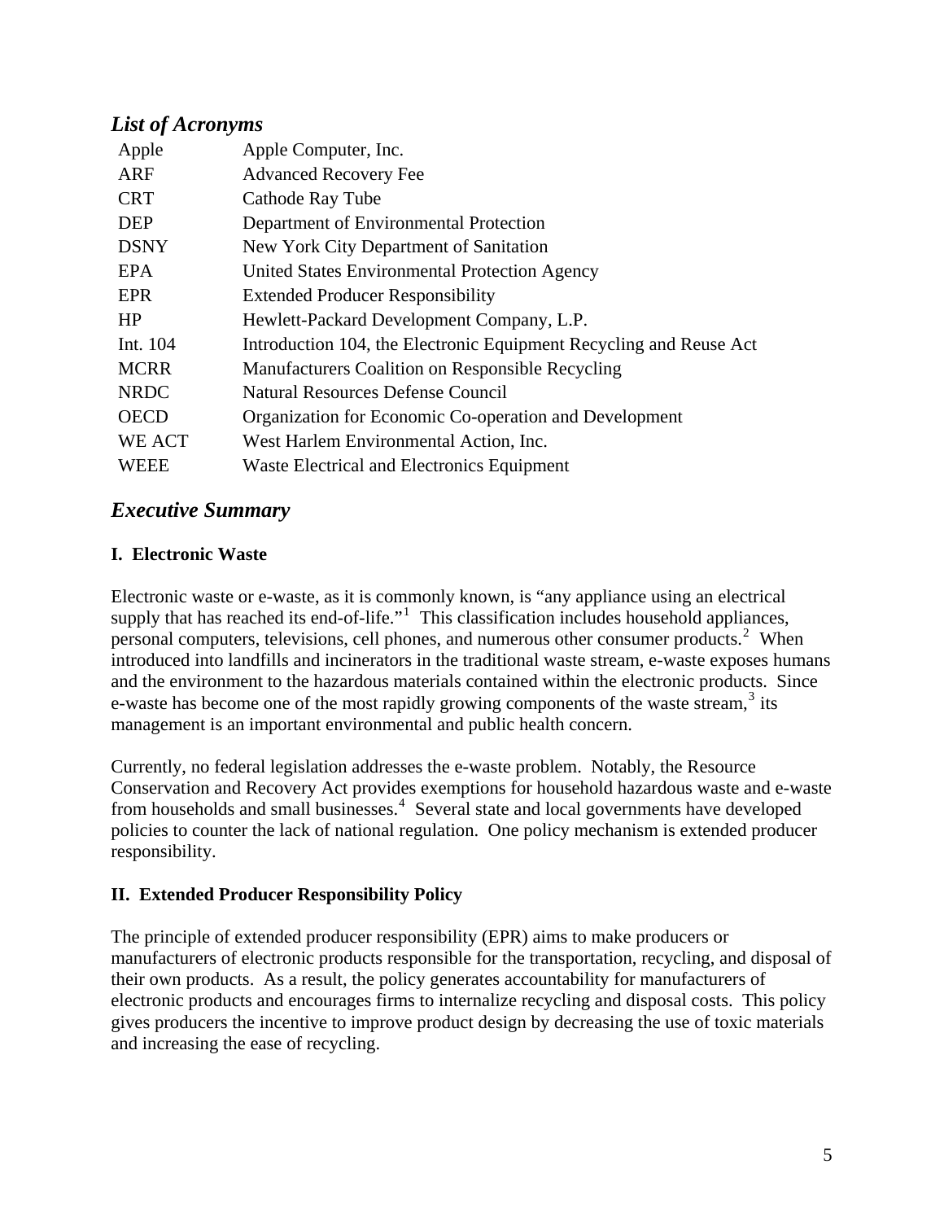## *List of Acronyms*

| | |
|---|---|
| Apple | Apple Computer, Inc. |
| ARF | Advanced Recovery Fee |
| CRT | Cathode Ray Tube |
| DEP | Department of Environmental Protection |
| DSNY | New York City Department of Sanitation |
| EPA | United States Environmental Protection Agency |
| EPR | Extended Producer Responsibility |
| HP | Hewlett-Packard Development Company, L.P. |
| Int. 104 | Introduction 104, the Electronic Equipment Recycling and Reuse Act |
| MCRR | Manufacturers Coalition on Responsible Recycling |
| NRDC | Natural Resources Defense Council |
| OECD | Organization for Economic Co-operation and Development |
| WE ACT | West Harlem Environmental Action, Inc. |
| WEEE | Waste Electrical and Electronics Equipment |

## *Executive Summary*

### I. Electronic Waste

Electronic waste or e-waste, as it is commonly known, is "any appliance using an electrical supply that has reached its end-of-life."[1] This classification includes household appliances, personal computers, televisions, cell phones, and numerous other consumer products.[2] When introduced into landfills and incinerators in the traditional waste stream, e-waste exposes humans and the environment to the hazardous materials contained within the electronic products. Since e-waste has become one of the most rapidly growing components of the waste stream,[3] its management is an important environmental and public health concern.

Currently, no federal legislation addresses the e-waste problem. Notably, the Resource Conservation and Recovery Act provides exemptions for household hazardous waste and e-waste from households and small businesses.[4] Several state and local governments have developed policies to counter the lack of national regulation. One policy mechanism is extended producer responsibility.

### II. Extended Producer Responsibility Policy

The principle of extended producer responsibility (EPR) aims to make producers or manufacturers of electronic products responsible for the transportation, recycling, and disposal of their own products. As a result, the policy generates accountability for manufacturers of electronic products and encourages firms to internalize recycling and disposal costs. This policy gives producers the incentive to improve product design by decreasing the use of toxic materials and increasing the ease of recycling.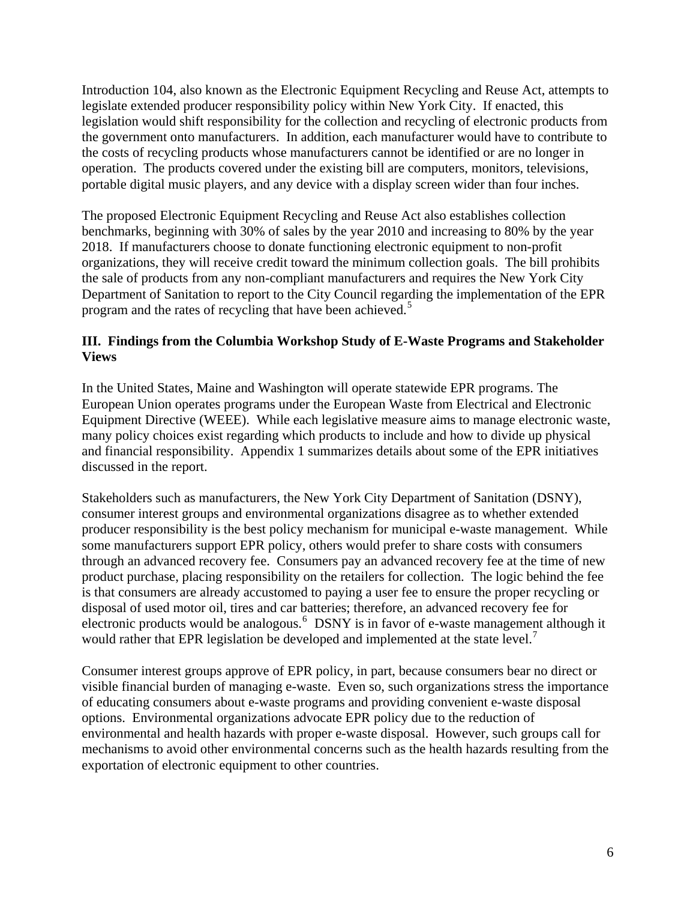Introduction 104, also known as the Electronic Equipment Recycling and Reuse Act, attempts to legislate extended producer responsibility policy within New York City. If enacted, this legislation would shift responsibility for the collection and recycling of electronic products from the government onto manufacturers. In addition, each manufacturer would have to contribute to the costs of recycling products whose manufacturers cannot be identified or are no longer in operation. The products covered under the existing bill are computers, monitors, televisions, portable digital music players, and any device with a display screen wider than four inches.

The proposed Electronic Equipment Recycling and Reuse Act also establishes collection benchmarks, beginning with 30% of sales by the year 2010 and increasing to 80% by the year 2018. If manufacturers choose to donate functioning electronic equipment to non-profit organizations, they will receive credit toward the minimum collection goals. The bill prohibits the sale of products from any non-compliant manufacturers and requires the New York City Department of Sanitation to report to the City Council regarding the implementation of the EPR program and the rates of recycling that have been achieved.[5]

## III. Findings from the Columbia Workshop Study of E-Waste Programs and Stakeholder Views

In the United States, Maine and Washington will operate statewide EPR programs. The European Union operates programs under the European Waste from Electrical and Electronic Equipment Directive (WEEE). While each legislative measure aims to manage electronic waste, many policy choices exist regarding which products to include and how to divide up physical and financial responsibility. Appendix 1 summarizes details about some of the EPR initiatives discussed in the report.

Stakeholders such as manufacturers, the New York City Department of Sanitation (DSNY), consumer interest groups and environmental organizations disagree as to whether extended producer responsibility is the best policy mechanism for municipal e-waste management. While some manufacturers support EPR policy, others would prefer to share costs with consumers through an advanced recovery fee. Consumers pay an advanced recovery fee at the time of new product purchase, placing responsibility on the retailers for collection. The logic behind the fee is that consumers are already accustomed to paying a user fee to ensure the proper recycling or disposal of used motor oil, tires and car batteries; therefore, an advanced recovery fee for electronic products would be analogous.[6] DSNY is in favor of e-waste management although it would rather that EPR legislation be developed and implemented at the state level.[7]

Consumer interest groups approve of EPR policy, in part, because consumers bear no direct or visible financial burden of managing e-waste. Even so, such organizations stress the importance of educating consumers about e-waste programs and providing convenient e-waste disposal options. Environmental organizations advocate EPR policy due to the reduction of environmental and health hazards with proper e-waste disposal. However, such groups call for mechanisms to avoid other environmental concerns such as the health hazards resulting from the exportation of electronic equipment to other countries.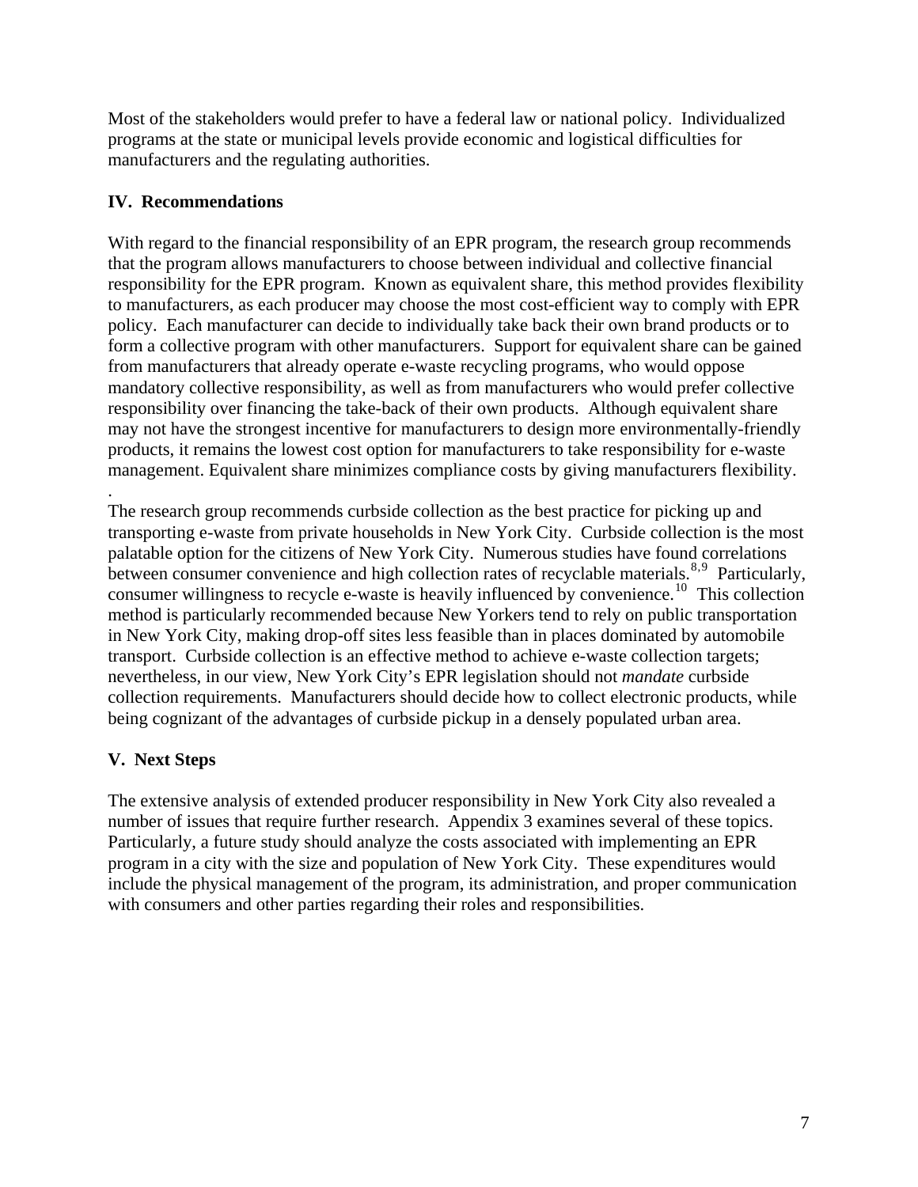Most of the stakeholders would prefer to have a federal law or national policy. Individualized programs at the state or municipal levels provide economic and logistical difficulties for manufacturers and the regulating authorities.

## IV. Recommendations

With regard to the financial responsibility of an EPR program, the research group recommends that the program allows manufacturers to choose between individual and collective financial responsibility for the EPR program. Known as equivalent share, this method provides flexibility to manufacturers, as each producer may choose the most cost-efficient way to comply with EPR policy. Each manufacturer can decide to individually take back their own brand products or to form a collective program with other manufacturers. Support for equivalent share can be gained from manufacturers that already operate e-waste recycling programs, who would oppose mandatory collective responsibility, as well as from manufacturers who would prefer collective responsibility over financing the take-back of their own products. Although equivalent share may not have the strongest incentive for manufacturers to design more environmentally-friendly products, it remains the lowest cost option for manufacturers to take responsibility for e-waste management. Equivalent share minimizes compliance costs by giving manufacturers flexibility.
.
The research group recommends curbside collection as the best practice for picking up and transporting e-waste from private households in New York City. Curbside collection is the most palatable option for the citizens of New York City. Numerous studies have found correlations between consumer convenience and high collection rates of recyclable materials.[8,9] Particularly, consumer willingness to recycle e-waste is heavily influenced by convenience.[10] This collection method is particularly recommended because New Yorkers tend to rely on public transportation in New York City, making drop-off sites less feasible than in places dominated by automobile transport. Curbside collection is an effective method to achieve e-waste collection targets; nevertheless, in our view, New York City's EPR legislation should not *mandate* curbside collection requirements. Manufacturers should decide how to collect electronic products, while being cognizant of the advantages of curbside pickup in a densely populated urban area.

## V. Next Steps

The extensive analysis of extended producer responsibility in New York City also revealed a number of issues that require further research. Appendix 3 examines several of these topics. Particularly, a future study should analyze the costs associated with implementing an EPR program in a city with the size and population of New York City. These expenditures would include the physical management of the program, its administration, and proper communication with consumers and other parties regarding their roles and responsibilities.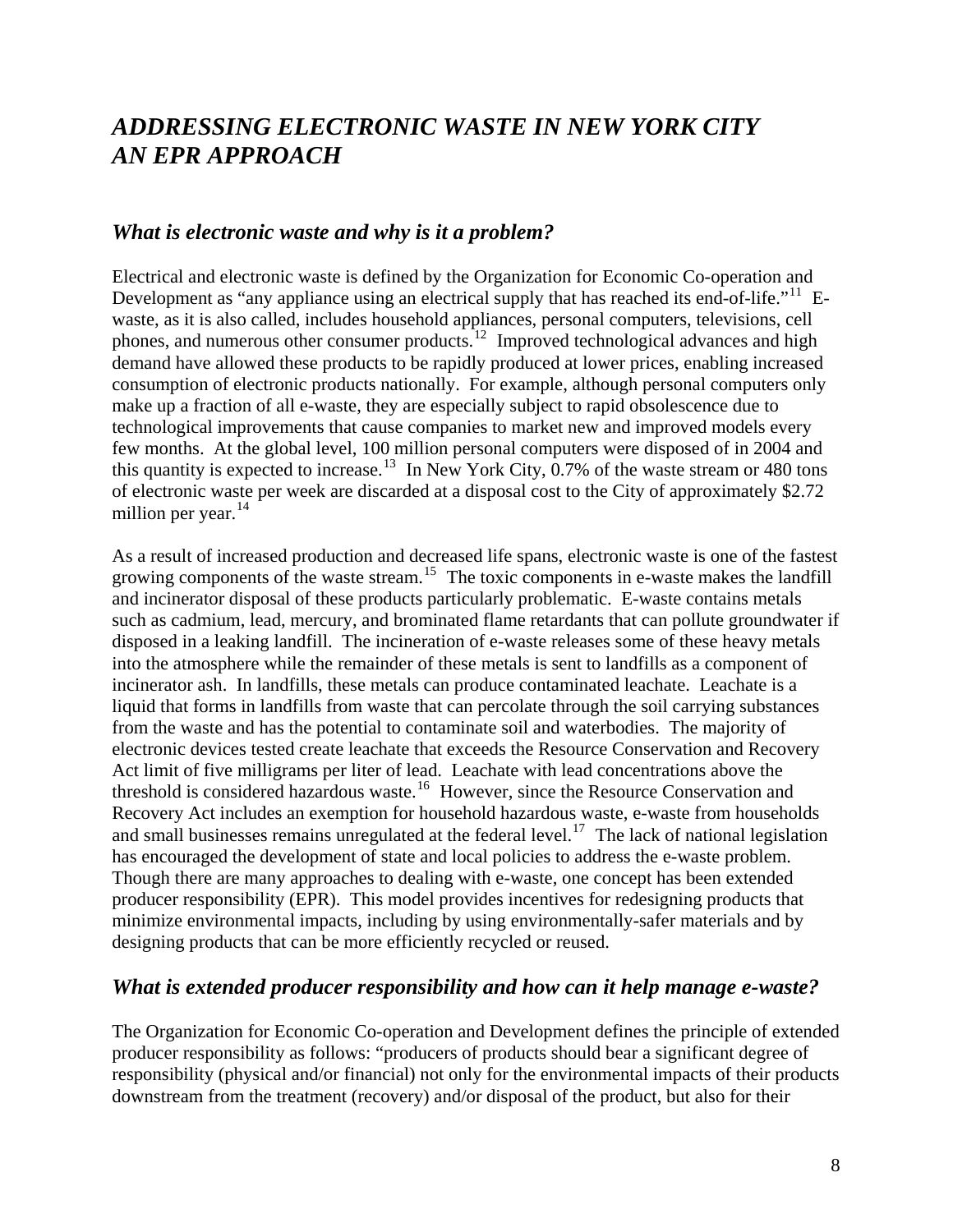# *ADDRESSING ELECTRONIC WASTE IN NEW YORK CITY AN EPR APPROACH*

## *What is electronic waste and why is it a problem?*

Electrical and electronic waste is defined by the Organization for Economic Co-operation and Development as "any appliance using an electrical supply that has reached its end-of-life."[11] E-waste, as it is also called, includes household appliances, personal computers, televisions, cell phones, and numerous other consumer products.[12] Improved technological advances and high demand have allowed these products to be rapidly produced at lower prices, enabling increased consumption of electronic products nationally. For example, although personal computers only make up a fraction of all e-waste, they are especially subject to rapid obsolescence due to technological improvements that cause companies to market new and improved models every few months. At the global level, 100 million personal computers were disposed of in 2004 and this quantity is expected to increase.[13] In New York City, 0.7% of the waste stream or 480 tons of electronic waste per week are discarded at a disposal cost to the City of approximately $2.72 million per year.[14]

As a result of increased production and decreased life spans, electronic waste is one of the fastest growing components of the waste stream.[15] The toxic components in e-waste makes the landfill and incinerator disposal of these products particularly problematic. E-waste contains metals such as cadmium, lead, mercury, and brominated flame retardants that can pollute groundwater if disposed in a leaking landfill. The incineration of e-waste releases some of these heavy metals into the atmosphere while the remainder of these metals is sent to landfills as a component of incinerator ash. In landfills, these metals can produce contaminated leachate. Leachate is a liquid that forms in landfills from waste that can percolate through the soil carrying substances from the waste and has the potential to contaminate soil and waterbodies. The majority of electronic devices tested create leachate that exceeds the Resource Conservation and Recovery Act limit of five milligrams per liter of lead. Leachate with lead concentrations above the threshold is considered hazardous waste.[16] However, since the Resource Conservation and Recovery Act includes an exemption for household hazardous waste, e-waste from households and small businesses remains unregulated at the federal level.[17] The lack of national legislation has encouraged the development of state and local policies to address the e-waste problem. Though there are many approaches to dealing with e-waste, one concept has been extended producer responsibility (EPR). This model provides incentives for redesigning products that minimize environmental impacts, including by using environmentally-safer materials and by designing products that can be more efficiently recycled or reused.

## *What is extended producer responsibility and how can it help manage e-waste?*

The Organization for Economic Co-operation and Development defines the principle of extended producer responsibility as follows: "producers of products should bear a significant degree of responsibility (physical and/or financial) not only for the environmental impacts of their products downstream from the treatment (recovery) and/or disposal of the product, but also for their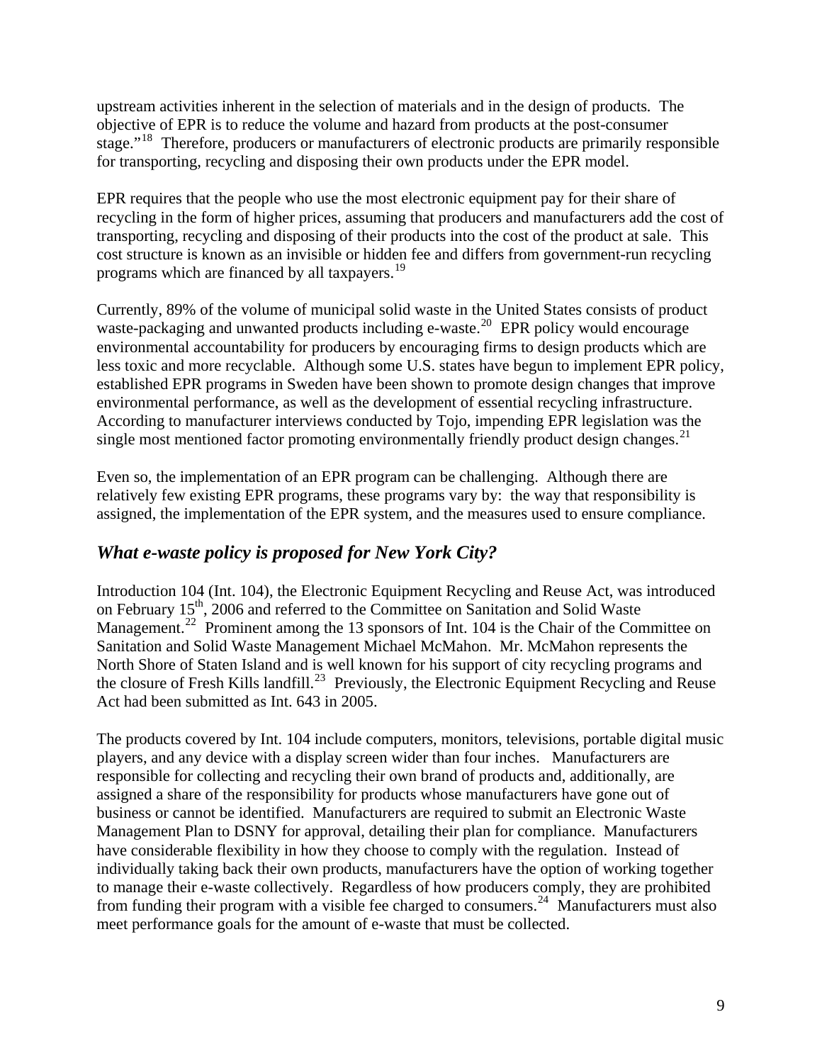upstream activities inherent in the selection of materials and in the design of products. The objective of EPR is to reduce the volume and hazard from products at the post-consumer stage."[18] Therefore, producers or manufacturers of electronic products are primarily responsible for transporting, recycling and disposing their own products under the EPR model.

EPR requires that the people who use the most electronic equipment pay for their share of recycling in the form of higher prices, assuming that producers and manufacturers add the cost of transporting, recycling and disposing of their products into the cost of the product at sale. This cost structure is known as an invisible or hidden fee and differs from government-run recycling programs which are financed by all taxpayers.[19]

Currently, 89% of the volume of municipal solid waste in the United States consists of product waste-packaging and unwanted products including e-waste.[20] EPR policy would encourage environmental accountability for producers by encouraging firms to design products which are less toxic and more recyclable. Although some U.S. states have begun to implement EPR policy, established EPR programs in Sweden have been shown to promote design changes that improve environmental performance, as well as the development of essential recycling infrastructure. According to manufacturer interviews conducted by Tojo, impending EPR legislation was the single most mentioned factor promoting environmentally friendly product design changes.[21]

Even so, the implementation of an EPR program can be challenging. Although there are relatively few existing EPR programs, these programs vary by: the way that responsibility is assigned, the implementation of the EPR system, and the measures used to ensure compliance.

## *What e-waste policy is proposed for New York City?*

Introduction 104 (Int. 104), the Electronic Equipment Recycling and Reuse Act, was introduced on February 15th, 2006 and referred to the Committee on Sanitation and Solid Waste Management.[22] Prominent among the 13 sponsors of Int. 104 is the Chair of the Committee on Sanitation and Solid Waste Management Michael McMahon. Mr. McMahon represents the North Shore of Staten Island and is well known for his support of city recycling programs and the closure of Fresh Kills landfill.[23] Previously, the Electronic Equipment Recycling and Reuse Act had been submitted as Int. 643 in 2005.

The products covered by Int. 104 include computers, monitors, televisions, portable digital music players, and any device with a display screen wider than four inches. Manufacturers are responsible for collecting and recycling their own brand of products and, additionally, are assigned a share of the responsibility for products whose manufacturers have gone out of business or cannot be identified. Manufacturers are required to submit an Electronic Waste Management Plan to DSNY for approval, detailing their plan for compliance. Manufacturers have considerable flexibility in how they choose to comply with the regulation. Instead of individually taking back their own products, manufacturers have the option of working together to manage their e-waste collectively. Regardless of how producers comply, they are prohibited from funding their program with a visible fee charged to consumers.[24] Manufacturers must also meet performance goals for the amount of e-waste that must be collected.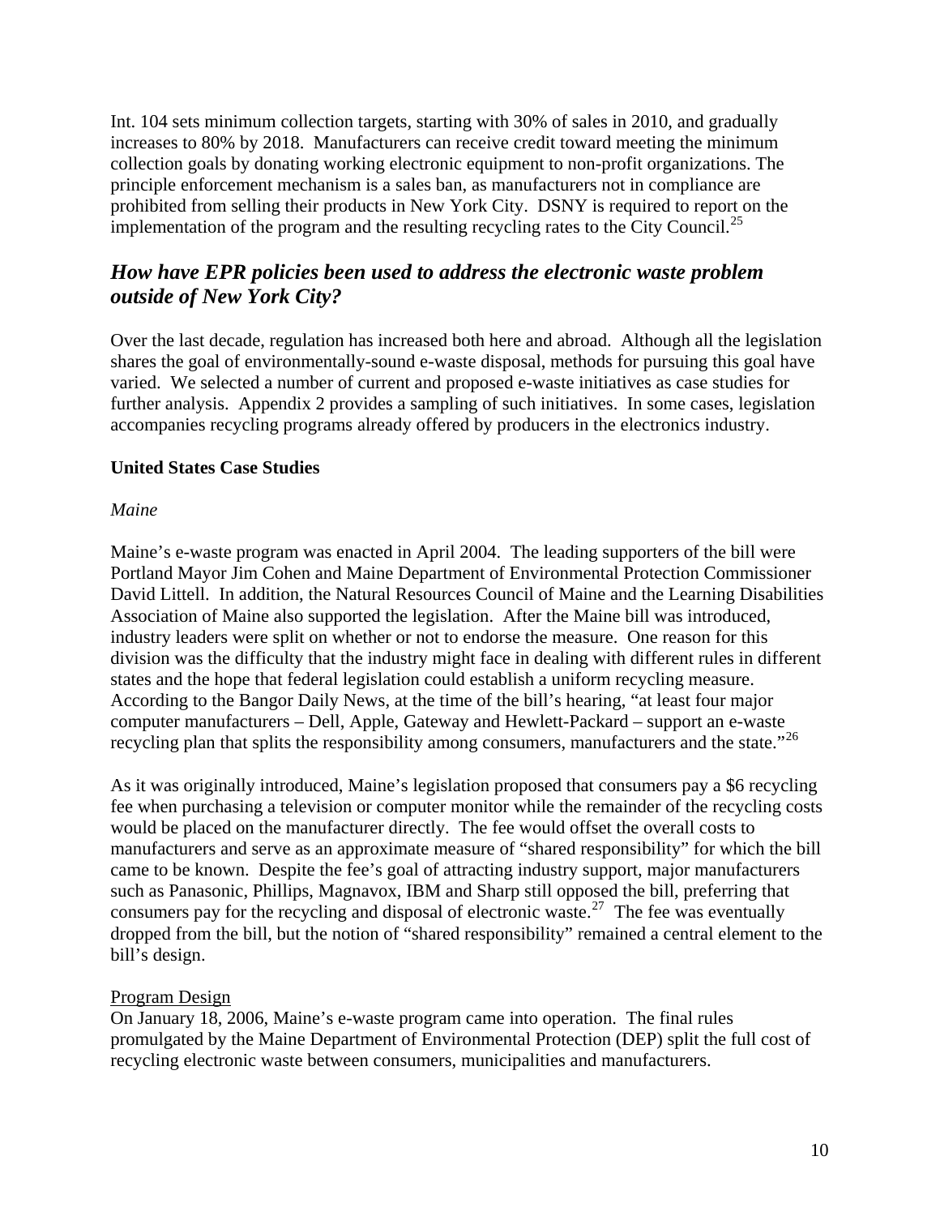Int. 104 sets minimum collection targets, starting with 30% of sales in 2010, and gradually increases to 80% by 2018. Manufacturers can receive credit toward meeting the minimum collection goals by donating working electronic equipment to non-profit organizations. The principle enforcement mechanism is a sales ban, as manufacturers not in compliance are prohibited from selling their products in New York City. DSNY is required to report on the implementation of the program and the resulting recycling rates to the City Council.[25]

## *How have EPR policies been used to address the electronic waste problem outside of New York City?*

Over the last decade, regulation has increased both here and abroad. Although all the legislation shares the goal of environmentally-sound e-waste disposal, methods for pursuing this goal have varied. We selected a number of current and proposed e-waste initiatives as case studies for further analysis. Appendix 2 provides a sampling of such initiatives. In some cases, legislation accompanies recycling programs already offered by producers in the electronics industry.

### United States Case Studies

*Maine*

Maine's e-waste program was enacted in April 2004. The leading supporters of the bill were Portland Mayor Jim Cohen and Maine Department of Environmental Protection Commissioner David Littell. In addition, the Natural Resources Council of Maine and the Learning Disabilities Association of Maine also supported the legislation. After the Maine bill was introduced, industry leaders were split on whether or not to endorse the measure. One reason for this division was the difficulty that the industry might face in dealing with different rules in different states and the hope that federal legislation could establish a uniform recycling measure. According to the Bangor Daily News, at the time of the bill's hearing, "at least four major computer manufacturers – Dell, Apple, Gateway and Hewlett-Packard – support an e-waste recycling plan that splits the responsibility among consumers, manufacturers and the state."[26]

As it was originally introduced, Maine's legislation proposed that consumers pay a $6 recycling fee when purchasing a television or computer monitor while the remainder of the recycling costs would be placed on the manufacturer directly. The fee would offset the overall costs to manufacturers and serve as an approximate measure of "shared responsibility" for which the bill came to be known. Despite the fee's goal of attracting industry support, major manufacturers such as Panasonic, Phillips, Magnavox, IBM and Sharp still opposed the bill, preferring that consumers pay for the recycling and disposal of electronic waste.[27] The fee was eventually dropped from the bill, but the notion of "shared responsibility" remained a central element to the bill's design.

<u>Program Design</u>

On January 18, 2006, Maine's e-waste program came into operation. The final rules promulgated by the Maine Department of Environmental Protection (DEP) split the full cost of recycling electronic waste between consumers, municipalities and manufacturers.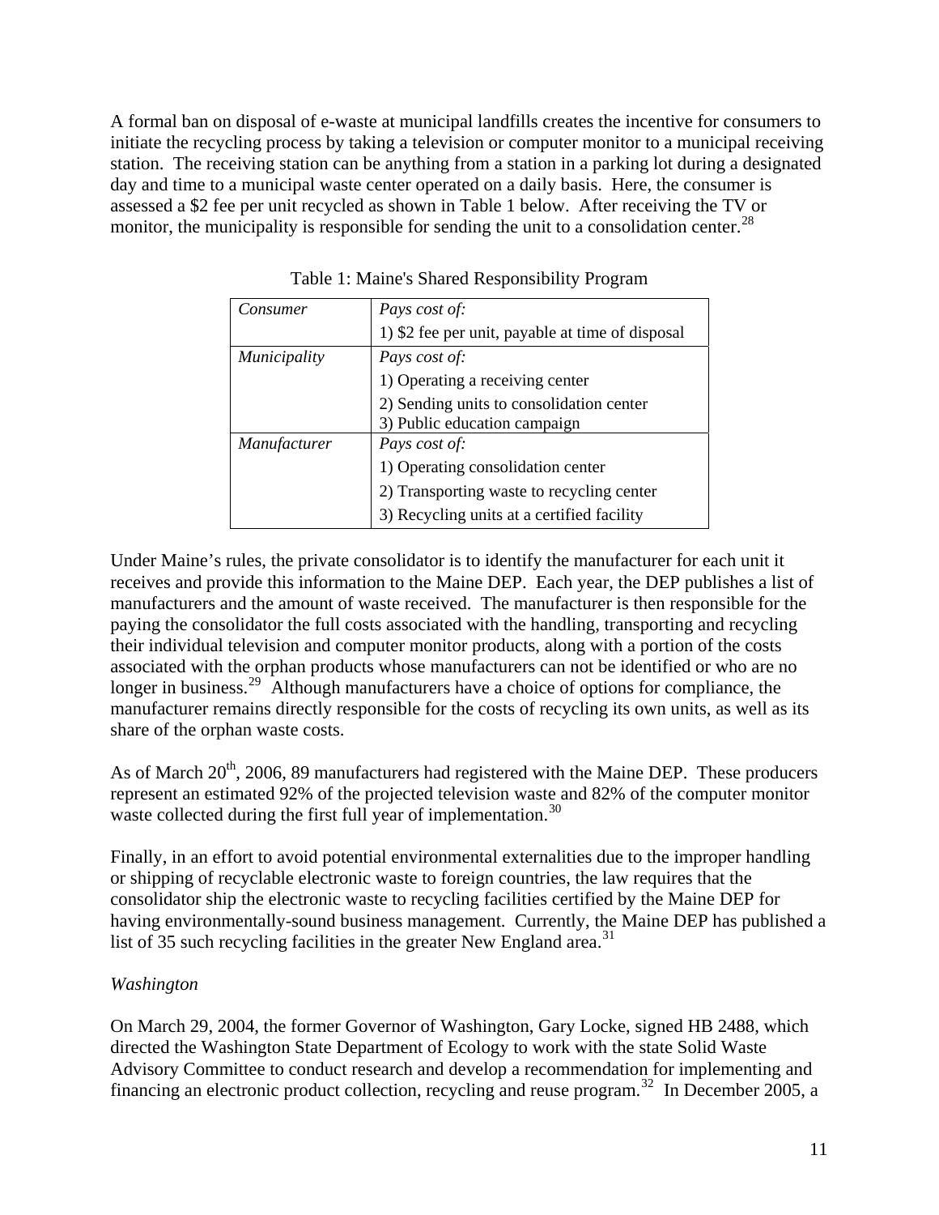A formal ban on disposal of e-waste at municipal landfills creates the incentive for consumers to initiate the recycling process by taking a television or computer monitor to a municipal receiving station. The receiving station can be anything from a station in a parking lot during a designated day and time to a municipal waste center operated on a daily basis. Here, the consumer is assessed a $2 fee per unit recycled as shown in Table 1 below. After receiving the TV or monitor, the municipality is responsible for sending the unit to a consolidation center.[28]

Table 1: Maine's Shared Responsibility Program

| | |
|---|---|
| *Consumer* | *Pays cost of:*<br>1) $2 fee per unit, payable at time of disposal |
| *Municipality* | *Pays cost of:*<br>1) Operating a receiving center<br>2) Sending units to consolidation center<br>3) Public education campaign |
| *Manufacturer* | *Pays cost of:*<br>1) Operating consolidation center<br>2) Transporting waste to recycling center<br>3) Recycling units at a certified facility |

Under Maine's rules, the private consolidator is to identify the manufacturer for each unit it receives and provide this information to the Maine DEP. Each year, the DEP publishes a list of manufacturers and the amount of waste received. The manufacturer is then responsible for the paying the consolidator the full costs associated with the handling, transporting and recycling their individual television and computer monitor products, along with a portion of the costs associated with the orphan products whose manufacturers can not be identified or who are no longer in business.[29] Although manufacturers have a choice of options for compliance, the manufacturer remains directly responsible for the costs of recycling its own units, as well as its share of the orphan waste costs.

As of March 20th, 2006, 89 manufacturers had registered with the Maine DEP. These producers represent an estimated 92% of the projected television waste and 82% of the computer monitor waste collected during the first full year of implementation.[30]

Finally, in an effort to avoid potential environmental externalities due to the improper handling or shipping of recyclable electronic waste to foreign countries, the law requires that the consolidator ship the electronic waste to recycling facilities certified by the Maine DEP for having environmentally-sound business management. Currently, the Maine DEP has published a list of 35 such recycling facilities in the greater New England area.[31]

*Washington*

On March 29, 2004, the former Governor of Washington, Gary Locke, signed HB 2488, which directed the Washington State Department of Ecology to work with the state Solid Waste Advisory Committee to conduct research and develop a recommendation for implementing and financing an electronic product collection, recycling and reuse program.[32] In December 2005, a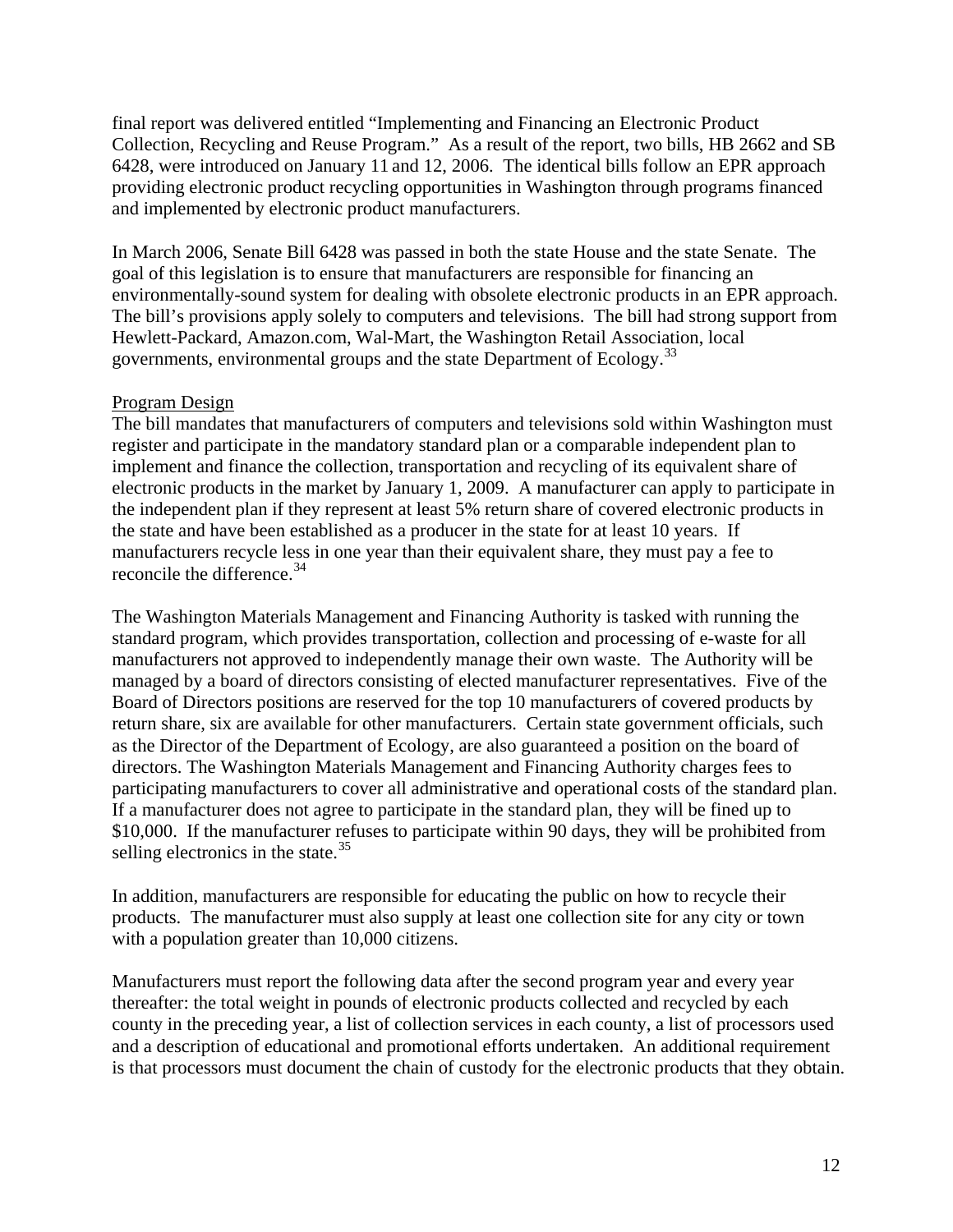final report was delivered entitled "Implementing and Financing an Electronic Product Collection, Recycling and Reuse Program." As a result of the report, two bills, HB 2662 and SB 6428, were introduced on January 11 and 12, 2006. The identical bills follow an EPR approach providing electronic product recycling opportunities in Washington through programs financed and implemented by electronic product manufacturers.

In March 2006, Senate Bill 6428 was passed in both the state House and the state Senate. The goal of this legislation is to ensure that manufacturers are responsible for financing an environmentally-sound system for dealing with obsolete electronic products in an EPR approach. The bill's provisions apply solely to computers and televisions. The bill had strong support from Hewlett-Packard, Amazon.com, Wal-Mart, the Washington Retail Association, local governments, environmental groups and the state Department of Ecology.[33]

Program Design

The bill mandates that manufacturers of computers and televisions sold within Washington must register and participate in the mandatory standard plan or a comparable independent plan to implement and finance the collection, transportation and recycling of its equivalent share of electronic products in the market by January 1, 2009. A manufacturer can apply to participate in the independent plan if they represent at least 5% return share of covered electronic products in the state and have been established as a producer in the state for at least 10 years. If manufacturers recycle less in one year than their equivalent share, they must pay a fee to reconcile the difference.[34]

The Washington Materials Management and Financing Authority is tasked with running the standard program, which provides transportation, collection and processing of e-waste for all manufacturers not approved to independently manage their own waste. The Authority will be managed by a board of directors consisting of elected manufacturer representatives. Five of the Board of Directors positions are reserved for the top 10 manufacturers of covered products by return share, six are available for other manufacturers. Certain state government officials, such as the Director of the Department of Ecology, are also guaranteed a position on the board of directors. The Washington Materials Management and Financing Authority charges fees to participating manufacturers to cover all administrative and operational costs of the standard plan. If a manufacturer does not agree to participate in the standard plan, they will be fined up to $10,000. If the manufacturer refuses to participate within 90 days, they will be prohibited from selling electronics in the state.[35]

In addition, manufacturers are responsible for educating the public on how to recycle their products. The manufacturer must also supply at least one collection site for any city or town with a population greater than 10,000 citizens.

Manufacturers must report the following data after the second program year and every year thereafter: the total weight in pounds of electronic products collected and recycled by each county in the preceding year, a list of collection services in each county, a list of processors used and a description of educational and promotional efforts undertaken. An additional requirement is that processors must document the chain of custody for the electronic products that they obtain.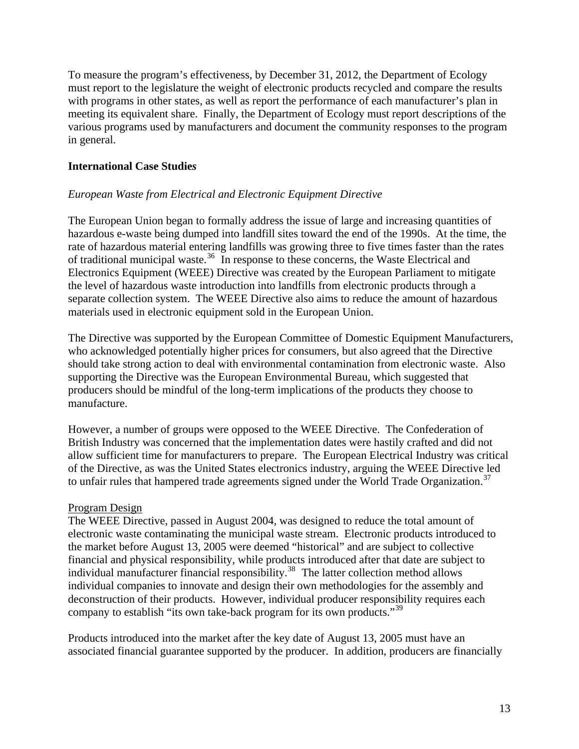To measure the program's effectiveness, by December 31, 2012, the Department of Ecology must report to the legislature the weight of electronic products recycled and compare the results with programs in other states, as well as report the performance of each manufacturer's plan in meeting its equivalent share. Finally, the Department of Ecology must report descriptions of the various programs used by manufacturers and document the community responses to the program in general.

**International Case Studies**

*European Waste from Electrical and Electronic Equipment Directive*

The European Union began to formally address the issue of large and increasing quantities of hazardous e-waste being dumped into landfill sites toward the end of the 1990s. At the time, the rate of hazardous material entering landfills was growing three to five times faster than the rates of traditional municipal waste.[36] In response to these concerns, the Waste Electrical and Electronics Equipment (WEEE) Directive was created by the European Parliament to mitigate the level of hazardous waste introduction into landfills from electronic products through a separate collection system. The WEEE Directive also aims to reduce the amount of hazardous materials used in electronic equipment sold in the European Union.

The Directive was supported by the European Committee of Domestic Equipment Manufacturers, who acknowledged potentially higher prices for consumers, but also agreed that the Directive should take strong action to deal with environmental contamination from electronic waste. Also supporting the Directive was the European Environmental Bureau, which suggested that producers should be mindful of the long-term implications of the products they choose to manufacture.

However, a number of groups were opposed to the WEEE Directive. The Confederation of British Industry was concerned that the implementation dates were hastily crafted and did not allow sufficient time for manufacturers to prepare. The European Electrical Industry was critical of the Directive, as was the United States electronics industry, arguing the WEEE Directive led to unfair rules that hampered trade agreements signed under the World Trade Organization.[37]

Program Design

The WEEE Directive, passed in August 2004, was designed to reduce the total amount of electronic waste contaminating the municipal waste stream. Electronic products introduced to the market before August 13, 2005 were deemed "historical" and are subject to collective financial and physical responsibility, while products introduced after that date are subject to individual manufacturer financial responsibility.[38] The latter collection method allows individual companies to innovate and design their own methodologies for the assembly and deconstruction of their products. However, individual producer responsibility requires each company to establish "its own take-back program for its own products."[39]

Products introduced into the market after the key date of August 13, 2005 must have an associated financial guarantee supported by the producer. In addition, producers are financially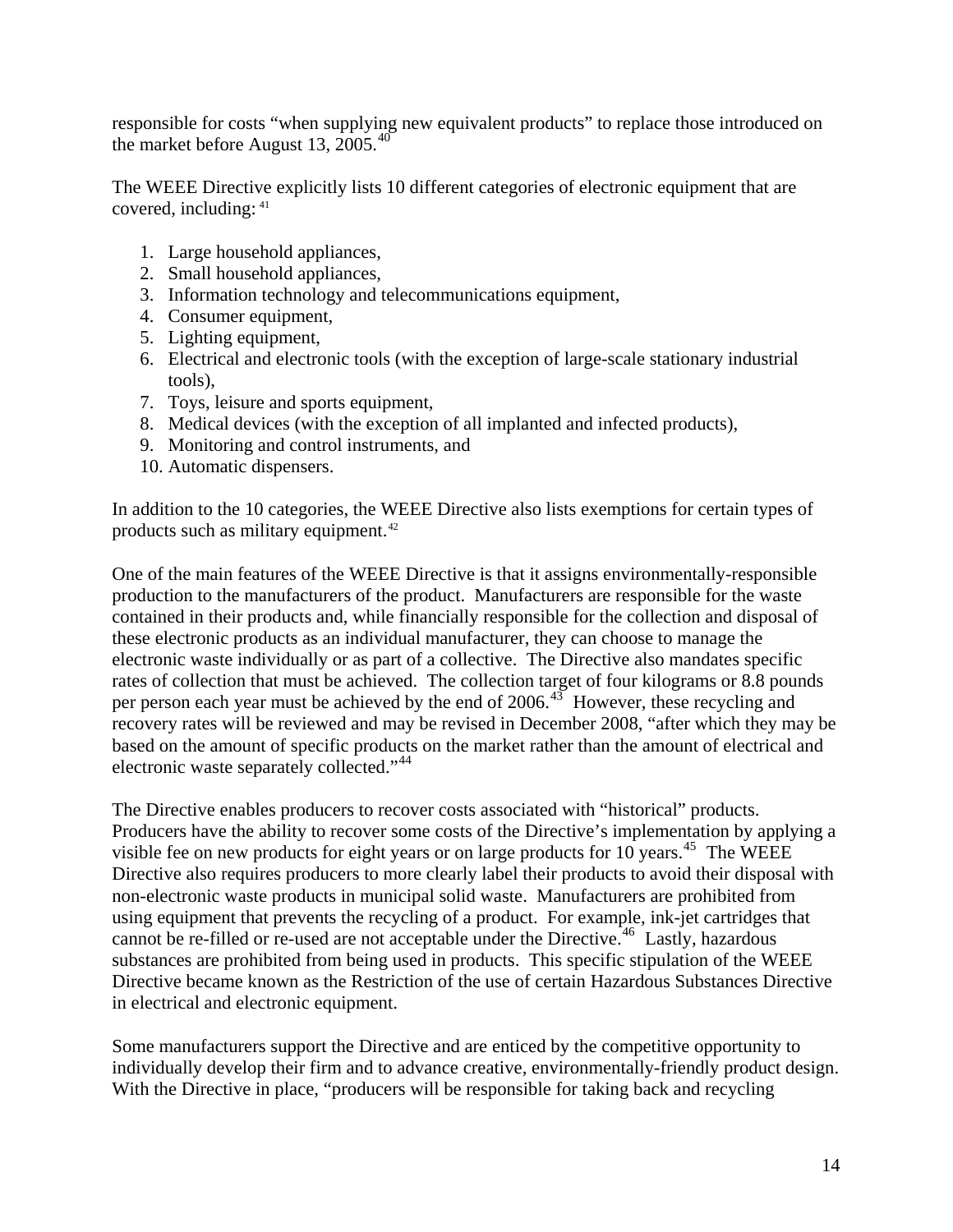responsible for costs "when supplying new equivalent products" to replace those introduced on the market before August 13, 2005.[40]

The WEEE Directive explicitly lists 10 different categories of electronic equipment that are covered, including: [41]

1. Large household appliances,
2. Small household appliances,
3. Information technology and telecommunications equipment,
4. Consumer equipment,
5. Lighting equipment,
6. Electrical and electronic tools (with the exception of large-scale stationary industrial tools),
7. Toys, leisure and sports equipment,
8. Medical devices (with the exception of all implanted and infected products),
9. Monitoring and control instruments, and
10. Automatic dispensers.

In addition to the 10 categories, the WEEE Directive also lists exemptions for certain types of products such as military equipment.[42]

One of the main features of the WEEE Directive is that it assigns environmentally-responsible production to the manufacturers of the product. Manufacturers are responsible for the waste contained in their products and, while financially responsible for the collection and disposal of these electronic products as an individual manufacturer, they can choose to manage the electronic waste individually or as part of a collective. The Directive also mandates specific rates of collection that must be achieved. The collection target of four kilograms or 8.8 pounds per person each year must be achieved by the end of 2006.[43] However, these recycling and recovery rates will be reviewed and may be revised in December 2008, "after which they may be based on the amount of specific products on the market rather than the amount of electrical and electronic waste separately collected."[44]

The Directive enables producers to recover costs associated with "historical" products. Producers have the ability to recover some costs of the Directive's implementation by applying a visible fee on new products for eight years or on large products for 10 years.[45] The WEEE Directive also requires producers to more clearly label their products to avoid their disposal with non-electronic waste products in municipal solid waste. Manufacturers are prohibited from using equipment that prevents the recycling of a product. For example, ink-jet cartridges that cannot be re-filled or re-used are not acceptable under the Directive.[46] Lastly, hazardous substances are prohibited from being used in products. This specific stipulation of the WEEE Directive became known as the Restriction of the use of certain Hazardous Substances Directive in electrical and electronic equipment.

Some manufacturers support the Directive and are enticed by the competitive opportunity to individually develop their firm and to advance creative, environmentally-friendly product design. With the Directive in place, "producers will be responsible for taking back and recycling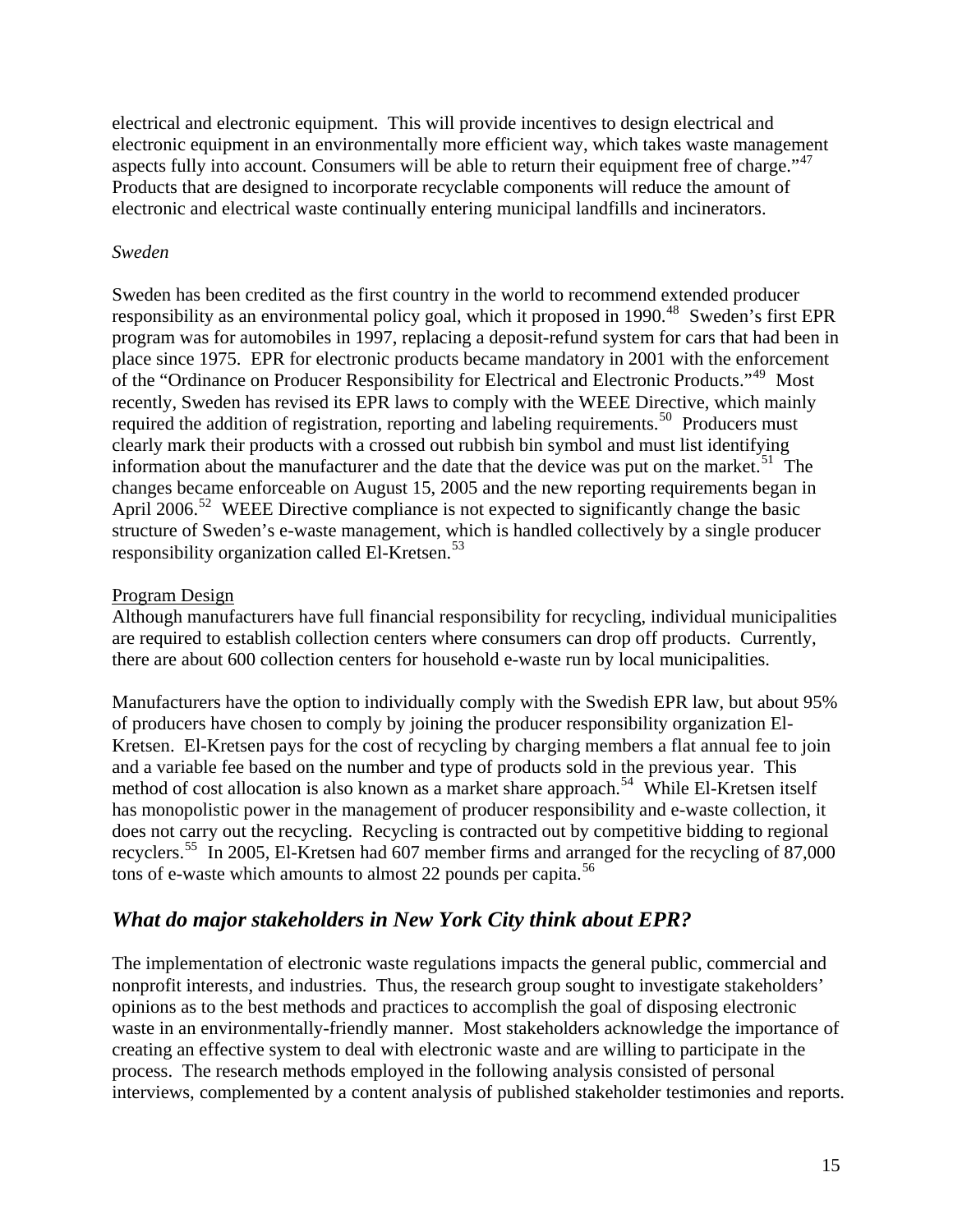electrical and electronic equipment. This will provide incentives to design electrical and electronic equipment in an environmentally more efficient way, which takes waste management aspects fully into account. Consumers will be able to return their equipment free of charge."[47] Products that are designed to incorporate recyclable components will reduce the amount of electronic and electrical waste continually entering municipal landfills and incinerators.

*Sweden*

Sweden has been credited as the first country in the world to recommend extended producer responsibility as an environmental policy goal, which it proposed in 1990.[48] Sweden's first EPR program was for automobiles in 1997, replacing a deposit-refund system for cars that had been in place since 1975. EPR for electronic products became mandatory in 2001 with the enforcement of the "Ordinance on Producer Responsibility for Electrical and Electronic Products."[49] Most recently, Sweden has revised its EPR laws to comply with the WEEE Directive, which mainly required the addition of registration, reporting and labeling requirements.[50] Producers must clearly mark their products with a crossed out rubbish bin symbol and must list identifying information about the manufacturer and the date that the device was put on the market.[51] The changes became enforceable on August 15, 2005 and the new reporting requirements began in April 2006.[52] WEEE Directive compliance is not expected to significantly change the basic structure of Sweden's e-waste management, which is handled collectively by a single producer responsibility organization called El-Kretsen.[53]

<u>Program Design</u>

Although manufacturers have full financial responsibility for recycling, individual municipalities are required to establish collection centers where consumers can drop off products. Currently, there are about 600 collection centers for household e-waste run by local municipalities.

Manufacturers have the option to individually comply with the Swedish EPR law, but about 95% of producers have chosen to comply by joining the producer responsibility organization El-Kretsen. El-Kretsen pays for the cost of recycling by charging members a flat annual fee to join and a variable fee based on the number and type of products sold in the previous year. This method of cost allocation is also known as a market share approach.[54] While El-Kretsen itself has monopolistic power in the management of producer responsibility and e-waste collection, it does not carry out the recycling. Recycling is contracted out by competitive bidding to regional recyclers.[55] In 2005, El-Kretsen had 607 member firms and arranged for the recycling of 87,000 tons of e-waste which amounts to almost 22 pounds per capita.[56]

## *What do major stakeholders in New York City think about EPR?*

The implementation of electronic waste regulations impacts the general public, commercial and nonprofit interests, and industries. Thus, the research group sought to investigate stakeholders' opinions as to the best methods and practices to accomplish the goal of disposing electronic waste in an environmentally-friendly manner. Most stakeholders acknowledge the importance of creating an effective system to deal with electronic waste and are willing to participate in the process. The research methods employed in the following analysis consisted of personal interviews, complemented by a content analysis of published stakeholder testimonies and reports.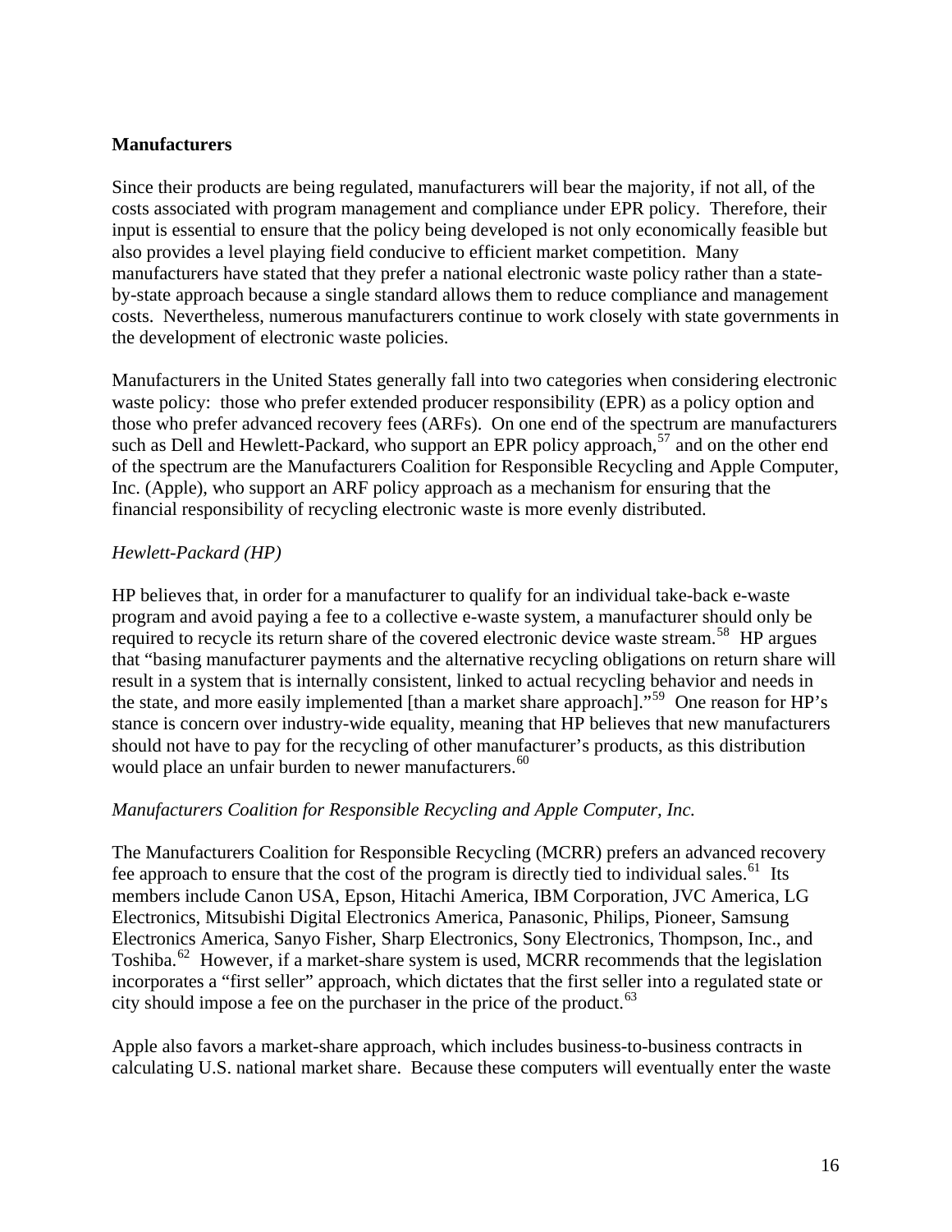**Manufacturers**

Since their products are being regulated, manufacturers will bear the majority, if not all, of the costs associated with program management and compliance under EPR policy. Therefore, their input is essential to ensure that the policy being developed is not only economically feasible but also provides a level playing field conducive to efficient market competition. Many manufacturers have stated that they prefer a national electronic waste policy rather than a state-by-state approach because a single standard allows them to reduce compliance and management costs. Nevertheless, numerous manufacturers continue to work closely with state governments in the development of electronic waste policies.

Manufacturers in the United States generally fall into two categories when considering electronic waste policy: those who prefer extended producer responsibility (EPR) as a policy option and those who prefer advanced recovery fees (ARFs). On one end of the spectrum are manufacturers such as Dell and Hewlett-Packard, who support an EPR policy approach,[57] and on the other end of the spectrum are the Manufacturers Coalition for Responsible Recycling and Apple Computer, Inc. (Apple), who support an ARF policy approach as a mechanism for ensuring that the financial responsibility of recycling electronic waste is more evenly distributed.

*Hewlett-Packard (HP)*

HP believes that, in order for a manufacturer to qualify for an individual take-back e-waste program and avoid paying a fee to a collective e-waste system, a manufacturer should only be required to recycle its return share of the covered electronic device waste stream.[58] HP argues that "basing manufacturer payments and the alternative recycling obligations on return share will result in a system that is internally consistent, linked to actual recycling behavior and needs in the state, and more easily implemented [than a market share approach]."[59] One reason for HP's stance is concern over industry-wide equality, meaning that HP believes that new manufacturers should not have to pay for the recycling of other manufacturer's products, as this distribution would place an unfair burden to newer manufacturers.[60]

*Manufacturers Coalition for Responsible Recycling and Apple Computer, Inc.*

The Manufacturers Coalition for Responsible Recycling (MCRR) prefers an advanced recovery fee approach to ensure that the cost of the program is directly tied to individual sales.[61] Its members include Canon USA, Epson, Hitachi America, IBM Corporation, JVC America, LG Electronics, Mitsubishi Digital Electronics America, Panasonic, Philips, Pioneer, Samsung Electronics America, Sanyo Fisher, Sharp Electronics, Sony Electronics, Thompson, Inc., and Toshiba.[62] However, if a market-share system is used, MCRR recommends that the legislation incorporates a "first seller" approach, which dictates that the first seller into a regulated state or city should impose a fee on the purchaser in the price of the product.[63]

Apple also favors a market-share approach, which includes business-to-business contracts in calculating U.S. national market share. Because these computers will eventually enter the waste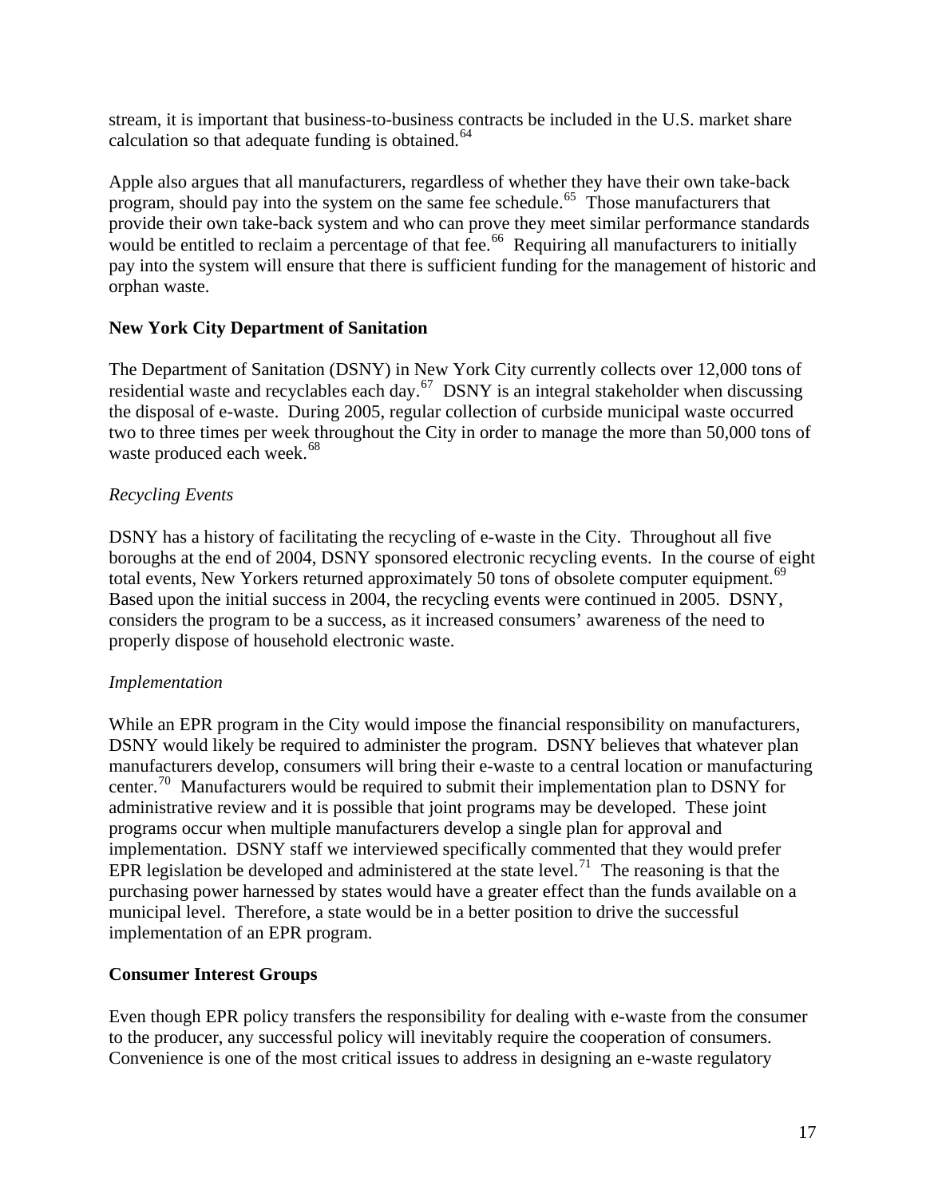stream, it is important that business-to-business contracts be included in the U.S. market share calculation so that adequate funding is obtained.[64]

Apple also argues that all manufacturers, regardless of whether they have their own take-back program, should pay into the system on the same fee schedule.[65] Those manufacturers that provide their own take-back system and who can prove they meet similar performance standards would be entitled to reclaim a percentage of that fee.[66] Requiring all manufacturers to initially pay into the system will ensure that there is sufficient funding for the management of historic and orphan waste.

**New York City Department of Sanitation**

The Department of Sanitation (DSNY) in New York City currently collects over 12,000 tons of residential waste and recyclables each day.[67] DSNY is an integral stakeholder when discussing the disposal of e-waste. During 2005, regular collection of curbside municipal waste occurred two to three times per week throughout the City in order to manage the more than 50,000 tons of waste produced each week.[68]

*Recycling Events*

DSNY has a history of facilitating the recycling of e-waste in the City. Throughout all five boroughs at the end of 2004, DSNY sponsored electronic recycling events. In the course of eight total events, New Yorkers returned approximately 50 tons of obsolete computer equipment.[69] Based upon the initial success in 2004, the recycling events were continued in 2005. DSNY, considers the program to be a success, as it increased consumers' awareness of the need to properly dispose of household electronic waste.

*Implementation*

While an EPR program in the City would impose the financial responsibility on manufacturers, DSNY would likely be required to administer the program. DSNY believes that whatever plan manufacturers develop, consumers will bring their e-waste to a central location or manufacturing center.[70] Manufacturers would be required to submit their implementation plan to DSNY for administrative review and it is possible that joint programs may be developed. These joint programs occur when multiple manufacturers develop a single plan for approval and implementation. DSNY staff we interviewed specifically commented that they would prefer EPR legislation be developed and administered at the state level.[71] The reasoning is that the purchasing power harnessed by states would have a greater effect than the funds available on a municipal level. Therefore, a state would be in a better position to drive the successful implementation of an EPR program.

**Consumer Interest Groups**

Even though EPR policy transfers the responsibility for dealing with e-waste from the consumer to the producer, any successful policy will inevitably require the cooperation of consumers. Convenience is one of the most critical issues to address in designing an e-waste regulatory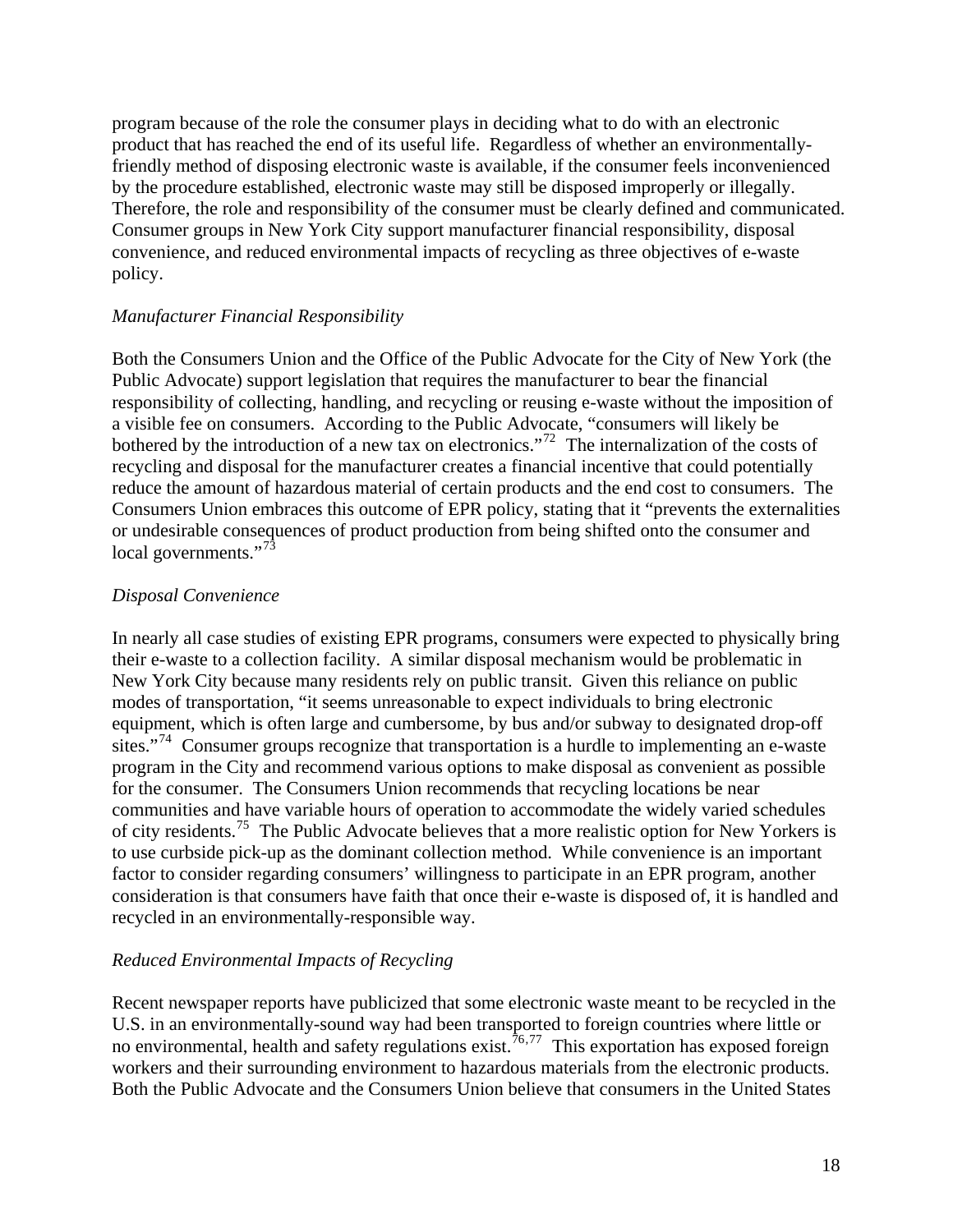program because of the role the consumer plays in deciding what to do with an electronic product that has reached the end of its useful life. Regardless of whether an environmentally-friendly method of disposing electronic waste is available, if the consumer feels inconvenienced by the procedure established, electronic waste may still be disposed improperly or illegally. Therefore, the role and responsibility of the consumer must be clearly defined and communicated. Consumer groups in New York City support manufacturer financial responsibility, disposal convenience, and reduced environmental impacts of recycling as three objectives of e-waste policy.

*Manufacturer Financial Responsibility*

Both the Consumers Union and the Office of the Public Advocate for the City of New York (the Public Advocate) support legislation that requires the manufacturer to bear the financial responsibility of collecting, handling, and recycling or reusing e-waste without the imposition of a visible fee on consumers. According to the Public Advocate, "consumers will likely be bothered by the introduction of a new tax on electronics."[72] The internalization of the costs of recycling and disposal for the manufacturer creates a financial incentive that could potentially reduce the amount of hazardous material of certain products and the end cost to consumers. The Consumers Union embraces this outcome of EPR policy, stating that it "prevents the externalities or undesirable consequences of product production from being shifted onto the consumer and local governments."[73]

*Disposal Convenience*

In nearly all case studies of existing EPR programs, consumers were expected to physically bring their e-waste to a collection facility. A similar disposal mechanism would be problematic in New York City because many residents rely on public transit. Given this reliance on public modes of transportation, "it seems unreasonable to expect individuals to bring electronic equipment, which is often large and cumbersome, by bus and/or subway to designated drop-off sites."[74] Consumer groups recognize that transportation is a hurdle to implementing an e-waste program in the City and recommend various options to make disposal as convenient as possible for the consumer. The Consumers Union recommends that recycling locations be near communities and have variable hours of operation to accommodate the widely varied schedules of city residents.[75] The Public Advocate believes that a more realistic option for New Yorkers is to use curbside pick-up as the dominant collection method. While convenience is an important factor to consider regarding consumers' willingness to participate in an EPR program, another consideration is that consumers have faith that once their e-waste is disposed of, it is handled and recycled in an environmentally-responsible way.

*Reduced Environmental Impacts of Recycling*

Recent newspaper reports have publicized that some electronic waste meant to be recycled in the U.S. in an environmentally-sound way had been transported to foreign countries where little or no environmental, health and safety regulations exist.[76,77] This exportation has exposed foreign workers and their surrounding environment to hazardous materials from the electronic products. Both the Public Advocate and the Consumers Union believe that consumers in the United States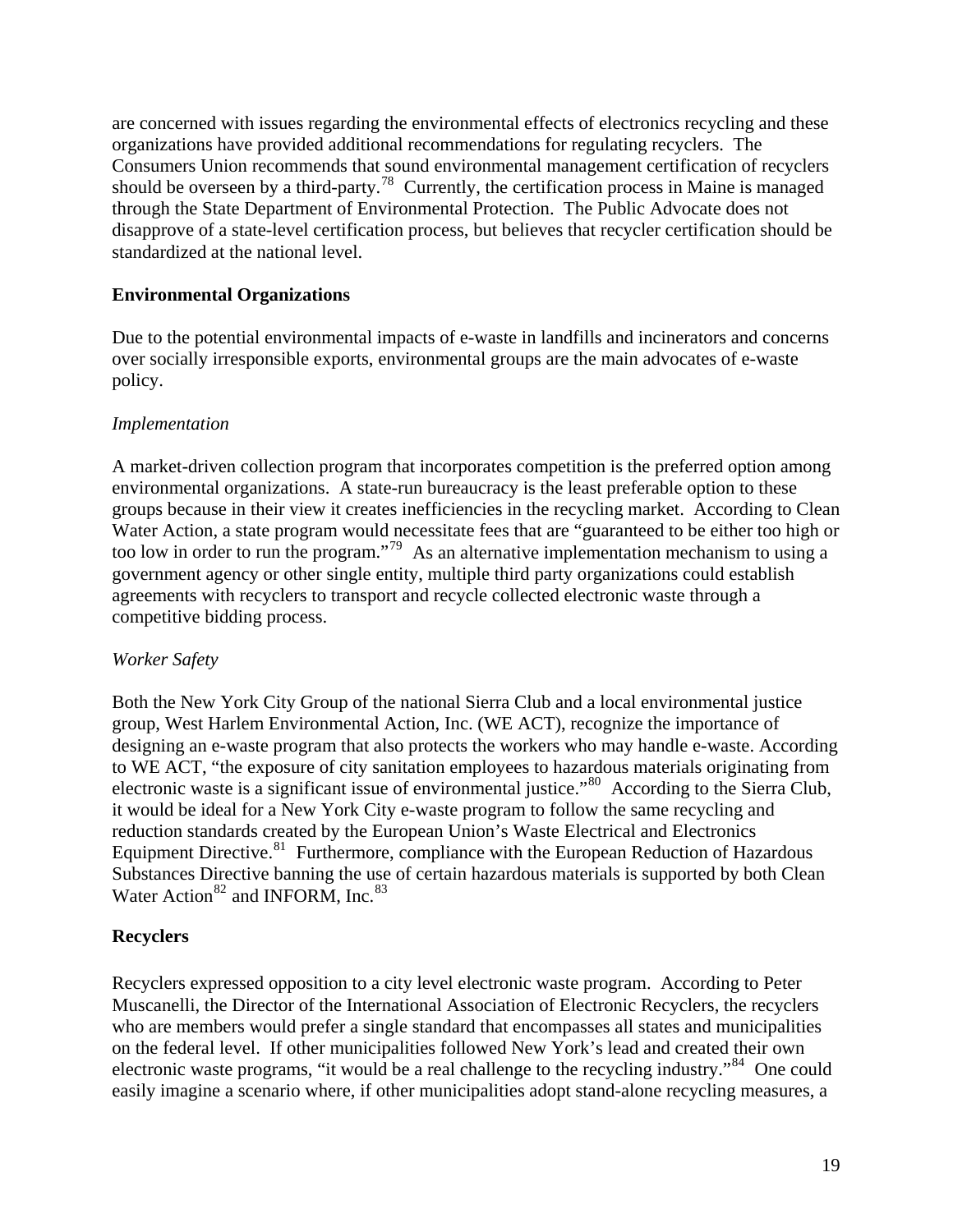are concerned with issues regarding the environmental effects of electronics recycling and these organizations have provided additional recommendations for regulating recyclers. The Consumers Union recommends that sound environmental management certification of recyclers should be overseen by a third-party.[78] Currently, the certification process in Maine is managed through the State Department of Environmental Protection. The Public Advocate does not disapprove of a state-level certification process, but believes that recycler certification should be standardized at the national level.

**Environmental Organizations**

Due to the potential environmental impacts of e-waste in landfills and incinerators and concerns over socially irresponsible exports, environmental groups are the main advocates of e-waste policy.

*Implementation*

A market-driven collection program that incorporates competition is the preferred option among environmental organizations. A state-run bureaucracy is the least preferable option to these groups because in their view it creates inefficiencies in the recycling market. According to Clean Water Action, a state program would necessitate fees that are "guaranteed to be either too high or too low in order to run the program."[79] As an alternative implementation mechanism to using a government agency or other single entity, multiple third party organizations could establish agreements with recyclers to transport and recycle collected electronic waste through a competitive bidding process.

*Worker Safety*

Both the New York City Group of the national Sierra Club and a local environmental justice group, West Harlem Environmental Action, Inc. (WE ACT), recognize the importance of designing an e-waste program that also protects the workers who may handle e-waste. According to WE ACT, "the exposure of city sanitation employees to hazardous materials originating from electronic waste is a significant issue of environmental justice."[80] According to the Sierra Club, it would be ideal for a New York City e-waste program to follow the same recycling and reduction standards created by the European Union's Waste Electrical and Electronics Equipment Directive.[81] Furthermore, compliance with the European Reduction of Hazardous Substances Directive banning the use of certain hazardous materials is supported by both Clean Water Action[82] and INFORM, Inc.[83]

**Recyclers**

Recyclers expressed opposition to a city level electronic waste program. According to Peter Muscanelli, the Director of the International Association of Electronic Recyclers, the recyclers who are members would prefer a single standard that encompasses all states and municipalities on the federal level. If other municipalities followed New York's lead and created their own electronic waste programs, "it would be a real challenge to the recycling industry."[84] One could easily imagine a scenario where, if other municipalities adopt stand-alone recycling measures, a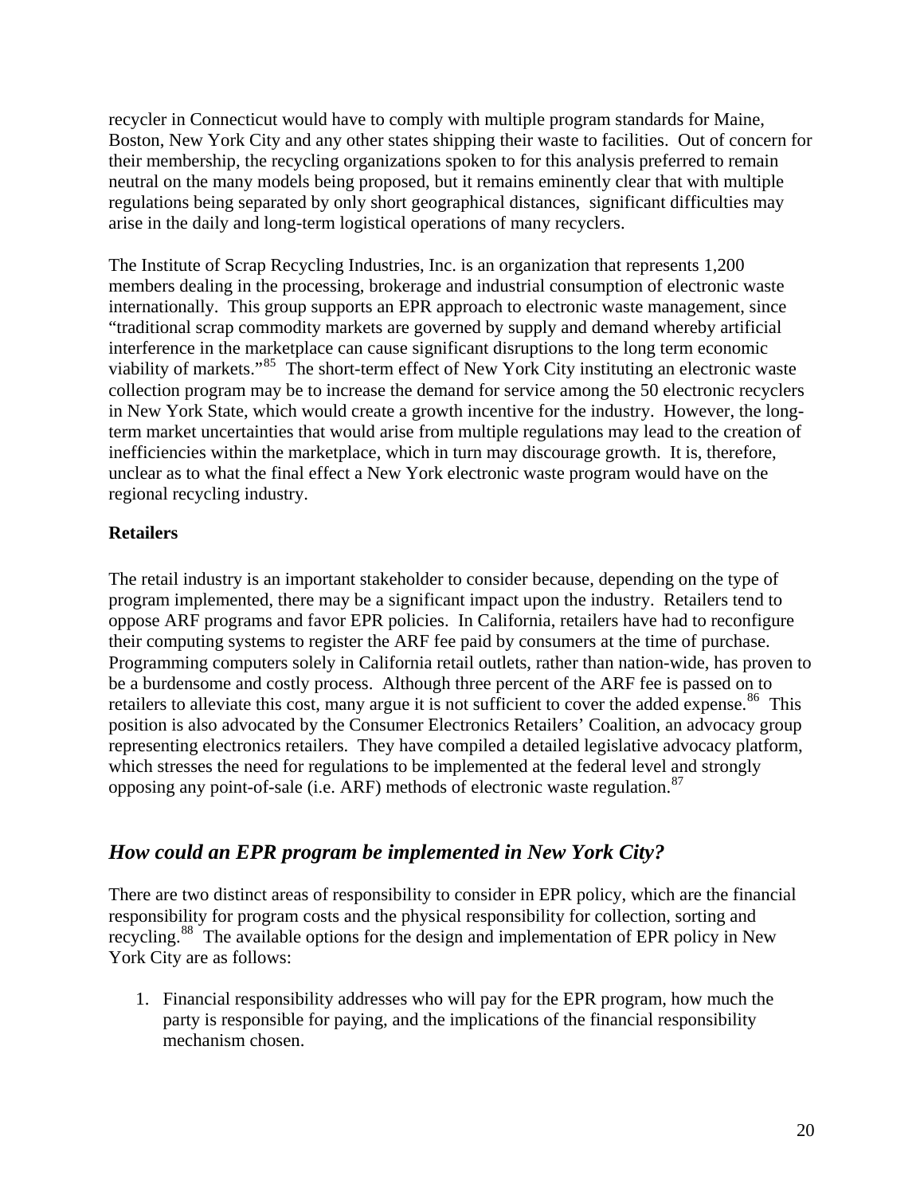recycler in Connecticut would have to comply with multiple program standards for Maine, Boston, New York City and any other states shipping their waste to facilities. Out of concern for their membership, the recycling organizations spoken to for this analysis preferred to remain neutral on the many models being proposed, but it remains eminently clear that with multiple regulations being separated by only short geographical distances, significant difficulties may arise in the daily and long-term logistical operations of many recyclers.

The Institute of Scrap Recycling Industries, Inc. is an organization that represents 1,200 members dealing in the processing, brokerage and industrial consumption of electronic waste internationally. This group supports an EPR approach to electronic waste management, since "traditional scrap commodity markets are governed by supply and demand whereby artificial interference in the marketplace can cause significant disruptions to the long term economic viability of markets."[85] The short-term effect of New York City instituting an electronic waste collection program may be to increase the demand for service among the 50 electronic recyclers in New York State, which would create a growth incentive for the industry. However, the long-term market uncertainties that would arise from multiple regulations may lead to the creation of inefficiencies within the marketplace, which in turn may discourage growth. It is, therefore, unclear as to what the final effect a New York electronic waste program would have on the regional recycling industry.

**Retailers**

The retail industry is an important stakeholder to consider because, depending on the type of program implemented, there may be a significant impact upon the industry. Retailers tend to oppose ARF programs and favor EPR policies. In California, retailers have had to reconfigure their computing systems to register the ARF fee paid by consumers at the time of purchase. Programming computers solely in California retail outlets, rather than nation-wide, has proven to be a burdensome and costly process. Although three percent of the ARF fee is passed on to retailers to alleviate this cost, many argue it is not sufficient to cover the added expense.[86] This position is also advocated by the Consumer Electronics Retailers' Coalition, an advocacy group representing electronics retailers. They have compiled a detailed legislative advocacy platform, which stresses the need for regulations to be implemented at the federal level and strongly opposing any point-of-sale (i.e. ARF) methods of electronic waste regulation.[87]

## *How could an EPR program be implemented in New York City?*

There are two distinct areas of responsibility to consider in EPR policy, which are the financial responsibility for program costs and the physical responsibility for collection, sorting and recycling.[88] The available options for the design and implementation of EPR policy in New York City are as follows:

1. Financial responsibility addresses who will pay for the EPR program, how much the party is responsible for paying, and the implications of the financial responsibility mechanism chosen.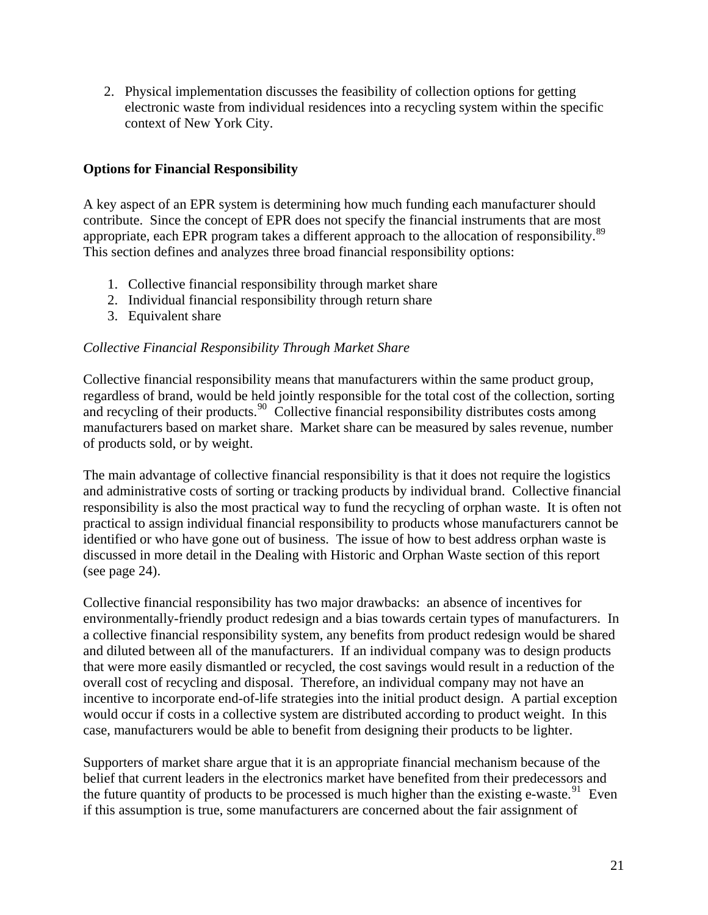2. Physical implementation discusses the feasibility of collection options for getting electronic waste from individual residences into a recycling system within the specific context of New York City.

### Options for Financial Responsibility

A key aspect of an EPR system is determining how much funding each manufacturer should contribute. Since the concept of EPR does not specify the financial instruments that are most appropriate, each EPR program takes a different approach to the allocation of responsibility.[89] This section defines and analyzes three broad financial responsibility options:

1. Collective financial responsibility through market share
2. Individual financial responsibility through return share
3. Equivalent share

*Collective Financial Responsibility Through Market Share*

Collective financial responsibility means that manufacturers within the same product group, regardless of brand, would be held jointly responsible for the total cost of the collection, sorting and recycling of their products.[90] Collective financial responsibility distributes costs among manufacturers based on market share. Market share can be measured by sales revenue, number of products sold, or by weight.

The main advantage of collective financial responsibility is that it does not require the logistics and administrative costs of sorting or tracking products by individual brand. Collective financial responsibility is also the most practical way to fund the recycling of orphan waste. It is often not practical to assign individual financial responsibility to products whose manufacturers cannot be identified or who have gone out of business. The issue of how to best address orphan waste is discussed in more detail in the Dealing with Historic and Orphan Waste section of this report (see page 24).

Collective financial responsibility has two major drawbacks: an absence of incentives for environmentally-friendly product redesign and a bias towards certain types of manufacturers. In a collective financial responsibility system, any benefits from product redesign would be shared and diluted between all of the manufacturers. If an individual company was to design products that were more easily dismantled or recycled, the cost savings would result in a reduction of the overall cost of recycling and disposal. Therefore, an individual company may not have an incentive to incorporate end-of-life strategies into the initial product design. A partial exception would occur if costs in a collective system are distributed according to product weight. In this case, manufacturers would be able to benefit from designing their products to be lighter.

Supporters of market share argue that it is an appropriate financial mechanism because of the belief that current leaders in the electronics market have benefited from their predecessors and the future quantity of products to be processed is much higher than the existing e-waste.[91] Even if this assumption is true, some manufacturers are concerned about the fair assignment of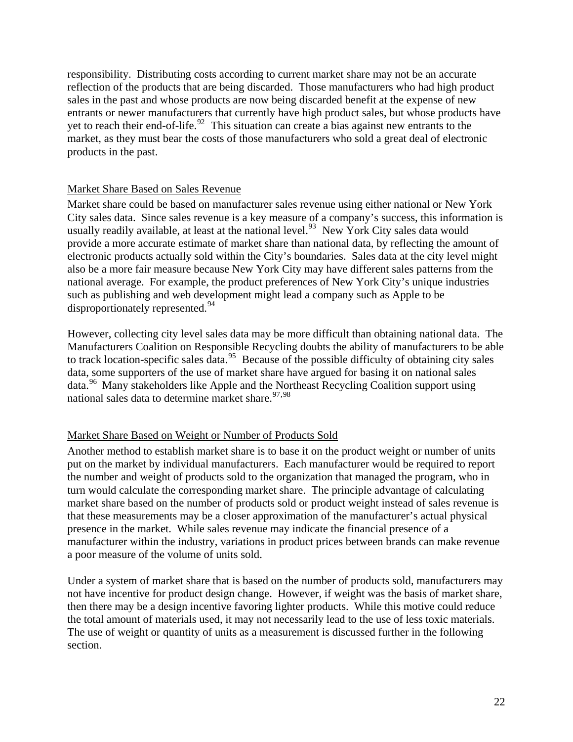responsibility. Distributing costs according to current market share may not be an accurate reflection of the products that are being discarded. Those manufacturers who had high product sales in the past and whose products are now being discarded benefit at the expense of new entrants or newer manufacturers that currently have high product sales, but whose products have yet to reach their end-of-life.[92] This situation can create a bias against new entrants to the market, as they must bear the costs of those manufacturers who sold a great deal of electronic products in the past.

### Market Share Based on Sales Revenue

Market share could be based on manufacturer sales revenue using either national or New York City sales data. Since sales revenue is a key measure of a company's success, this information is usually readily available, at least at the national level.[93] New York City sales data would provide a more accurate estimate of market share than national data, by reflecting the amount of electronic products actually sold within the City's boundaries. Sales data at the city level might also be a more fair measure because New York City may have different sales patterns from the national average. For example, the product preferences of New York City's unique industries such as publishing and web development might lead a company such as Apple to be disproportionately represented.[94]

However, collecting city level sales data may be more difficult than obtaining national data. The Manufacturers Coalition on Responsible Recycling doubts the ability of manufacturers to be able to track location-specific sales data.[95] Because of the possible difficulty of obtaining city sales data, some supporters of the use of market share have argued for basing it on national sales data.[96] Many stakeholders like Apple and the Northeast Recycling Coalition support using national sales data to determine market share.[97,98]

### Market Share Based on Weight or Number of Products Sold

Another method to establish market share is to base it on the product weight or number of units put on the market by individual manufacturers. Each manufacturer would be required to report the number and weight of products sold to the organization that managed the program, who in turn would calculate the corresponding market share. The principle advantage of calculating market share based on the number of products sold or product weight instead of sales revenue is that these measurements may be a closer approximation of the manufacturer's actual physical presence in the market. While sales revenue may indicate the financial presence of a manufacturer within the industry, variations in product prices between brands can make revenue a poor measure of the volume of units sold.

Under a system of market share that is based on the number of products sold, manufacturers may not have incentive for product design change. However, if weight was the basis of market share, then there may be a design incentive favoring lighter products. While this motive could reduce the total amount of materials used, it may not necessarily lead to the use of less toxic materials. The use of weight or quantity of units as a measurement is discussed further in the following section.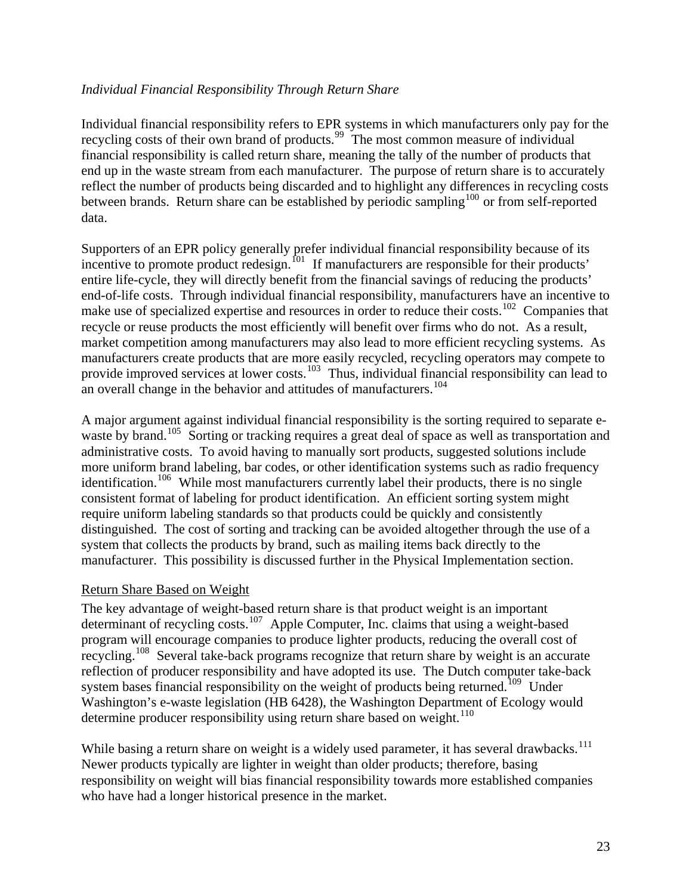*Individual Financial Responsibility Through Return Share*

Individual financial responsibility refers to EPR systems in which manufacturers only pay for the recycling costs of their own brand of products.[99] The most common measure of individual financial responsibility is called return share, meaning the tally of the number of products that end up in the waste stream from each manufacturer. The purpose of return share is to accurately reflect the number of products being discarded and to highlight any differences in recycling costs between brands. Return share can be established by periodic sampling[100] or from self-reported data.

Supporters of an EPR policy generally prefer individual financial responsibility because of its incentive to promote product redesign.[101] If manufacturers are responsible for their products' entire life-cycle, they will directly benefit from the financial savings of reducing the products' end-of-life costs. Through individual financial responsibility, manufacturers have an incentive to make use of specialized expertise and resources in order to reduce their costs.[102] Companies that recycle or reuse products the most efficiently will benefit over firms who do not. As a result, market competition among manufacturers may also lead to more efficient recycling systems. As manufacturers create products that are more easily recycled, recycling operators may compete to provide improved services at lower costs.[103] Thus, individual financial responsibility can lead to an overall change in the behavior and attitudes of manufacturers.[104]

A major argument against individual financial responsibility is the sorting required to separate e-waste by brand.[105] Sorting or tracking requires a great deal of space as well as transportation and administrative costs. To avoid having to manually sort products, suggested solutions include more uniform brand labeling, bar codes, or other identification systems such as radio frequency identification.[106] While most manufacturers currently label their products, there is no single consistent format of labeling for product identification. An efficient sorting system might require uniform labeling standards so that products could be quickly and consistently distinguished. The cost of sorting and tracking can be avoided altogether through the use of a system that collects the products by brand, such as mailing items back directly to the manufacturer. This possibility is discussed further in the Physical Implementation section.

<u>Return Share Based on Weight</u>

The key advantage of weight-based return share is that product weight is an important determinant of recycling costs.[107] Apple Computer, Inc. claims that using a weight-based program will encourage companies to produce lighter products, reducing the overall cost of recycling.[108] Several take-back programs recognize that return share by weight is an accurate reflection of producer responsibility and have adopted its use. The Dutch computer take-back system bases financial responsibility on the weight of products being returned.[109] Under Washington's e-waste legislation (HB 6428), the Washington Department of Ecology would determine producer responsibility using return share based on weight.[110]

While basing a return share on weight is a widely used parameter, it has several drawbacks.[111] Newer products typically are lighter in weight than older products; therefore, basing responsibility on weight will bias financial responsibility towards more established companies who have had a longer historical presence in the market.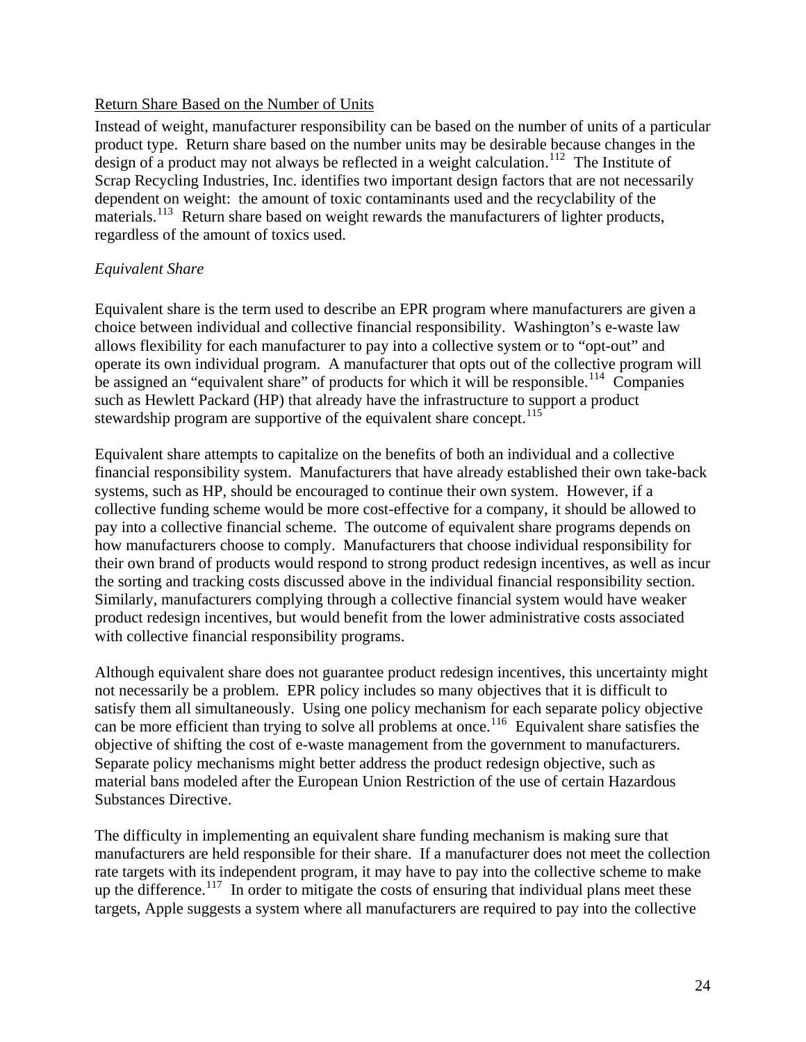Return Share Based on the Number of Units

Instead of weight, manufacturer responsibility can be based on the number of units of a particular product type. Return share based on the number units may be desirable because changes in the design of a product may not always be reflected in a weight calculation.[112] The Institute of Scrap Recycling Industries, Inc. identifies two important design factors that are not necessarily dependent on weight: the amount of toxic contaminants used and the recyclability of the materials.[113] Return share based on weight rewards the manufacturers of lighter products, regardless of the amount of toxics used.

*Equivalent Share*

Equivalent share is the term used to describe an EPR program where manufacturers are given a choice between individual and collective financial responsibility. Washington's e-waste law allows flexibility for each manufacturer to pay into a collective system or to "opt-out" and operate its own individual program. A manufacturer that opts out of the collective program will be assigned an "equivalent share" of products for which it will be responsible.[114] Companies such as Hewlett Packard (HP) that already have the infrastructure to support a product stewardship program are supportive of the equivalent share concept.[115]

Equivalent share attempts to capitalize on the benefits of both an individual and a collective financial responsibility system. Manufacturers that have already established their own take-back systems, such as HP, should be encouraged to continue their own system. However, if a collective funding scheme would be more cost-effective for a company, it should be allowed to pay into a collective financial scheme. The outcome of equivalent share programs depends on how manufacturers choose to comply. Manufacturers that choose individual responsibility for their own brand of products would respond to strong product redesign incentives, as well as incur the sorting and tracking costs discussed above in the individual financial responsibility section. Similarly, manufacturers complying through a collective financial system would have weaker product redesign incentives, but would benefit from the lower administrative costs associated with collective financial responsibility programs.

Although equivalent share does not guarantee product redesign incentives, this uncertainty might not necessarily be a problem. EPR policy includes so many objectives that it is difficult to satisfy them all simultaneously. Using one policy mechanism for each separate policy objective can be more efficient than trying to solve all problems at once.[116] Equivalent share satisfies the objective of shifting the cost of e-waste management from the government to manufacturers. Separate policy mechanisms might better address the product redesign objective, such as material bans modeled after the European Union Restriction of the use of certain Hazardous Substances Directive.

The difficulty in implementing an equivalent share funding mechanism is making sure that manufacturers are held responsible for their share. If a manufacturer does not meet the collection rate targets with its independent program, it may have to pay into the collective scheme to make up the difference.[117] In order to mitigate the costs of ensuring that individual plans meet these targets, Apple suggests a system where all manufacturers are required to pay into the collective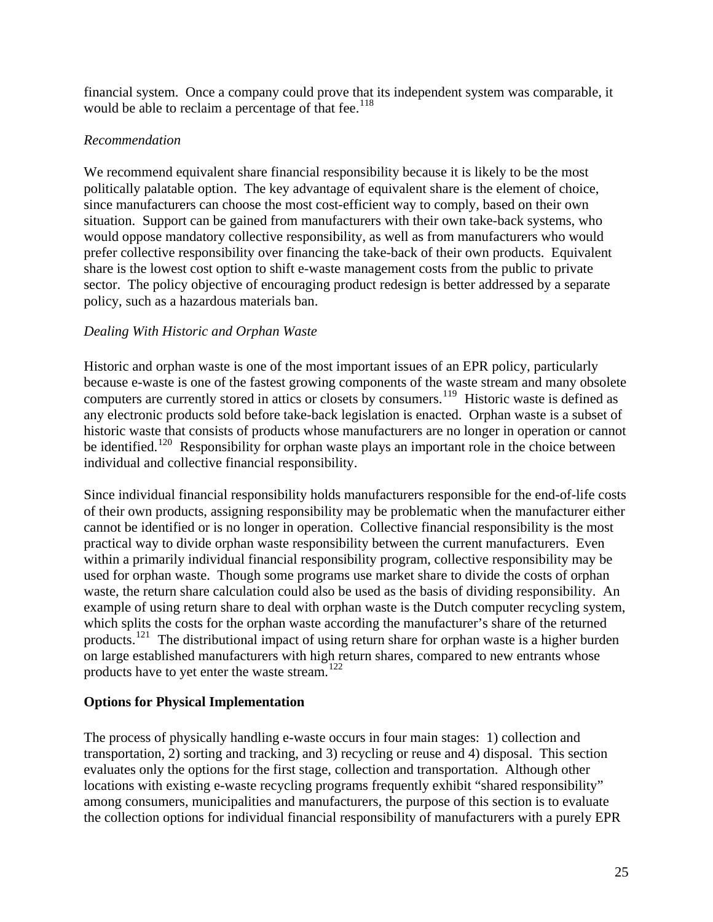financial system. Once a company could prove that its independent system was comparable, it would be able to reclaim a percentage of that fee.[118]

*Recommendation*

We recommend equivalent share financial responsibility because it is likely to be the most politically palatable option. The key advantage of equivalent share is the element of choice, since manufacturers can choose the most cost-efficient way to comply, based on their own situation. Support can be gained from manufacturers with their own take-back systems, who would oppose mandatory collective responsibility, as well as from manufacturers who would prefer collective responsibility over financing the take-back of their own products. Equivalent share is the lowest cost option to shift e-waste management costs from the public to private sector. The policy objective of encouraging product redesign is better addressed by a separate policy, such as a hazardous materials ban.

*Dealing With Historic and Orphan Waste*

Historic and orphan waste is one of the most important issues of an EPR policy, particularly because e-waste is one of the fastest growing components of the waste stream and many obsolete computers are currently stored in attics or closets by consumers.[119] Historic waste is defined as any electronic products sold before take-back legislation is enacted. Orphan waste is a subset of historic waste that consists of products whose manufacturers are no longer in operation or cannot be identified.[120] Responsibility for orphan waste plays an important role in the choice between individual and collective financial responsibility.

Since individual financial responsibility holds manufacturers responsible for the end-of-life costs of their own products, assigning responsibility may be problematic when the manufacturer either cannot be identified or is no longer in operation. Collective financial responsibility is the most practical way to divide orphan waste responsibility between the current manufacturers. Even within a primarily individual financial responsibility program, collective responsibility may be used for orphan waste. Though some programs use market share to divide the costs of orphan waste, the return share calculation could also be used as the basis of dividing responsibility. An example of using return share to deal with orphan waste is the Dutch computer recycling system, which splits the costs for the orphan waste according the manufacturer's share of the returned products.[121] The distributional impact of using return share for orphan waste is a higher burden on large established manufacturers with high return shares, compared to new entrants whose products have to yet enter the waste stream.[122]

**Options for Physical Implementation**

The process of physically handling e-waste occurs in four main stages: 1) collection and transportation, 2) sorting and tracking, and 3) recycling or reuse and 4) disposal. This section evaluates only the options for the first stage, collection and transportation. Although other locations with existing e-waste recycling programs frequently exhibit "shared responsibility" among consumers, municipalities and manufacturers, the purpose of this section is to evaluate the collection options for individual financial responsibility of manufacturers with a purely EPR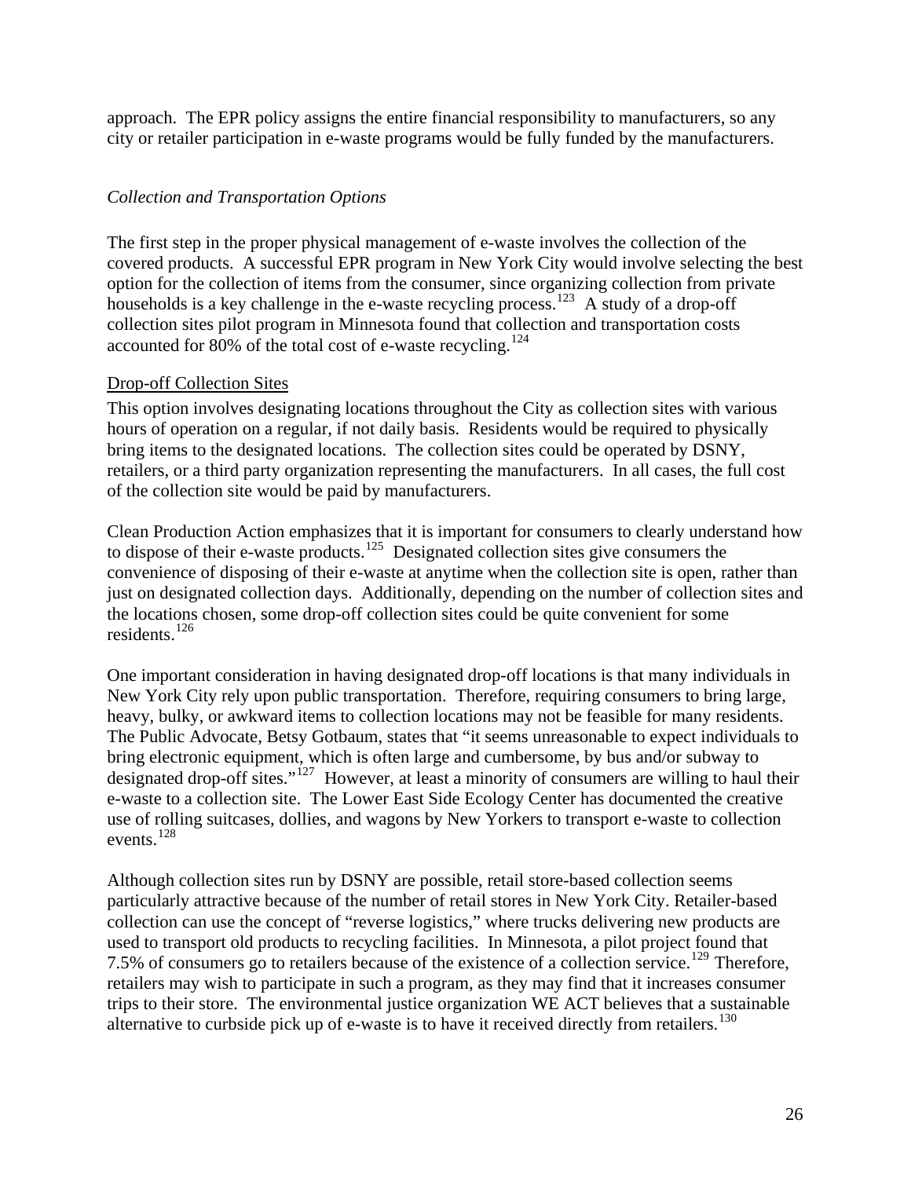approach. The EPR policy assigns the entire financial responsibility to manufacturers, so any city or retailer participation in e-waste programs would be fully funded by the manufacturers.

*Collection and Transportation Options*

The first step in the proper physical management of e-waste involves the collection of the covered products. A successful EPR program in New York City would involve selecting the best option for the collection of items from the consumer, since organizing collection from private households is a key challenge in the e-waste recycling process.[123] A study of a drop-off collection sites pilot program in Minnesota found that collection and transportation costs accounted for 80% of the total cost of e-waste recycling.[124]

<u>Drop-off Collection Sites</u>

This option involves designating locations throughout the City as collection sites with various hours of operation on a regular, if not daily basis. Residents would be required to physically bring items to the designated locations. The collection sites could be operated by DSNY, retailers, or a third party organization representing the manufacturers. In all cases, the full cost of the collection site would be paid by manufacturers.

Clean Production Action emphasizes that it is important for consumers to clearly understand how to dispose of their e-waste products.[125] Designated collection sites give consumers the convenience of disposing of their e-waste at anytime when the collection site is open, rather than just on designated collection days. Additionally, depending on the number of collection sites and the locations chosen, some drop-off collection sites could be quite convenient for some residents.[126]

One important consideration in having designated drop-off locations is that many individuals in New York City rely upon public transportation. Therefore, requiring consumers to bring large, heavy, bulky, or awkward items to collection locations may not be feasible for many residents. The Public Advocate, Betsy Gotbaum, states that "it seems unreasonable to expect individuals to bring electronic equipment, which is often large and cumbersome, by bus and/or subway to designated drop-off sites."[127] However, at least a minority of consumers are willing to haul their e-waste to a collection site. The Lower East Side Ecology Center has documented the creative use of rolling suitcases, dollies, and wagons by New Yorkers to transport e-waste to collection events.[128]

Although collection sites run by DSNY are possible, retail store-based collection seems particularly attractive because of the number of retail stores in New York City. Retailer-based collection can use the concept of "reverse logistics," where trucks delivering new products are used to transport old products to recycling facilities. In Minnesota, a pilot project found that 7.5% of consumers go to retailers because of the existence of a collection service.[129] Therefore, retailers may wish to participate in such a program, as they may find that it increases consumer trips to their store. The environmental justice organization WE ACT believes that a sustainable alternative to curbside pick up of e-waste is to have it received directly from retailers.[130]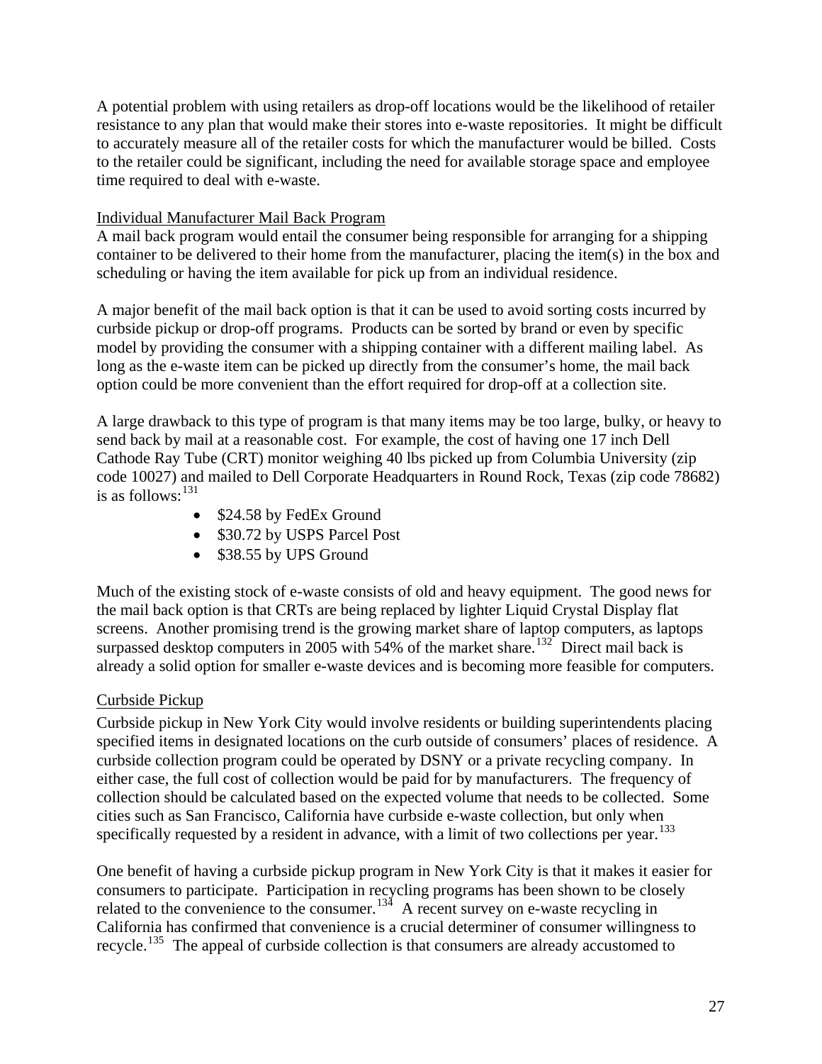A potential problem with using retailers as drop-off locations would be the likelihood of retailer resistance to any plan that would make their stores into e-waste repositories. It might be difficult to accurately measure all of the retailer costs for which the manufacturer would be billed. Costs to the retailer could be significant, including the need for available storage space and employee time required to deal with e-waste.

<u>Individual Manufacturer Mail Back Program</u>

A mail back program would entail the consumer being responsible for arranging for a shipping container to be delivered to their home from the manufacturer, placing the item(s) in the box and scheduling or having the item available for pick up from an individual residence.

A major benefit of the mail back option is that it can be used to avoid sorting costs incurred by curbside pickup or drop-off programs. Products can be sorted by brand or even by specific model by providing the consumer with a shipping container with a different mailing label. As long as the e-waste item can be picked up directly from the consumer's home, the mail back option could be more convenient than the effort required for drop-off at a collection site.

A large drawback to this type of program is that many items may be too large, bulky, or heavy to send back by mail at a reasonable cost. For example, the cost of having one 17 inch Dell Cathode Ray Tube (CRT) monitor weighing 40 lbs picked up from Columbia University (zip code 10027) and mailed to Dell Corporate Headquarters in Round Rock, Texas (zip code 78682) is as follows:[131]

- $24.58 by FedEx Ground
- $30.72 by USPS Parcel Post
- $38.55 by UPS Ground

Much of the existing stock of e-waste consists of old and heavy equipment. The good news for the mail back option is that CRTs are being replaced by lighter Liquid Crystal Display flat screens. Another promising trend is the growing market share of laptop computers, as laptops surpassed desktop computers in 2005 with 54% of the market share.[132] Direct mail back is already a solid option for smaller e-waste devices and is becoming more feasible for computers.

<u>Curbside Pickup</u>

Curbside pickup in New York City would involve residents or building superintendents placing specified items in designated locations on the curb outside of consumers' places of residence. A curbside collection program could be operated by DSNY or a private recycling company. In either case, the full cost of collection would be paid for by manufacturers. The frequency of collection should be calculated based on the expected volume that needs to be collected. Some cities such as San Francisco, California have curbside e-waste collection, but only when specifically requested by a resident in advance, with a limit of two collections per year.[133]

One benefit of having a curbside pickup program in New York City is that it makes it easier for consumers to participate. Participation in recycling programs has been shown to be closely related to the convenience to the consumer.[134] A recent survey on e-waste recycling in California has confirmed that convenience is a crucial determiner of consumer willingness to recycle.[135] The appeal of curbside collection is that consumers are already accustomed to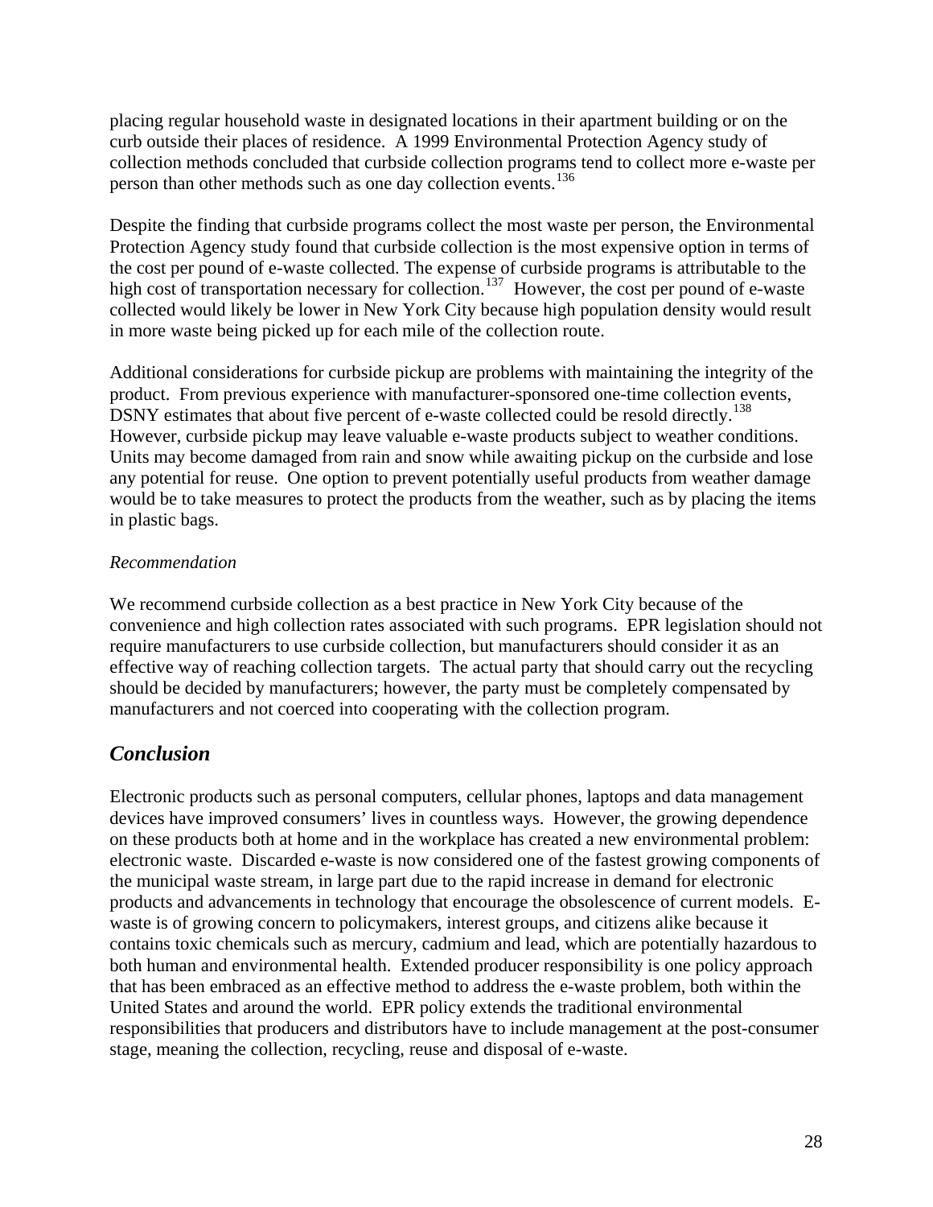placing regular household waste in designated locations in their apartment building or on the curb outside their places of residence. A 1999 Environmental Protection Agency study of collection methods concluded that curbside collection programs tend to collect more e-waste per person than other methods such as one day collection events.[136]

Despite the finding that curbside programs collect the most waste per person, the Environmental Protection Agency study found that curbside collection is the most expensive option in terms of the cost per pound of e-waste collected. The expense of curbside programs is attributable to the high cost of transportation necessary for collection.[137] However, the cost per pound of e-waste collected would likely be lower in New York City because high population density would result in more waste being picked up for each mile of the collection route.

Additional considerations for curbside pickup are problems with maintaining the integrity of the product. From previous experience with manufacturer-sponsored one-time collection events, DSNY estimates that about five percent of e-waste collected could be resold directly.[138] However, curbside pickup may leave valuable e-waste products subject to weather conditions. Units may become damaged from rain and snow while awaiting pickup on the curbside and lose any potential for reuse. One option to prevent potentially useful products from weather damage would be to take measures to protect the products from the weather, such as by placing the items in plastic bags.

*Recommendation*

We recommend curbside collection as a best practice in New York City because of the convenience and high collection rates associated with such programs. EPR legislation should not require manufacturers to use curbside collection, but manufacturers should consider it as an effective way of reaching collection targets. The actual party that should carry out the recycling should be decided by manufacturers; however, the party must be completely compensated by manufacturers and not coerced into cooperating with the collection program.

## *Conclusion*

Electronic products such as personal computers, cellular phones, laptops and data management devices have improved consumers' lives in countless ways. However, the growing dependence on these products both at home and in the workplace has created a new environmental problem: electronic waste. Discarded e-waste is now considered one of the fastest growing components of the municipal waste stream, in large part due to the rapid increase in demand for electronic products and advancements in technology that encourage the obsolescence of current models. E-waste is of growing concern to policymakers, interest groups, and citizens alike because it contains toxic chemicals such as mercury, cadmium and lead, which are potentially hazardous to both human and environmental health. Extended producer responsibility is one policy approach that has been embraced as an effective method to address the e-waste problem, both within the United States and around the world. EPR policy extends the traditional environmental responsibilities that producers and distributors have to include management at the post-consumer stage, meaning the collection, recycling, reuse and disposal of e-waste.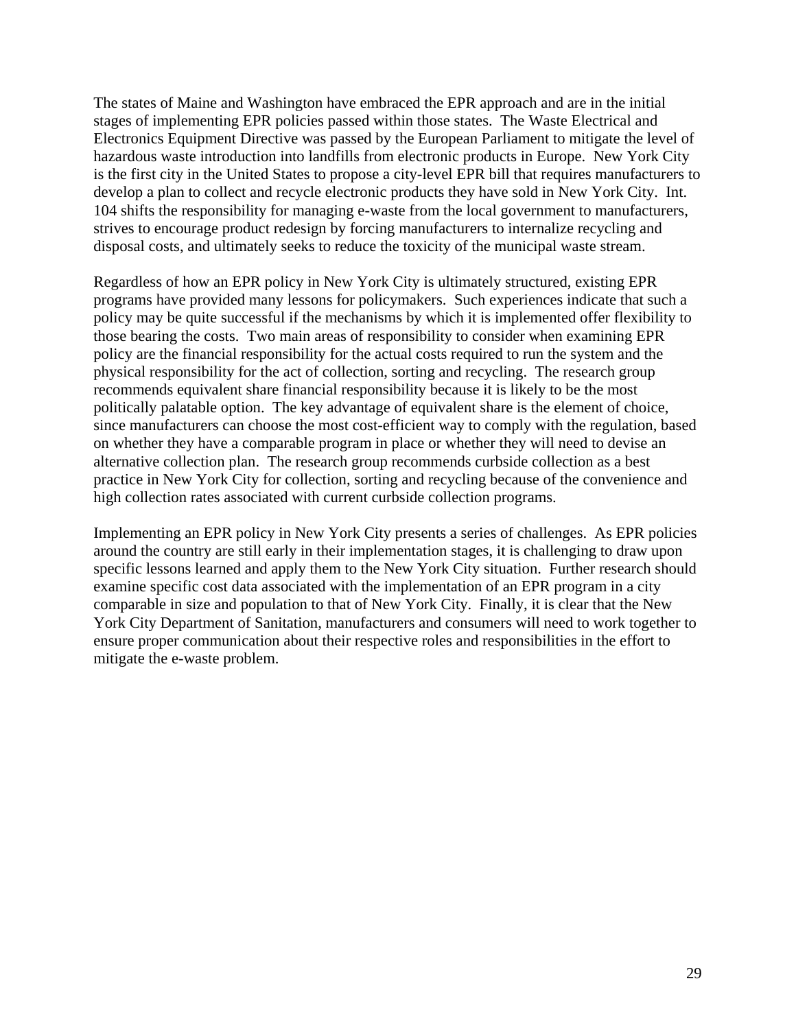The states of Maine and Washington have embraced the EPR approach and are in the initial stages of implementing EPR policies passed within those states. The Waste Electrical and Electronics Equipment Directive was passed by the European Parliament to mitigate the level of hazardous waste introduction into landfills from electronic products in Europe. New York City is the first city in the United States to propose a city-level EPR bill that requires manufacturers to develop a plan to collect and recycle electronic products they have sold in New York City. Int. 104 shifts the responsibility for managing e-waste from the local government to manufacturers, strives to encourage product redesign by forcing manufacturers to internalize recycling and disposal costs, and ultimately seeks to reduce the toxicity of the municipal waste stream.

Regardless of how an EPR policy in New York City is ultimately structured, existing EPR programs have provided many lessons for policymakers. Such experiences indicate that such a policy may be quite successful if the mechanisms by which it is implemented offer flexibility to those bearing the costs. Two main areas of responsibility to consider when examining EPR policy are the financial responsibility for the actual costs required to run the system and the physical responsibility for the act of collection, sorting and recycling. The research group recommends equivalent share financial responsibility because it is likely to be the most politically palatable option. The key advantage of equivalent share is the element of choice, since manufacturers can choose the most cost-efficient way to comply with the regulation, based on whether they have a comparable program in place or whether they will need to devise an alternative collection plan. The research group recommends curbside collection as a best practice in New York City for collection, sorting and recycling because of the convenience and high collection rates associated with current curbside collection programs.

Implementing an EPR policy in New York City presents a series of challenges. As EPR policies around the country are still early in their implementation stages, it is challenging to draw upon specific lessons learned and apply them to the New York City situation. Further research should examine specific cost data associated with the implementation of an EPR program in a city comparable in size and population to that of New York City. Finally, it is clear that the New York City Department of Sanitation, manufacturers and consumers will need to work together to ensure proper communication about their respective roles and responsibilities in the effort to mitigate the e-waste problem.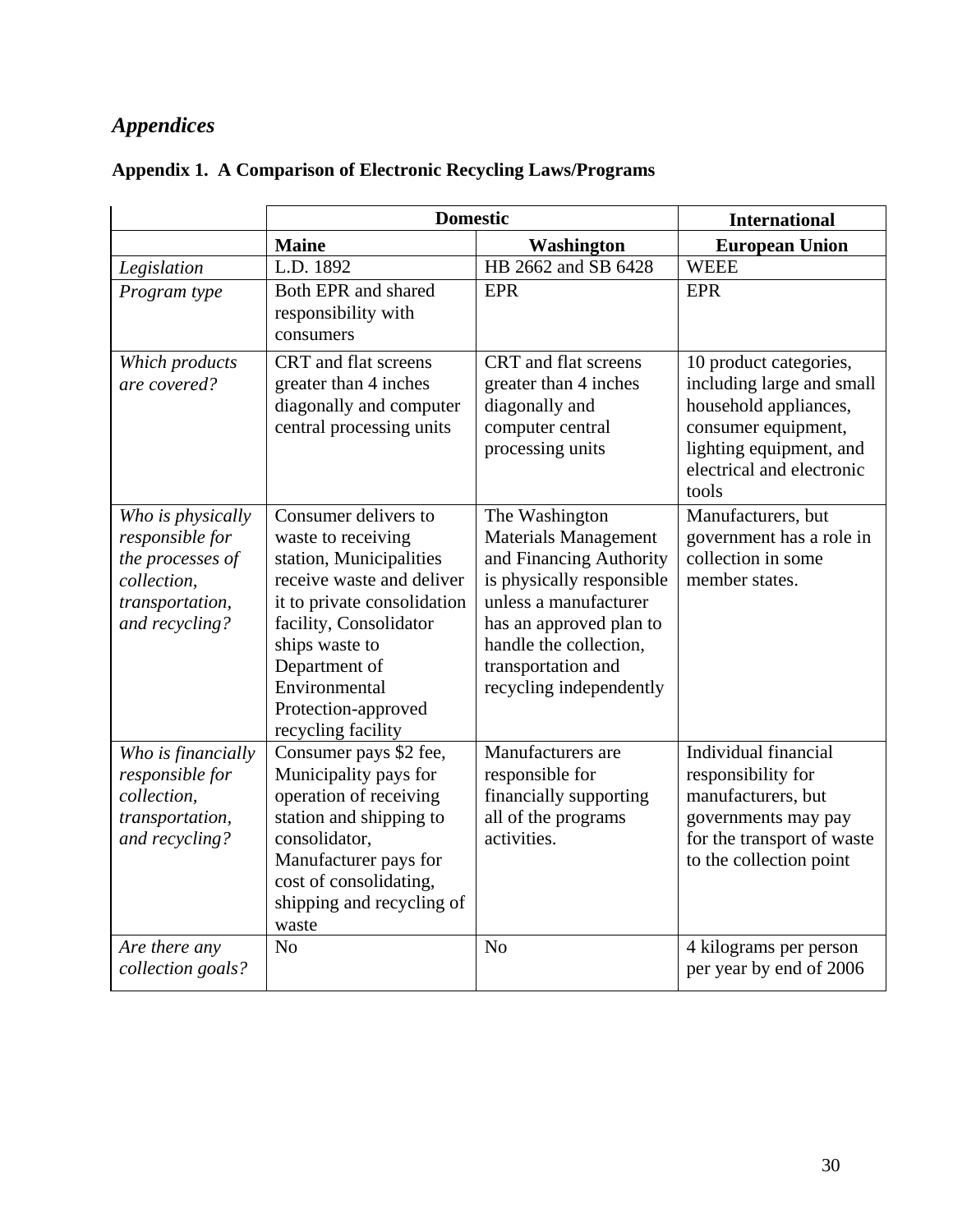## *Appendices*

### Appendix 1. A Comparison of Electronic Recycling Laws/Programs

| | Domestic | | International |
|---|---|---|---|
| | **Maine** | **Washington** | **European Union** |
| *Legislation* | L.D. 1892 | HB 2662 and SB 6428 | WEEE |
| *Program type* | Both EPR and shared responsibility with consumers | EPR | EPR |
| *Which products are covered?* | CRT and flat screens greater than 4 inches diagonally and computer central processing units | CRT and flat screens greater than 4 inches diagonally and computer central processing units | 10 product categories, including large and small household appliances, consumer equipment, lighting equipment, and electrical and electronic tools |
| *Who is physically responsible for the processes of collection, transportation, and recycling?* | Consumer delivers to waste to receiving station, Municipalities receive waste and deliver it to private consolidation facility, Consolidator ships waste to Department of Environmental Protection-approved recycling facility | The Washington Materials Management and Financing Authority is physically responsible unless a manufacturer has an approved plan to handle the collection, transportation and recycling independently | Manufacturers, but government has a role in collection in some member states. |
| *Who is financially responsible for collection, transportation, and recycling?* | Consumer pays $2 fee, Municipality pays for operation of receiving station and shipping to consolidator, Manufacturer pays for cost of consolidating, shipping and recycling of waste | Manufacturers are responsible for financially supporting all of the programs activities. | Individual financial responsibility for manufacturers, but governments may pay for the transport of waste to the collection point |
| *Are there any collection goals?* | No | No | 4 kilograms per person per year by end of 2006 |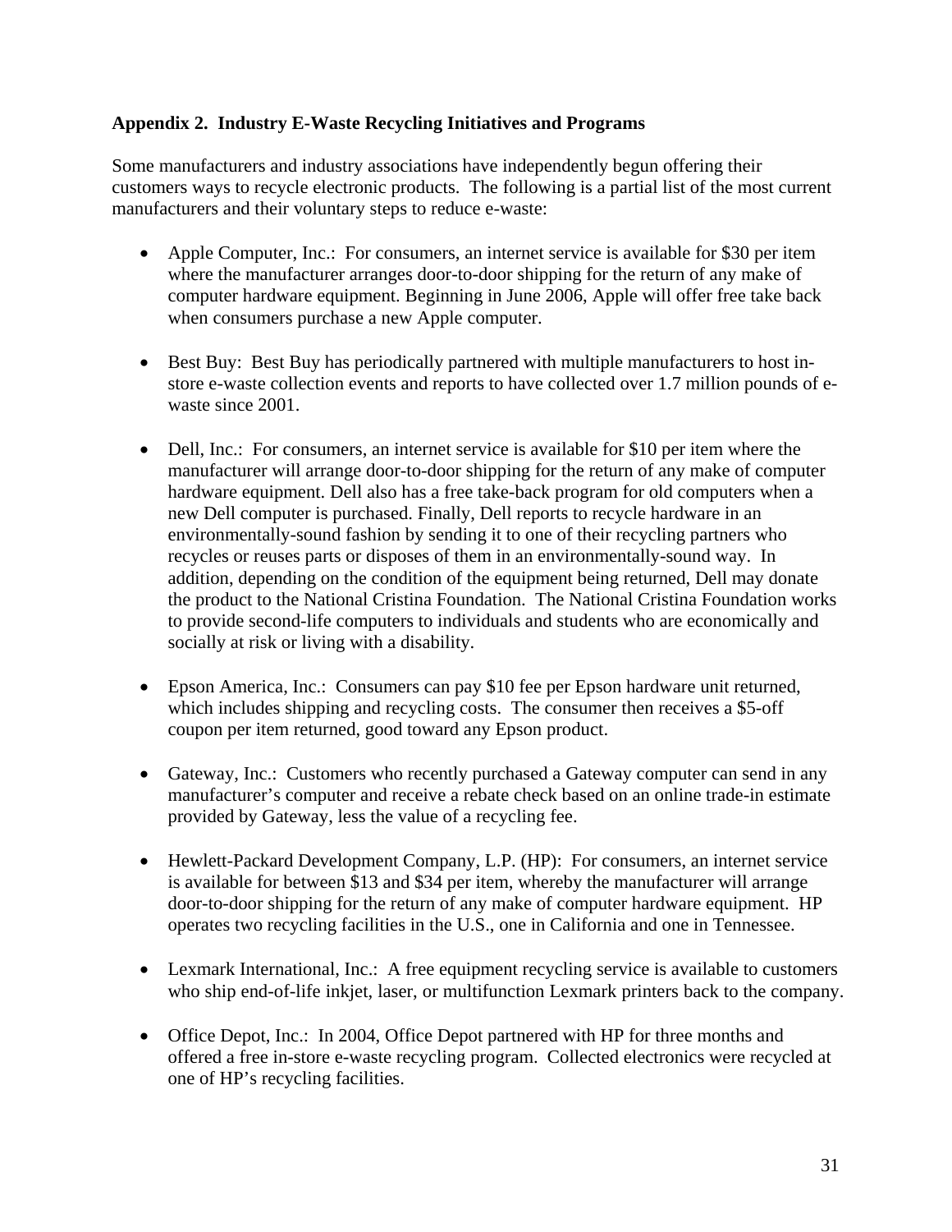## Appendix 2. Industry E-Waste Recycling Initiatives and Programs

Some manufacturers and industry associations have independently begun offering their customers ways to recycle electronic products. The following is a partial list of the most current manufacturers and their voluntary steps to reduce e-waste:

- Apple Computer, Inc.: For consumers, an internet service is available for $30 per item where the manufacturer arranges door-to-door shipping for the return of any make of computer hardware equipment. Beginning in June 2006, Apple will offer free take back when consumers purchase a new Apple computer.

- Best Buy: Best Buy has periodically partnered with multiple manufacturers to host in-store e-waste collection events and reports to have collected over 1.7 million pounds of e-waste since 2001.

- Dell, Inc.: For consumers, an internet service is available for $10 per item where the manufacturer will arrange door-to-door shipping for the return of any make of computer hardware equipment. Dell also has a free take-back program for old computers when a new Dell computer is purchased. Finally, Dell reports to recycle hardware in an environmentally-sound fashion by sending it to one of their recycling partners who recycles or reuses parts or disposes of them in an environmentally-sound way. In addition, depending on the condition of the equipment being returned, Dell may donate the product to the National Cristina Foundation. The National Cristina Foundation works to provide second-life computers to individuals and students who are economically and socially at risk or living with a disability.

- Epson America, Inc.: Consumers can pay $10 fee per Epson hardware unit returned, which includes shipping and recycling costs. The consumer then receives a $5-off coupon per item returned, good toward any Epson product.

- Gateway, Inc.: Customers who recently purchased a Gateway computer can send in any manufacturer's computer and receive a rebate check based on an online trade-in estimate provided by Gateway, less the value of a recycling fee.

- Hewlett-Packard Development Company, L.P. (HP): For consumers, an internet service is available for between $13 and $34 per item, whereby the manufacturer will arrange door-to-door shipping for the return of any make of computer hardware equipment. HP operates two recycling facilities in the U.S., one in California and one in Tennessee.

- Lexmark International, Inc.: A free equipment recycling service is available to customers who ship end-of-life inkjet, laser, or multifunction Lexmark printers back to the company.

- Office Depot, Inc.: In 2004, Office Depot partnered with HP for three months and offered a free in-store e-waste recycling program. Collected electronics were recycled at one of HP's recycling facilities.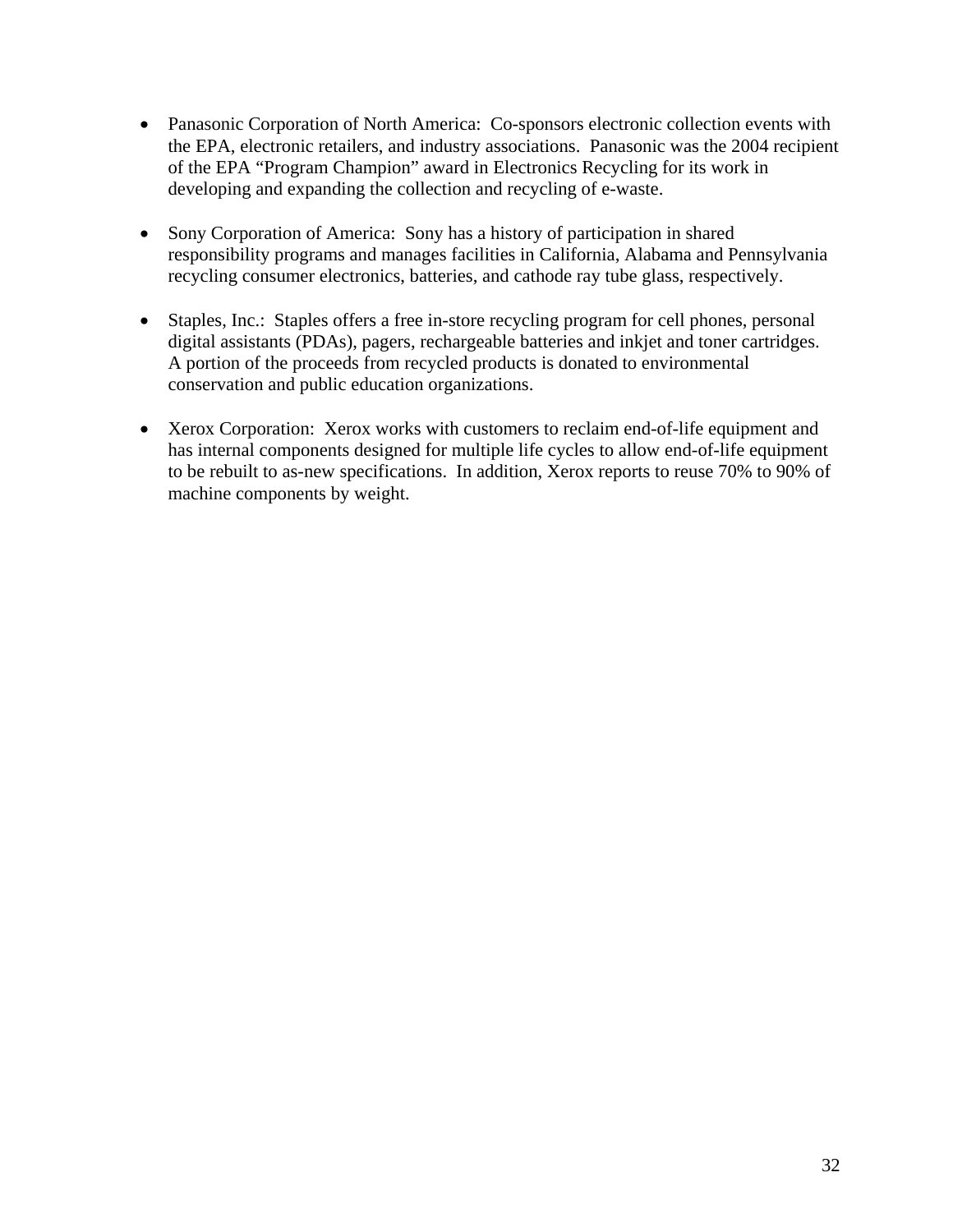- Panasonic Corporation of North America: Co-sponsors electronic collection events with the EPA, electronic retailers, and industry associations. Panasonic was the 2004 recipient of the EPA "Program Champion" award in Electronics Recycling for its work in developing and expanding the collection and recycling of e-waste.

- Sony Corporation of America: Sony has a history of participation in shared responsibility programs and manages facilities in California, Alabama and Pennsylvania recycling consumer electronics, batteries, and cathode ray tube glass, respectively.

- Staples, Inc.: Staples offers a free in-store recycling program for cell phones, personal digital assistants (PDAs), pagers, rechargeable batteries and inkjet and toner cartridges. A portion of the proceeds from recycled products is donated to environmental conservation and public education organizations.

- Xerox Corporation: Xerox works with customers to reclaim end-of-life equipment and has internal components designed for multiple life cycles to allow end-of-life equipment to be rebuilt to as-new specifications. In addition, Xerox reports to reuse 70% to 90% of machine components by weight.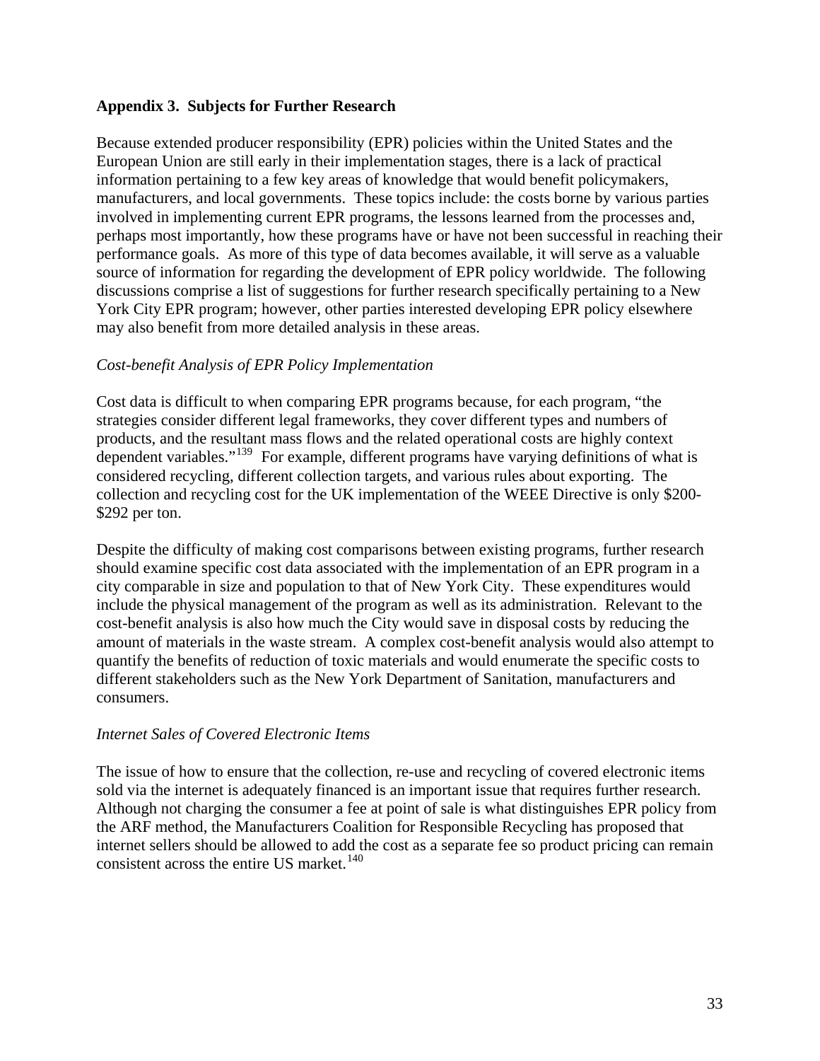**Appendix 3. Subjects for Further Research**

Because extended producer responsibility (EPR) policies within the United States and the European Union are still early in their implementation stages, there is a lack of practical information pertaining to a few key areas of knowledge that would benefit policymakers, manufacturers, and local governments. These topics include: the costs borne by various parties involved in implementing current EPR programs, the lessons learned from the processes and, perhaps most importantly, how these programs have or have not been successful in reaching their performance goals. As more of this type of data becomes available, it will serve as a valuable source of information for regarding the development of EPR policy worldwide. The following discussions comprise a list of suggestions for further research specifically pertaining to a New York City EPR program; however, other parties interested developing EPR policy elsewhere may also benefit from more detailed analysis in these areas.

*Cost-benefit Analysis of EPR Policy Implementation*

Cost data is difficult to when comparing EPR programs because, for each program, "the strategies consider different legal frameworks, they cover different types and numbers of products, and the resultant mass flows and the related operational costs are highly context dependent variables."[139] For example, different programs have varying definitions of what is considered recycling, different collection targets, and various rules about exporting. The collection and recycling cost for the UK implementation of the WEEE Directive is only \$200-\$292 per ton.

Despite the difficulty of making cost comparisons between existing programs, further research should examine specific cost data associated with the implementation of an EPR program in a city comparable in size and population to that of New York City. These expenditures would include the physical management of the program as well as its administration. Relevant to the cost-benefit analysis is also how much the City would save in disposal costs by reducing the amount of materials in the waste stream. A complex cost-benefit analysis would also attempt to quantify the benefits of reduction of toxic materials and would enumerate the specific costs to different stakeholders such as the New York Department of Sanitation, manufacturers and consumers.

*Internet Sales of Covered Electronic Items*

The issue of how to ensure that the collection, re-use and recycling of covered electronic items sold via the internet is adequately financed is an important issue that requires further research. Although not charging the consumer a fee at point of sale is what distinguishes EPR policy from the ARF method, the Manufacturers Coalition for Responsible Recycling has proposed that internet sellers should be allowed to add the cost as a separate fee so product pricing can remain consistent across the entire US market.[140]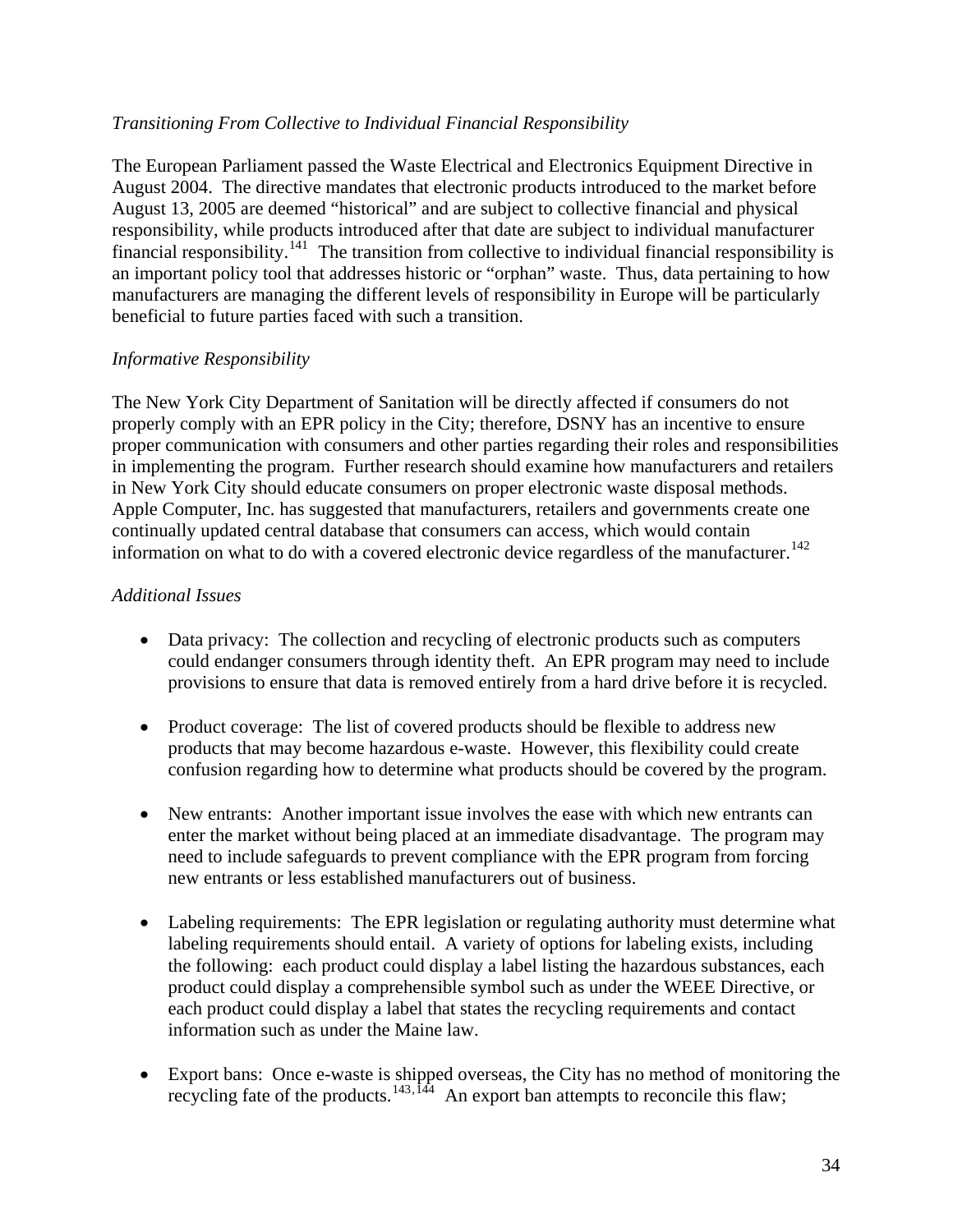*Transitioning From Collective to Individual Financial Responsibility*

The European Parliament passed the Waste Electrical and Electronics Equipment Directive in August 2004. The directive mandates that electronic products introduced to the market before August 13, 2005 are deemed "historical" and are subject to collective financial and physical responsibility, while products introduced after that date are subject to individual manufacturer financial responsibility.[141] The transition from collective to individual financial responsibility is an important policy tool that addresses historic or "orphan" waste. Thus, data pertaining to how manufacturers are managing the different levels of responsibility in Europe will be particularly beneficial to future parties faced with such a transition.

*Informative Responsibility*

The New York City Department of Sanitation will be directly affected if consumers do not properly comply with an EPR policy in the City; therefore, DSNY has an incentive to ensure proper communication with consumers and other parties regarding their roles and responsibilities in implementing the program. Further research should examine how manufacturers and retailers in New York City should educate consumers on proper electronic waste disposal methods. Apple Computer, Inc. has suggested that manufacturers, retailers and governments create one continually updated central database that consumers can access, which would contain information on what to do with a covered electronic device regardless of the manufacturer.[142]

*Additional Issues*

- Data privacy: The collection and recycling of electronic products such as computers could endanger consumers through identity theft. An EPR program may need to include provisions to ensure that data is removed entirely from a hard drive before it is recycled.

- Product coverage: The list of covered products should be flexible to address new products that may become hazardous e-waste. However, this flexibility could create confusion regarding how to determine what products should be covered by the program.

- New entrants: Another important issue involves the ease with which new entrants can enter the market without being placed at an immediate disadvantage. The program may need to include safeguards to prevent compliance with the EPR program from forcing new entrants or less established manufacturers out of business.

- Labeling requirements: The EPR legislation or regulating authority must determine what labeling requirements should entail. A variety of options for labeling exists, including the following: each product could display a label listing the hazardous substances, each product could display a comprehensible symbol such as under the WEEE Directive, or each product could display a label that states the recycling requirements and contact information such as under the Maine law.

- Export bans: Once e-waste is shipped overseas, the City has no method of monitoring the recycling fate of the products.[143,144] An export ban attempts to reconcile this flaw;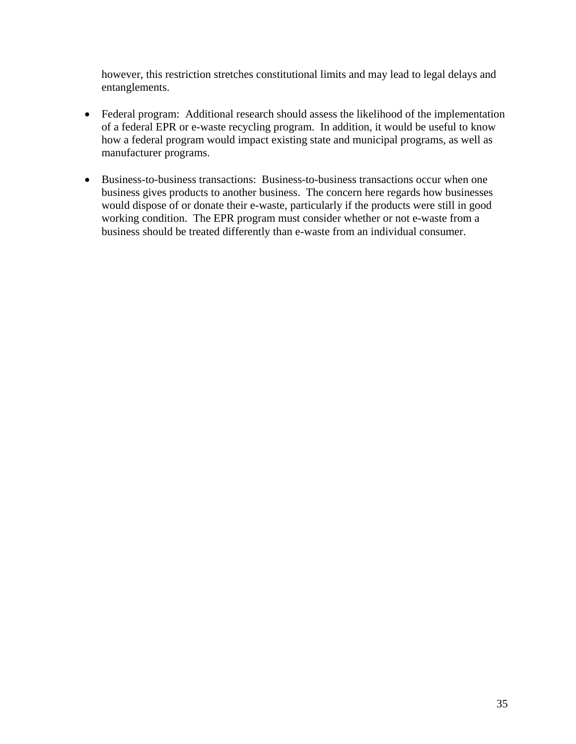however, this restriction stretches constitutional limits and may lead to legal delays and entanglements.

- Federal program: Additional research should assess the likelihood of the implementation of a federal EPR or e-waste recycling program. In addition, it would be useful to know how a federal program would impact existing state and municipal programs, as well as manufacturer programs.

- Business-to-business transactions: Business-to-business transactions occur when one business gives products to another business. The concern here regards how businesses would dispose of or donate their e-waste, particularly if the products were still in good working condition. The EPR program must consider whether or not e-waste from a business should be treated differently than e-waste from an individual consumer.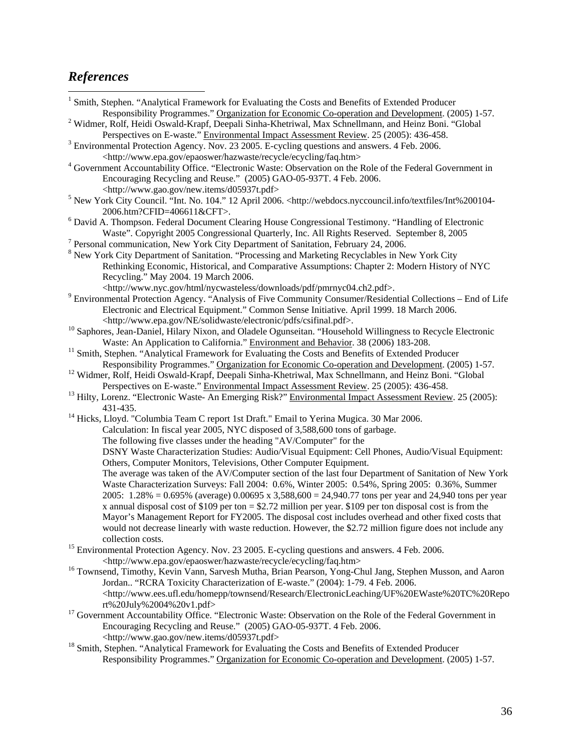## *References*

[1] Smith, Stephen. "Analytical Framework for Evaluating the Costs and Benefits of Extended Producer Responsibility Programmes." Organization for Economic Co-operation and Development. (2005) 1-57.

[2] Widmer, Rolf, Heidi Oswald-Krapf, Deepali Sinha-Khetriwal, Max Schnellmann, and Heinz Boni. "Global Perspectives on E-waste." Environmental Impact Assessment Review. 25 (2005): 436-458.

[3] Environmental Protection Agency. Nov. 23 2005. E-cycling questions and answers. 4 Feb. 2006. <http://www.epa.gov/epaoswer/hazwaste/recycle/ecycling/faq.htm>

[4] Government Accountability Office. "Electronic Waste: Observation on the Role of the Federal Government in Encouraging Recycling and Reuse." (2005) GAO-05-937T. 4 Feb. 2006. <http://www.gao.gov/new.items/d05937t.pdf>

[5] New York City Council. "Int. No. 104." 12 April 2006. <http://webdocs.nyccouncil.info/textfiles/Int%200104-2006.htm?CFID=406611&CFT>.

[6] David A. Thompson. Federal Document Clearing House Congressional Testimony. "Handling of Electronic Waste". Copyright 2005 Congressional Quarterly, Inc. All Rights Reserved. September 8, 2005

[7] Personal communication, New York City Department of Sanitation, February 24, 2006.

[8] New York City Department of Sanitation. "Processing and Marketing Recyclables in New York City Rethinking Economic, Historical, and Comparative Assumptions: Chapter 2: Modern History of NYC Recycling." May 2004. 19 March 2006. <http://www.nyc.gov/html/nycwasteless/downloads/pdf/pmrnyc04.ch2.pdf>.

[9] Environmental Protection Agency. "Analysis of Five Community Consumer/Residential Collections – End of Life Electronic and Electrical Equipment." Common Sense Initiative. April 1999. 18 March 2006. <http://www.epa.gov/NE/solidwaste/electronic/pdfs/csifinal.pdf>.

[10] Saphores, Jean-Daniel, Hilary Nixon, and Oladele Ogunseitan. "Household Willingness to Recycle Electronic Waste: An Application to California." Environment and Behavior. 38 (2006) 183-208.

[11] Smith, Stephen. "Analytical Framework for Evaluating the Costs and Benefits of Extended Producer Responsibility Programmes." Organization for Economic Co-operation and Development. (2005) 1-57.

[12] Widmer, Rolf, Heidi Oswald-Krapf, Deepali Sinha-Khetriwal, Max Schnellmann, and Heinz Boni. "Global Perspectives on E-waste." Environmental Impact Assessment Review. 25 (2005): 436-458.

[13] Hilty, Lorenz. "Electronic Waste- An Emerging Risk?" Environmental Impact Assessment Review. 25 (2005): 431-435.

[14] Hicks, Lloyd. "Columbia Team C report 1st Draft." Email to Yerina Mugica. 30 Mar 2006.
Calculation: In fiscal year 2005, NYC disposed of 3,588,600 tons of garbage.
The following five classes under the heading "AV/Computer" for the
DSNY Waste Characterization Studies: Audio/Visual Equipment: Cell Phones, Audio/Visual Equipment: Others, Computer Monitors, Televisions, Other Computer Equipment.
The average was taken of the AV/Computer section of the last four Department of Sanitation of New York Waste Characterization Surveys: Fall 2004: 0.6%, Winter 2005: 0.54%, Spring 2005: 0.36%, Summer 2005: 1.28% = 0.695% (average) 0.00695 x 3,588,600 = 24,940.77 tons per year and 24,940 tons per year x annual disposal cost of $109 per ton = $2.72 million per year. $109 per ton disposal cost is from the Mayor's Management Report for FY2005. The disposal cost includes overhead and other fixed costs that would not decrease linearly with waste reduction. However, the $2.72 million figure does not include any collection costs.

[15] Environmental Protection Agency. Nov. 23 2005. E-cycling questions and answers. 4 Feb. 2006. <http://www.epa.gov/epaoswer/hazwaste/recycle/ecycling/faq.htm>

[16] Townsend, Timothy, Kevin Vann, Sarvesh Mutha, Brian Pearson, Yong-Chul Jang, Stephen Musson, and Aaron Jordan.. "RCRA Toxicity Characterization of E-waste." (2004): 1-79. 4 Feb. 2006. <http://www.ees.ufl.edu/homepp/townsend/Research/ElectronicLeaching/UF%20EWaste%20TC%20Report%20July%2004%20v1.pdf>

[17] Government Accountability Office. "Electronic Waste: Observation on the Role of the Federal Government in Encouraging Recycling and Reuse." (2005) GAO-05-937T. 4 Feb. 2006. <http://www.gao.gov/new.items/d05937t.pdf>

[18] Smith, Stephen. "Analytical Framework for Evaluating the Costs and Benefits of Extended Producer Responsibility Programmes." Organization for Economic Co-operation and Development. (2005) 1-57.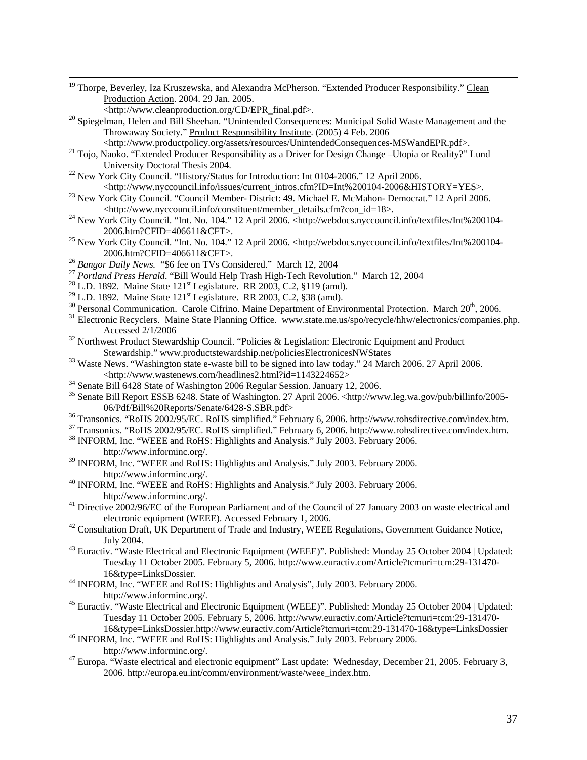[19] Thorpe, Beverley, Iza Kruszewska, and Alexandra McPherson. "Extended Producer Responsibility." Clean Production Action. 2004. 29 Jan. 2005. <http://www.cleanproduction.org/CD/EPR_final.pdf>.

[20] Spiegelman, Helen and Bill Sheehan. "Unintended Consequences: Municipal Solid Waste Management and the Throwaway Society." Product Responsibility Institute. (2005) 4 Feb. 2006 <http://www.productpolicy.org/assets/resources/UnintendedConsequences-MSWandEPR.pdf>.

[21] Tojo, Naoko. "Extended Producer Responsibility as a Driver for Design Change –Utopia or Reality?" Lund University Doctoral Thesis 2004.

[22] New York City Council. "History/Status for Introduction: Int 0104-2006." 12 April 2006. <http://www.nyccouncil.info/issues/current_intros.cfm?ID=Int%200104-2006&HISTORY=YES>.

[23] New York City Council. "Council Member- District: 49. Michael E. McMahon- Democrat." 12 April 2006. <http://www.nyccouncil.info/constituent/member_details.cfm?con_id=18>.

[24] New York City Council. "Int. No. 104." 12 April 2006. <http://webdocs.nyccouncil.info/textfiles/Int%200104-2006.htm?CFID=406611&CFT>.

[25] New York City Council. "Int. No. 104." 12 April 2006. <http://webdocs.nyccouncil.info/textfiles/Int%200104-2006.htm?CFID=406611&CFT>.

[26] *Bangor Daily News.* "$6 fee on TVs Considered." March 12, 2004

[27] *Portland Press Herald*. "Bill Would Help Trash High-Tech Revolution." March 12, 2004

[28] L.D. 1892. Maine State 121st Legislature. RR 2003, C.2, §119 (amd).

[29] L.D. 1892. Maine State 121st Legislature. RR 2003, C.2, §38 (amd).

[30] Personal Communication. Carole Cifrino. Maine Department of Environmental Protection. March 20th, 2006.

[31] Electronic Recyclers. Maine State Planning Office. www.state.me.us/spo/recycle/hhw/electronics/companies.php. Accessed 2/1/2006

[32] Northwest Product Stewardship Council. "Policies & Legislation: Electronic Equipment and Product Stewardship." www.productstewardship.net/policiesElectronicesNWStates

[33] Waste News. "Washington state e-waste bill to be signed into law today." 24 March 2006. 27 April 2006. <http://www.wastenews.com/headlines2.html?id=1143224652>

[34] Senate Bill 6428 State of Washington 2006 Regular Session. January 12, 2006.

[35] Senate Bill Report ESSB 6248. State of Washington. 27 April 2006. <http://www.leg.wa.gov/pub/billinfo/2005-06/Pdf/Bill%20Reports/Senate/6428-S.SBR.pdf>

[36] Transonics. "RoHS 2002/95/EC. RoHS simplified." February 6, 2006. http://www.rohsdirective.com/index.htm.

[37] Transonics. "RoHS 2002/95/EC. RoHS simplified." February 6, 2006. http://www.rohsdirective.com/index.htm.

[38] INFORM, Inc. "WEEE and RoHS: Highlights and Analysis." July 2003. February 2006. http://www.informinc.org/.

[39] INFORM, Inc. "WEEE and RoHS: Highlights and Analysis." July 2003. February 2006. http://www.informinc.org/.

[40] INFORM, Inc. "WEEE and RoHS: Highlights and Analysis." July 2003. February 2006. http://www.informinc.org/.

[41] Directive 2002/96/EC of the European Parliament and of the Council of 27 January 2003 on waste electrical and electronic equipment (WEEE). Accessed February 1, 2006.

[42] Consultation Draft, UK Department of Trade and Industry, WEEE Regulations, Government Guidance Notice, July 2004.

[43] Euractiv. "Waste Electrical and Electronic Equipment (WEEE)". Published: Monday 25 October 2004 | Updated: Tuesday 11 October 2005. February 5, 2006. http://www.euractiv.com/Article?tcmuri=tcm:29-131470-16&type=LinksDossier.

[44] INFORM, Inc. "WEEE and RoHS: Highlights and Analysis", July 2003. February 2006. http://www.informinc.org/.

[45] Euractiv. "Waste Electrical and Electronic Equipment (WEEE)". Published: Monday 25 October 2004 | Updated: Tuesday 11 October 2005. February 5, 2006. http://www.euractiv.com/Article?tcmuri=tcm:29-131470-16&type=LinksDossier.http://www.euractiv.com/Article?tcmuri=tcm:29-131470-16&type=LinksDossier

[46] INFORM, Inc. "WEEE and RoHS: Highlights and Analysis." July 2003. February 2006. http://www.informinc.org/.

[47] Europa. "Waste electrical and electronic equipment" Last update: Wednesday, December 21, 2005. February 3, 2006. http://europa.eu.int/comm/environment/waste/weee_index.htm.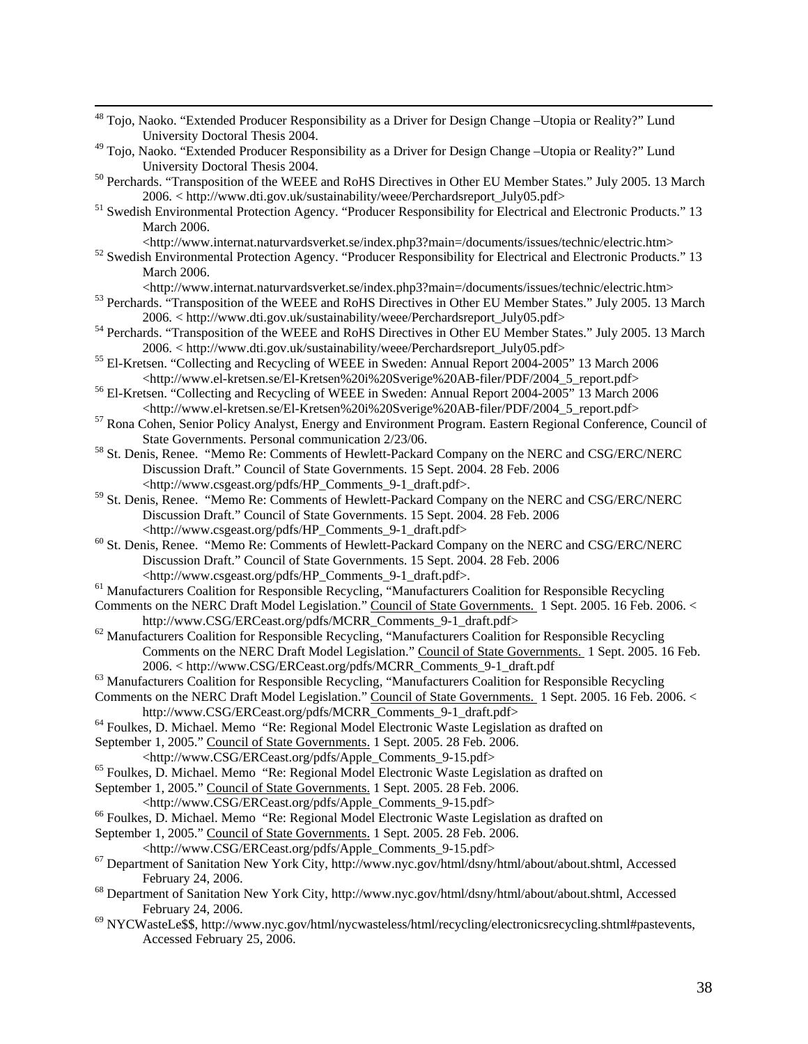[48] Tojo, Naoko. "Extended Producer Responsibility as a Driver for Design Change –Utopia or Reality?" Lund University Doctoral Thesis 2004.

[49] Tojo, Naoko. "Extended Producer Responsibility as a Driver for Design Change –Utopia or Reality?" Lund University Doctoral Thesis 2004.

[50] Perchards. "Transposition of the WEEE and RoHS Directives in Other EU Member States." July 2005. 13 March 2006. < http://www.dti.gov.uk/sustainability/weee/Perchardsreport_July05.pdf>

[51] Swedish Environmental Protection Agency. "Producer Responsibility for Electrical and Electronic Products." 13 March 2006. <http://www.internat.naturvardsverket.se/index.php3?main=/documents/issues/technic/electric.htm>

[52] Swedish Environmental Protection Agency. "Producer Responsibility for Electrical and Electronic Products." 13 March 2006. <http://www.internat.naturvardsverket.se/index.php3?main=/documents/issues/technic/electric.htm>

[53] Perchards. "Transposition of the WEEE and RoHS Directives in Other EU Member States." July 2005. 13 March 2006. < http://www.dti.gov.uk/sustainability/weee/Perchardsreport_July05.pdf>

[54] Perchards. "Transposition of the WEEE and RoHS Directives in Other EU Member States." July 2005. 13 March 2006. < http://www.dti.gov.uk/sustainability/weee/Perchardsreport_July05.pdf>

[55] El-Kretsen. "Collecting and Recycling of WEEE in Sweden: Annual Report 2004-2005" 13 March 2006 <http://www.el-kretsen.se/El-Kretsen%20i%20Sverige%20AB-filer/PDF/2004_5_report.pdf>

[56] El-Kretsen. "Collecting and Recycling of WEEE in Sweden: Annual Report 2004-2005" 13 March 2006 <http://www.el-kretsen.se/El-Kretsen%20i%20Sverige%20AB-filer/PDF/2004_5_report.pdf>

[57] Rona Cohen, Senior Policy Analyst, Energy and Environment Program. Eastern Regional Conference, Council of State Governments. Personal communication 2/23/06.

[58] St. Denis, Renee. "Memo Re: Comments of Hewlett-Packard Company on the NERC and CSG/ERC/NERC Discussion Draft." Council of State Governments. 15 Sept. 2004. 28 Feb. 2006 <http://www.csgeast.org/pdfs/HP_Comments_9-1_draft.pdf>.

[59] St. Denis, Renee. "Memo Re: Comments of Hewlett-Packard Company on the NERC and CSG/ERC/NERC Discussion Draft." Council of State Governments. 15 Sept. 2004. 28 Feb. 2006 <http://www.csgeast.org/pdfs/HP_Comments_9-1_draft.pdf>

[60] St. Denis, Renee. "Memo Re: Comments of Hewlett-Packard Company on the NERC and CSG/ERC/NERC Discussion Draft." Council of State Governments. 15 Sept. 2004. 28 Feb. 2006 <http://www.csgeast.org/pdfs/HP_Comments_9-1_draft.pdf>.

[61] Manufacturers Coalition for Responsible Recycling, "Manufacturers Coalition for Responsible Recycling Comments on the NERC Draft Model Legislation." Council of State Governments. 1 Sept. 2005. 16 Feb. 2006. < http://www.CSG/ERCeast.org/pdfs/MCRR_Comments_9-1_draft.pdf>

[62] Manufacturers Coalition for Responsible Recycling, "Manufacturers Coalition for Responsible Recycling Comments on the NERC Draft Model Legislation." Council of State Governments. 1 Sept. 2005. 16 Feb. 2006. < http://www.CSG/ERCeast.org/pdfs/MCRR_Comments_9-1_draft.pdf

[63] Manufacturers Coalition for Responsible Recycling, "Manufacturers Coalition for Responsible Recycling Comments on the NERC Draft Model Legislation." Council of State Governments. 1 Sept. 2005. 16 Feb. 2006. < http://www.CSG/ERCeast.org/pdfs/MCRR_Comments_9-1_draft.pdf>

[64] Foulkes, D. Michael. Memo "Re: Regional Model Electronic Waste Legislation as drafted on September 1, 2005." Council of State Governments. 1 Sept. 2005. 28 Feb. 2006. <http://www.CSG/ERCeast.org/pdfs/Apple_Comments_9-15.pdf>

[65] Foulkes, D. Michael. Memo "Re: Regional Model Electronic Waste Legislation as drafted on September 1, 2005." Council of State Governments. 1 Sept. 2005. 28 Feb. 2006. <http://www.CSG/ERCeast.org/pdfs/Apple_Comments_9-15.pdf>

[66] Foulkes, D. Michael. Memo "Re: Regional Model Electronic Waste Legislation as drafted on September 1, 2005." Council of State Governments. 1 Sept. 2005. 28 Feb. 2006. <http://www.CSG/ERCeast.org/pdfs/Apple_Comments_9-15.pdf>

[67] Department of Sanitation New York City, http://www.nyc.gov/html/dsny/html/about/about.shtml, Accessed February 24, 2006.

[68] Department of Sanitation New York City, http://www.nyc.gov/html/dsny/html/about/about.shtml, Accessed February 24, 2006.

[69] NYCWasteLe$$, http://www.nyc.gov/html/nycwasteless/html/recycling/electronicsrecycling.shtml#pastevents, Accessed February 25, 2006.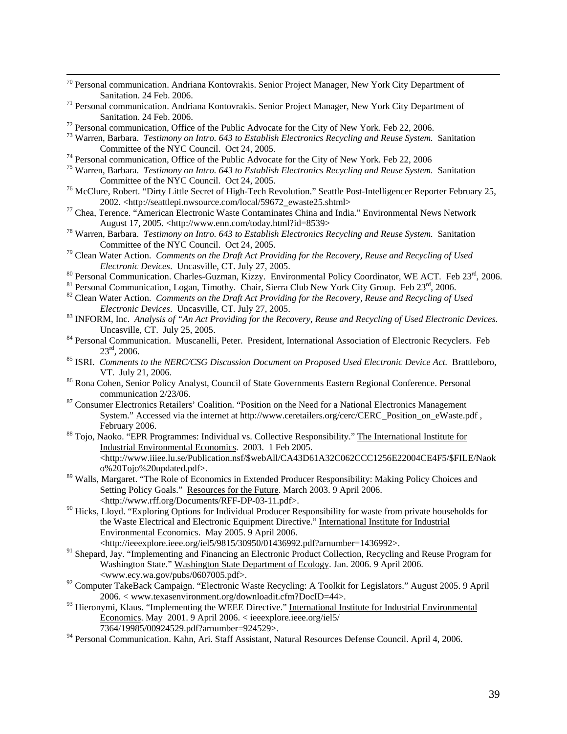[70] Personal communication. Andriana Kontovrakis. Senior Project Manager, New York City Department of Sanitation. 24 Feb. 2006.

[71] Personal communication. Andriana Kontovrakis. Senior Project Manager, New York City Department of Sanitation. 24 Feb. 2006.

[72] Personal communication, Office of the Public Advocate for the City of New York. Feb 22, 2006.

[73] Warren, Barbara. *Testimony on Intro. 643 to Establish Electronics Recycling and Reuse System.* Sanitation Committee of the NYC Council. Oct 24, 2005.

[74] Personal communication, Office of the Public Advocate for the City of New York. Feb 22, 2006

[75] Warren, Barbara. *Testimony on Intro. 643 to Establish Electronics Recycling and Reuse System.* Sanitation Committee of the NYC Council. Oct 24, 2005.

[76] McClure, Robert. "Dirty Little Secret of High-Tech Revolution." Seattle Post-Intelligencer Reporter February 25, 2002. <http://seattlepi.nwsource.com/local/59672_ewaste25.shtml>

[77] Chea, Terence. "American Electronic Waste Contaminates China and India." Environmental News Network August 17, 2005. <http://www.enn.com/today.html?id=8539>

[78] Warren, Barbara. *Testimony on Intro. 643 to Establish Electronics Recycling and Reuse System.* Sanitation Committee of the NYC Council. Oct 24, 2005.

[79] Clean Water Action. *Comments on the Draft Act Providing for the Recovery, Reuse and Recycling of Used Electronic Devices*. Uncasville, CT. July 27, 2005.

[80] Personal Communication. Charles-Guzman, Kizzy. Environmental Policy Coordinator, WE ACT. Feb 23rd, 2006.

[81] Personal Communication, Logan, Timothy. Chair, Sierra Club New York City Group. Feb 23rd, 2006.

[82] Clean Water Action. *Comments on the Draft Act Providing for the Recovery, Reuse and Recycling of Used Electronic Devices*. Uncasville, CT. July 27, 2005.

[83] INFORM, Inc. *Analysis of "An Act Providing for the Recovery, Reuse and Recycling of Used Electronic Devices.* Uncasville, CT. July 25, 2005.

[84] Personal Communication. Muscanelli, Peter. President, International Association of Electronic Recyclers. Feb 23rd, 2006.

[85] ISRI. *Comments to the NERC/CSG Discussion Document on Proposed Used Electronic Device Act.* Brattleboro, VT. July 21, 2006.

[86] Rona Cohen, Senior Policy Analyst, Council of State Governments Eastern Regional Conference. Personal communication 2/23/06.

[87] Consumer Electronics Retailers' Coalition. "Position on the Need for a National Electronics Management System." Accessed via the internet at http://www.ceretailers.org/cerc/CERC_Position_on_eWaste.pdf , February 2006.

[88] Tojo, Naoko. "EPR Programmes: Individual vs. Collective Responsibility." The International Institute for Industrial Environmental Economics. 2003. 1 Feb 2005. <http://www.iiiee.lu.se/Publication.nsf/$webAll/CA43D61A32C062CCC1256E22004CE4F5/$FILE/Naoko%20Tojo%20updated.pdf>.

[89] Walls, Margaret. "The Role of Economics in Extended Producer Responsibility: Making Policy Choices and Setting Policy Goals." Resources for the Future. March 2003. 9 April 2006. <http://www.rff.org/Documents/RFF-DP-03-11.pdf>.

[90] Hicks, Lloyd. "Exploring Options for Individual Producer Responsibility for waste from private households for the Waste Electrical and Electronic Equipment Directive." International Institute for Industrial Environmental Economics. May 2005. 9 April 2006. <http://ieeexplore.ieee.org/iel5/9815/30950/01436992.pdf?arnumber=1436992>.

[91] Shepard, Jay. "Implementing and Financing an Electronic Product Collection, Recycling and Reuse Program for Washington State." Washington State Department of Ecology. Jan. 2006. 9 April 2006. <www.ecy.wa.gov/pubs/0607005.pdf>.

[92] Computer TakeBack Campaign. "Electronic Waste Recycling: A Toolkit for Legislators." August 2005. 9 April 2006. < www.texasenvironment.org/downloadit.cfm?DocID=44>.

[93] Hieronymi, Klaus. "Implementing the WEEE Directive." International Institute for Industrial Environmental Economics. May 2001. 9 April 2006. < ieeexplore.ieee.org/iel5/7364/19985/00924529.pdf?arnumber=924529>.

[94] Personal Communication. Kahn, Ari. Staff Assistant, Natural Resources Defense Council. April 4, 2006.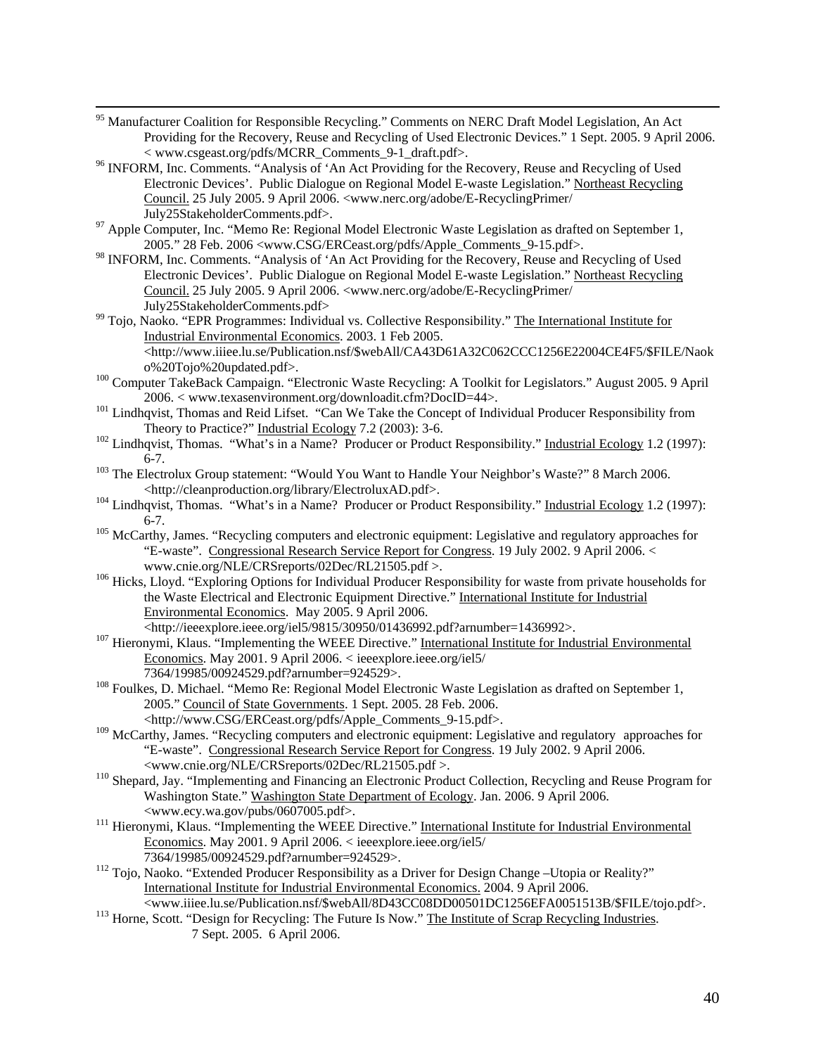[95] Manufacturer Coalition for Responsible Recycling." Comments on NERC Draft Model Legislation, An Act Providing for the Recovery, Reuse and Recycling of Used Electronic Devices." 1 Sept. 2005. 9 April 2006. < www.csgeast.org/pdfs/MCRR_Comments_9-1_draft.pdf>.

[96] INFORM, Inc. Comments. "Analysis of 'An Act Providing for the Recovery, Reuse and Recycling of Used Electronic Devices'. Public Dialogue on Regional Model E-waste Legislation." Northeast Recycling Council. 25 July 2005. 9 April 2006. <www.nerc.org/adobe/E-RecyclingPrimer/July25StakeholderComments.pdf>.

[97] Apple Computer, Inc. "Memo Re: Regional Model Electronic Waste Legislation as drafted on September 1, 2005." 28 Feb. 2006 <www.CSG/ERCeast.org/pdfs/Apple_Comments_9-15.pdf>.

[98] INFORM, Inc. Comments. "Analysis of 'An Act Providing for the Recovery, Reuse and Recycling of Used Electronic Devices'. Public Dialogue on Regional Model E-waste Legislation." Northeast Recycling Council. 25 July 2005. 9 April 2006. <www.nerc.org/adobe/E-RecyclingPrimer/July25StakeholderComments.pdf>

[99] Tojo, Naoko. "EPR Programmes: Individual vs. Collective Responsibility." The International Institute for Industrial Environmental Economics. 2003. 1 Feb 2005. <http://www.iiiee.lu.se/Publication.nsf/$webAll/CA43D61A32C062CCC1256E22004CE4F5/$FILE/Naoko%20Tojo%20updated.pdf>.

[100] Computer TakeBack Campaign. "Electronic Waste Recycling: A Toolkit for Legislators." August 2005. 9 April 2006. < www.texasenvironment.org/downloadit.cfm?DocID=44>.

[101] Lindhqvist, Thomas and Reid Lifset. "Can We Take the Concept of Individual Producer Responsibility from Theory to Practice?" Industrial Ecology 7.2 (2003): 3-6.

[102] Lindhqvist, Thomas. "What's in a Name? Producer or Product Responsibility." Industrial Ecology 1.2 (1997): 6-7.

[103] The Electrolux Group statement: "Would You Want to Handle Your Neighbor's Waste?" 8 March 2006. <http://cleanproduction.org/library/ElectroluxAD.pdf>.

[104] Lindhqvist, Thomas. "What's in a Name? Producer or Product Responsibility." Industrial Ecology 1.2 (1997): 6-7.

[105] McCarthy, James. "Recycling computers and electronic equipment: Legislative and regulatory approaches for "E-waste". Congressional Research Service Report for Congress. 19 July 2002. 9 April 2006. < www.cnie.org/NLE/CRSreports/02Dec/RL21505.pdf >.

[106] Hicks, Lloyd. "Exploring Options for Individual Producer Responsibility for waste from private households for the Waste Electrical and Electronic Equipment Directive." International Institute for Industrial Environmental Economics. May 2005. 9 April 2006. <http://ieeexplore.ieee.org/iel5/9815/30950/01436992.pdf?arnumber=1436992>.

[107] Hieronymi, Klaus. "Implementing the WEEE Directive." International Institute for Industrial Environmental Economics. May 2001. 9 April 2006. < ieeexplore.ieee.org/iel5/7364/19985/00924529.pdf?arnumber=924529>.

[108] Foulkes, D. Michael. "Memo Re: Regional Model Electronic Waste Legislation as drafted on September 1, 2005." Council of State Governments. 1 Sept. 2005. 28 Feb. 2006. <http://www.CSG/ERCeast.org/pdfs/Apple_Comments_9-15.pdf>.

[109] McCarthy, James. "Recycling computers and electronic equipment: Legislative and regulatory approaches for "E-waste". Congressional Research Service Report for Congress. 19 July 2002. 9 April 2006. <www.cnie.org/NLE/CRSreports/02Dec/RL21505.pdf >.

[110] Shepard, Jay. "Implementing and Financing an Electronic Product Collection, Recycling and Reuse Program for Washington State." Washington State Department of Ecology. Jan. 2006. 9 April 2006. <www.ecy.wa.gov/pubs/0607005.pdf>.

[111] Hieronymi, Klaus. "Implementing the WEEE Directive." International Institute for Industrial Environmental Economics. May 2001. 9 April 2006. < ieeexplore.ieee.org/iel5/7364/19985/00924529.pdf?arnumber=924529>.

[112] Tojo, Naoko. "Extended Producer Responsibility as a Driver for Design Change –Utopia or Reality?" International Institute for Industrial Environmental Economics. 2004. 9 April 2006. <www.iiiee.lu.se/Publication.nsf/$webAll/8D43CC08DD00501DC1256EFA0051513B/$FILE/tojo.pdf>.

[113] Horne, Scott. "Design for Recycling: The Future Is Now." The Institute of Scrap Recycling Industries. 7 Sept. 2005. 6 April 2006.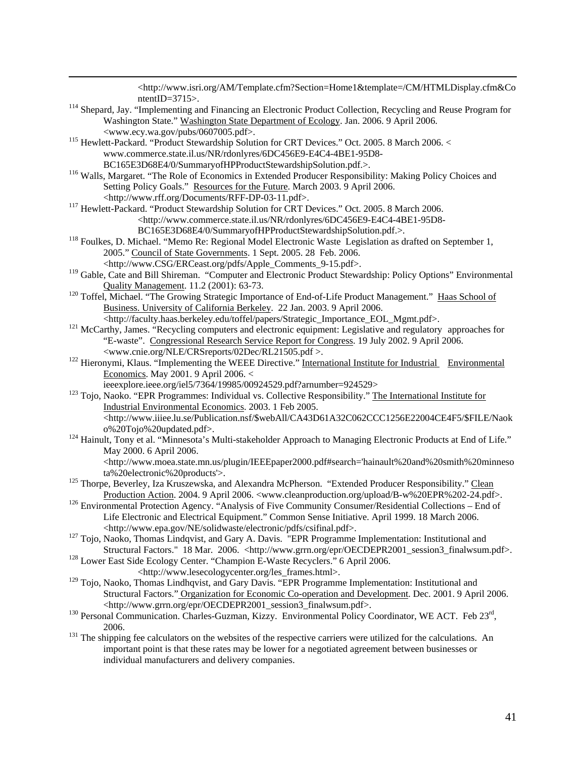<http://www.isri.org/AM/Template.cfm?Section=Home1&template=/CM/HTMLDisplay.cfm&ContentID=3715>.

[114] Shepard, Jay. "Implementing and Financing an Electronic Product Collection, Recycling and Reuse Program for Washington State." Washington State Department of Ecology. Jan. 2006. 9 April 2006. <www.ecy.wa.gov/pubs/0607005.pdf>.

[115] Hewlett-Packard. "Product Stewardship Solution for CRT Devices." Oct. 2005. 8 March 2006. < www.commerce.state.il.us/NR/rdonlyres/6DC456E9-E4C4-4BE1-95D8-BC165E3D68E4/0/SummaryofHPProductStewardshipSolution.pdf.>.

[116] Walls, Margaret. "The Role of Economics in Extended Producer Responsibility: Making Policy Choices and Setting Policy Goals." Resources for the Future. March 2003. 9 April 2006. <http://www.rff.org/Documents/RFF-DP-03-11.pdf>.

[117] Hewlett-Packard. "Product Stewardship Solution for CRT Devices." Oct. 2005. 8 March 2006. <http://www.commerce.state.il.us/NR/rdonlyres/6DC456E9-E4C4-4BE1-95D8-BC165E3D68E4/0/SummaryofHPProductStewardshipSolution.pdf.>.

[118] Foulkes, D. Michael. "Memo Re: Regional Model Electronic Waste Legislation as drafted on September 1, 2005." Council of State Governments. 1 Sept. 2005. 28 Feb. 2006. <http://www.CSG/ERCeast.org/pdfs/Apple_Comments_9-15.pdf>.

[119] Gable, Cate and Bill Shireman. "Computer and Electronic Product Stewardship: Policy Options" Environmental Quality Management. 11.2 (2001): 63-73.

[120] Toffel, Michael. "The Growing Strategic Importance of End-of-Life Product Management." Haas School of Business. University of California Berkeley. 22 Jan. 2003. 9 April 2006. <http://faculty.haas.berkeley.edu/toffel/papers/Strategic_Importance_EOL_Mgmt.pdf>.

[121] McCarthy, James. "Recycling computers and electronic equipment: Legislative and regulatory approaches for "E-waste". Congressional Research Service Report for Congress. 19 July 2002. 9 April 2006. <www.cnie.org/NLE/CRSreports/02Dec/RL21505.pdf >.

[122] Hieronymi, Klaus. "Implementing the WEEE Directive." International Institute for Industrial Environmental Economics. May 2001. 9 April 2006. < ieeexplore.ieee.org/iel5/7364/19985/00924529.pdf?arnumber=924529>

[123] Tojo, Naoko. "EPR Programmes: Individual vs. Collective Responsibility." The International Institute for Industrial Environmental Economics. 2003. 1 Feb 2005. <http://www.iiiee.lu.se/Publication.nsf/$webAll/CA43D61A32C062CCC1256E22004CE4F5/$FILE/Naoko%20Tojo%20updated.pdf>.

[124] Hainult, Tony et al. "Minnesota's Multi-stakeholder Approach to Managing Electronic Products at End of Life." May 2000. 6 April 2006. <http://www.moea.state.mn.us/plugin/IEEEpaper2000.pdf#search='hainault%20and%20smith%20minnesota%20electronic%20products'>.

[125] Thorpe, Beverley, Iza Kruszewska, and Alexandra McPherson. "Extended Producer Responsibility." Clean Production Action. 2004. 9 April 2006. <www.cleanproduction.org/upload/B-w%20EPR%202-24.pdf>.

[126] Environmental Protection Agency. "Analysis of Five Community Consumer/Residential Collections – End of Life Electronic and Electrical Equipment." Common Sense Initiative. April 1999. 18 March 2006. <http://www.epa.gov/NE/solidwaste/electronic/pdfs/csifinal.pdf>.

[127] Tojo, Naoko, Thomas Lindqvist, and Gary A. Davis. "EPR Programme Implementation: Institutional and Structural Factors." 18 Mar. 2006. <http://www.grrn.org/epr/OECDEPR2001_session3_finalwsum.pdf>.

[128] Lower East Side Ecology Center. "Champion E-Waste Recyclers." 6 April 2006. <http://www.lesecologycenter.org/les_frames.html>.

[129] Tojo, Naoko, Thomas Lindhqvist, and Gary Davis. "EPR Programme Implementation: Institutional and Structural Factors." Organization for Economic Co-operation and Development. Dec. 2001. 9 April 2006. <http://www.grrn.org/epr/OECDEPR2001_session3_finalwsum.pdf>.

[130] Personal Communication. Charles-Guzman, Kizzy. Environmental Policy Coordinator, WE ACT. Feb 23rd, 2006.

[131] The shipping fee calculators on the websites of the respective carriers were utilized for the calculations. An important point is that these rates may be lower for a negotiated agreement between businesses or individual manufacturers and delivery companies.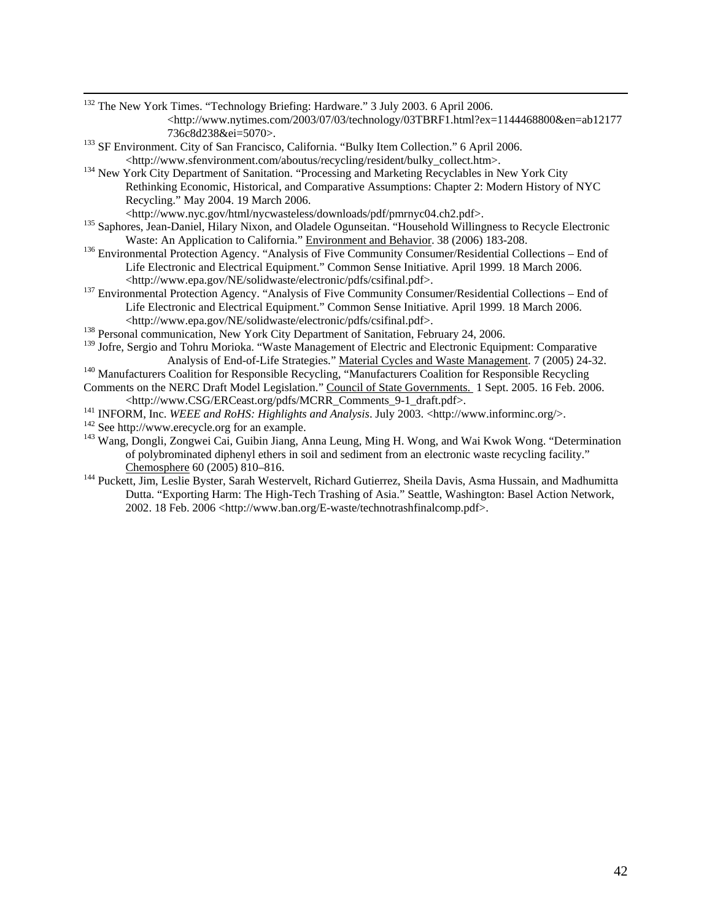[132] The New York Times. "Technology Briefing: Hardware." 3 July 2003. 6 April 2006. <http://www.nytimes.com/2003/07/03/technology/03TBRF1.html?ex=1144468800&en=ab12177736c8d238&ei=5070>.

[133] SF Environment. City of San Francisco, California. "Bulky Item Collection." 6 April 2006. <http://www.sfenvironment.com/aboutus/recycling/resident/bulky_collect.htm>.

[134] New York City Department of Sanitation. "Processing and Marketing Recyclables in New York City Rethinking Economic, Historical, and Comparative Assumptions: Chapter 2: Modern History of NYC Recycling." May 2004. 19 March 2006. <http://www.nyc.gov/html/nycwasteless/downloads/pdf/pmrnyc04.ch2.pdf>.

[135] Saphores, Jean-Daniel, Hilary Nixon, and Oladele Ogunseitan. "Household Willingness to Recycle Electronic Waste: An Application to California." Environment and Behavior. 38 (2006) 183-208.

[136] Environmental Protection Agency. "Analysis of Five Community Consumer/Residential Collections – End of Life Electronic and Electrical Equipment." Common Sense Initiative. April 1999. 18 March 2006. <http://www.epa.gov/NE/solidwaste/electronic/pdfs/csifinal.pdf>.

[137] Environmental Protection Agency. "Analysis of Five Community Consumer/Residential Collections – End of Life Electronic and Electrical Equipment." Common Sense Initiative. April 1999. 18 March 2006. <http://www.epa.gov/NE/solidwaste/electronic/pdfs/csifinal.pdf>.

[138] Personal communication, New York City Department of Sanitation, February 24, 2006.

[139] Jofre, Sergio and Tohru Morioka. "Waste Management of Electric and Electronic Equipment: Comparative Analysis of End-of-Life Strategies." Material Cycles and Waste Management. 7 (2005) 24-32.

[140] Manufacturers Coalition for Responsible Recycling, "Manufacturers Coalition for Responsible Recycling Comments on the NERC Draft Model Legislation." Council of State Governments. 1 Sept. 2005. 16 Feb. 2006. <http://www.CSG/ERCeast.org/pdfs/MCRR_Comments_9-1_draft.pdf>.

[141] INFORM, Inc. *WEEE and RoHS: Highlights and Analysis*. July 2003. <http://www.informinc.org/>.

[142] See http://www.erecycle.org for an example.

[143] Wang, Dongli, Zongwei Cai, Guibin Jiang, Anna Leung, Ming H. Wong, and Wai Kwok Wong. "Determination of polybrominated diphenyl ethers in soil and sediment from an electronic waste recycling facility." Chemosphere 60 (2005) 810–816.

[144] Puckett, Jim, Leslie Byster, Sarah Westervelt, Richard Gutierrez, Sheila Davis, Asma Hussain, and Madhumitta Dutta. "Exporting Harm: The High-Tech Trashing of Asia." Seattle, Washington: Basel Action Network, 2002. 18 Feb. 2006 <http://www.ban.org/E-waste/technotrashfinalcomp.pdf>.